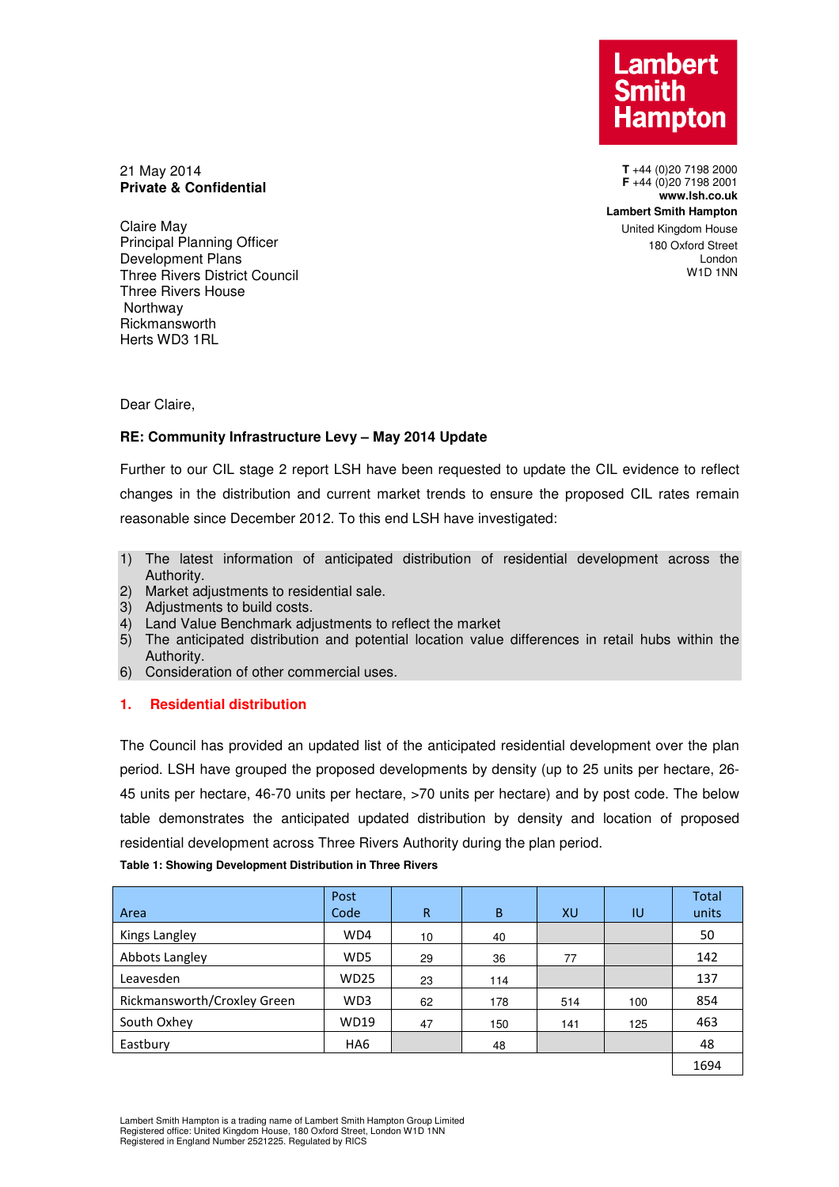Lambert Smith Hampton

**T** +44 (0)20 7198 2000
**F** +44 (0)20 7198 2001
**www.lsh.co.uk**

**Lambert Smith Hampton**
United Kingdom House
180 Oxford Street
London
W1D 1NN

21 May 2014
**Private & Confidential**

Claire May
Principal Planning Officer
Development Plans
Three Rivers District Council
Three Rivers House
Northway
Rickmansworth
Herts WD3 1RL

Dear Claire,

**RE: Community Infrastructure Levy – May 2014 Update**

Further to our CIL stage 2 report LSH have been requested to update the CIL evidence to reflect changes in the distribution and current market trends to ensure the proposed CIL rates remain reasonable since December 2012. To this end LSH have investigated:

1) The latest information of anticipated distribution of residential development across the Authority.
2) Market adjustments to residential sale.
3) Adjustments to build costs.
4) Land Value Benchmark adjustments to reflect the market
5) The anticipated distribution and potential location value differences in retail hubs within the Authority.
6) Consideration of other commercial uses.

## 1. Residential distribution

The Council has provided an updated list of the anticipated residential development over the plan period. LSH have grouped the proposed developments by density (up to 25 units per hectare, 26-45 units per hectare, 46-70 units per hectare, >70 units per hectare) and by post code. The below table demonstrates the anticipated updated distribution by density and location of proposed residential development across Three Rivers Authority during the plan period.

**Table 1: Showing Development Distribution in Three Rivers**

| Area | Post Code | R | B | XU | IU | Total units |
|---|---|---|---|---|---|---|
| Kings Langley | WD4 | 10 | 40 | | | 50 |
| Abbots Langley | WD5 | 29 | 36 | 77 | | 142 |
| Leavesden | WD25 | 23 | 114 | | | 137 |
| Rickmansworth/Croxley Green | WD3 | 62 | 178 | 514 | 100 | 854 |
| South Oxhey | WD19 | 47 | 150 | 141 | 125 | 463 |
| Eastbury | HA6 | | 48 | | | 48 |
| | | | | | | 1694 |

Lambert Smith Hampton is a trading name of Lambert Smith Hampton Group Limited
Registered office: United Kingdom House, 180 Oxford Street, London W1D 1NN
Registered in England Number 2521225. Regulated by RICS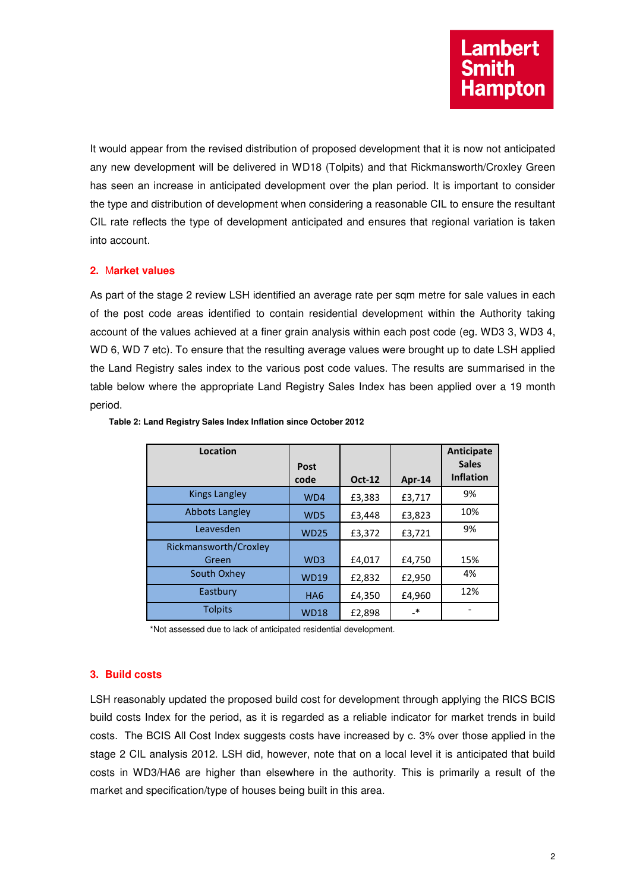It would appear from the revised distribution of proposed development that it is now not anticipated any new development will be delivered in WD18 (Tolpits) and that Rickmansworth/Croxley Green has seen an increase in anticipated development over the plan period. It is important to consider the type and distribution of development when considering a reasonable CIL to ensure the resultant CIL rate reflects the type of development anticipated and ensures that regional variation is taken into account.

## 2. Market values

As part of the stage 2 review LSH identified an average rate per sqm metre for sale values in each of the post code areas identified to contain residential development within the Authority taking account of the values achieved at a finer grain analysis within each post code (eg. WD3 3, WD3 4, WD 6, WD 7 etc). To ensure that the resulting average values were brought up to date LSH applied the Land Registry sales index to the various post code values. The results are summarised in the table below where the appropriate Land Registry Sales Index has been applied over a 19 month period.

**Table 2: Land Registry Sales Index Inflation since October 2012**

| Location | Post code | Oct-12 | Apr-14 | Anticipate Sales Inflation |
|---|---|---|---|---|
| Kings Langley | WD4 | £3,383 | £3,717 | 9% |
| Abbots Langley | WD5 | £3,448 | £3,823 | 10% |
| Leavesden | WD25 | £3,372 | £3,721 | 9% |
| Rickmansworth/Croxley Green | WD3 | £4,017 | £4,750 | 15% |
| South Oxhey | WD19 | £2,832 | £2,950 | 4% |
| Eastbury | HA6 | £4,350 | £4,960 | 12% |
| Tolpits | WD18 | £2,898 | -* | - |

*Not assessed due to lack of anticipated residential development.

## 3. Build costs

LSH reasonably updated the proposed build cost for development through applying the RICS BCIS build costs Index for the period, as it is regarded as a reliable indicator for market trends in build costs. The BCIS All Cost Index suggests costs have increased by c. 3% over those applied in the stage 2 CIL analysis 2012. LSH did, however, note that on a local level it is anticipated that build costs in WD3/HA6 are higher than elsewhere in the authority. This is primarily a result of the market and specification/type of houses being built in this area.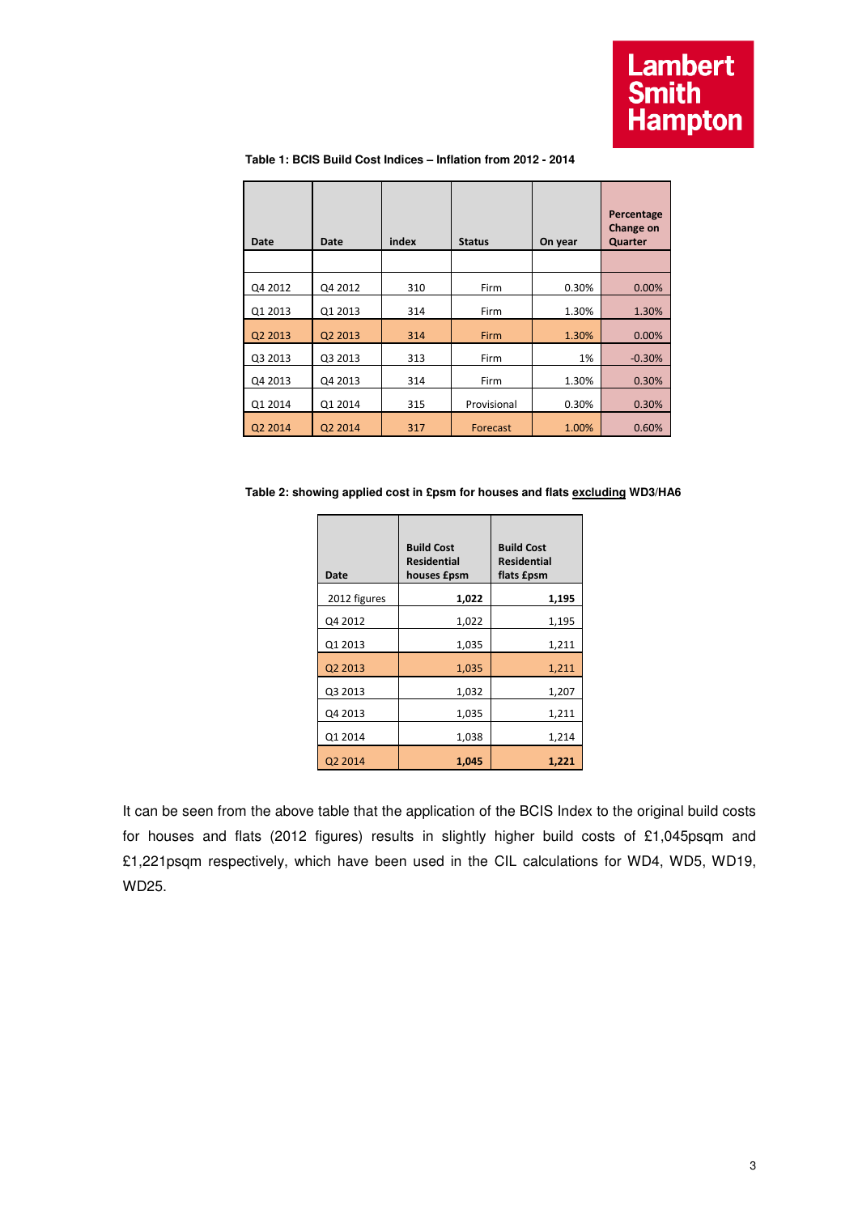**Table 1: BCIS Build Cost Indices – Inflation from 2012 - 2014**

| Date | Date | index | Status | On year | Percentage Change on Quarter |
|---|---|---|---|---|---|
| | | | | | |
| Q4 2012 | Q4 2012 | 310 | Firm | 0.30% | 0.00% |
| Q1 2013 | Q1 2013 | 314 | Firm | 1.30% | 1.30% |
| Q2 2013 | Q2 2013 | 314 | Firm | 1.30% | 0.00% |
| Q3 2013 | Q3 2013 | 313 | Firm | 1% | -0.30% |
| Q4 2013 | Q4 2013 | 314 | Firm | 1.30% | 0.30% |
| Q1 2014 | Q1 2014 | 315 | Provisional | 0.30% | 0.30% |
| Q2 2014 | Q2 2014 | 317 | Forecast | 1.00% | 0.60% |

**Table 2: showing applied cost in £psm for houses and flats excluding WD3/HA6**

| Date | Build Cost Residential houses £psm | Build Cost Residential flats £psm |
|---|---|---|
| 2012 figures | **1,022** | **1,195** |
| Q4 2012 | 1,022 | 1,195 |
| Q1 2013 | 1,035 | 1,211 |
| Q2 2013 | 1,035 | 1,211 |
| Q3 2013 | 1,032 | 1,207 |
| Q4 2013 | 1,035 | 1,211 |
| Q1 2014 | 1,038 | 1,214 |
| Q2 2014 | **1,045** | **1,221** |

It can be seen from the above table that the application of the BCIS Index to the original build costs for houses and flats (2012 figures) results in slightly higher build costs of £1,045psqm and £1,221psqm respectively, which have been used in the CIL calculations for WD4, WD5, WD19, WD25.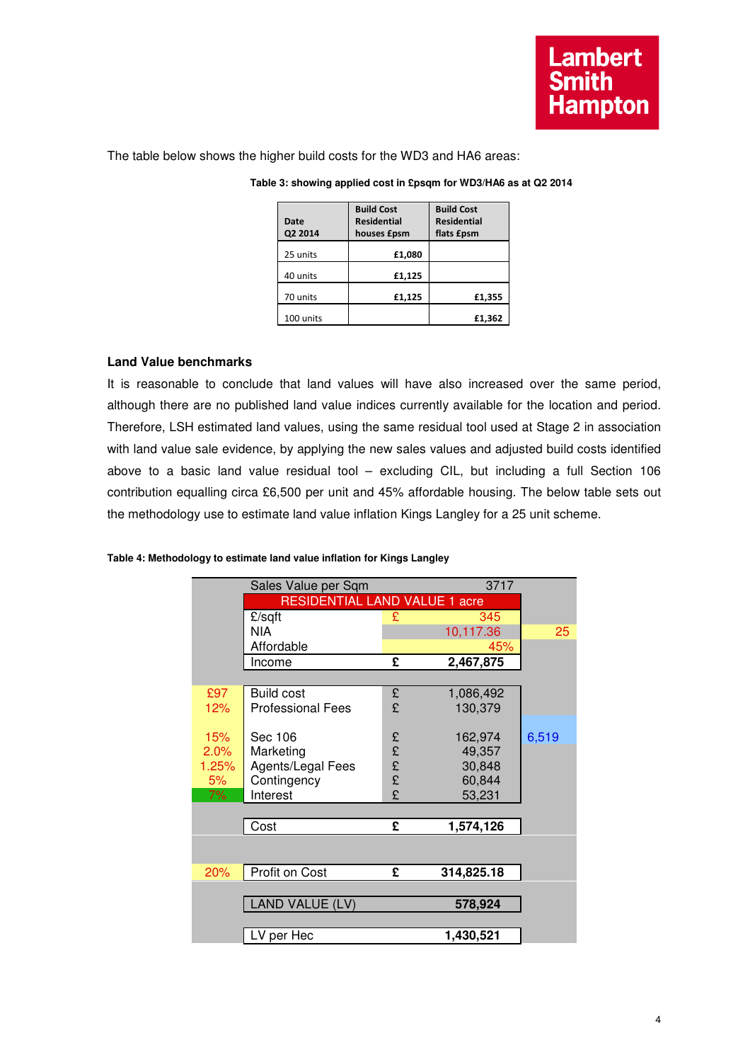The table below shows the higher build costs for the WD3 and HA6 areas:

**Table 3: showing applied cost in £psqm for WD3/HA6 as at Q2 2014**

| Date Q2 2014 | Build Cost Residential houses £psm | Build Cost Residential flats £psm |
|---|---|---|
| 25 units | £1,080 | |
| 40 units | £1,125 | |
| 70 units | £1,125 | £1,355 |
| 100 units | | £1,362 |

**Land Value benchmarks**

It is reasonable to conclude that land values will have also increased over the same period, although there are no published land value indices currently available for the location and period. Therefore, LSH estimated land values, using the same residual tool used at Stage 2 in association with land value sale evidence, by applying the new sales values and adjusted build costs identified above to a basic land value residual tool – excluding CIL, but including a full Section 106 contribution equalling circa £6,500 per unit and 45% affordable housing. The below table sets out the methodology use to estimate land value inflation Kings Langley for a 25 unit scheme.

**Table 4: Methodology to estimate land value inflation for Kings Langley**

| | Sales Value per Sqm | | 3717 | |
|---|---|---|---|---|
| | RESIDENTIAL LAND VALUE 1 acre | | | |
| | £/sqft | £ | 345 | |
| | NIA | | 10,117.36 | 25 |
| | Affordable | | 45% | |
| | Income | £ | 2,467,875 | |
| | | | | |
| £97 | Build cost | £ | 1,086,492 | |
| 12% | Professional Fees | £ | 130,379 | |
| | | | | |
| 15% | Sec 106 | £ | 162,974 | 6,519 |
| 2.0% | Marketing | £ | 49,357 | |
| 1.25% | Agents/Legal Fees | £ | 30,848 | |
| 5% | Contingency | £ | 60,844 | |
| 7% | Interest | £ | 53,231 | |
| | | | | |
| | Cost | £ | 1,574,126 | |
| | | | | |
| 20% | Profit on Cost | £ | 314,825.18 | |
| | | | | |
| | LAND VALUE (LV) | | 578,924 | |
| | | | | |
| | LV per Hec | | 1,430,521 | |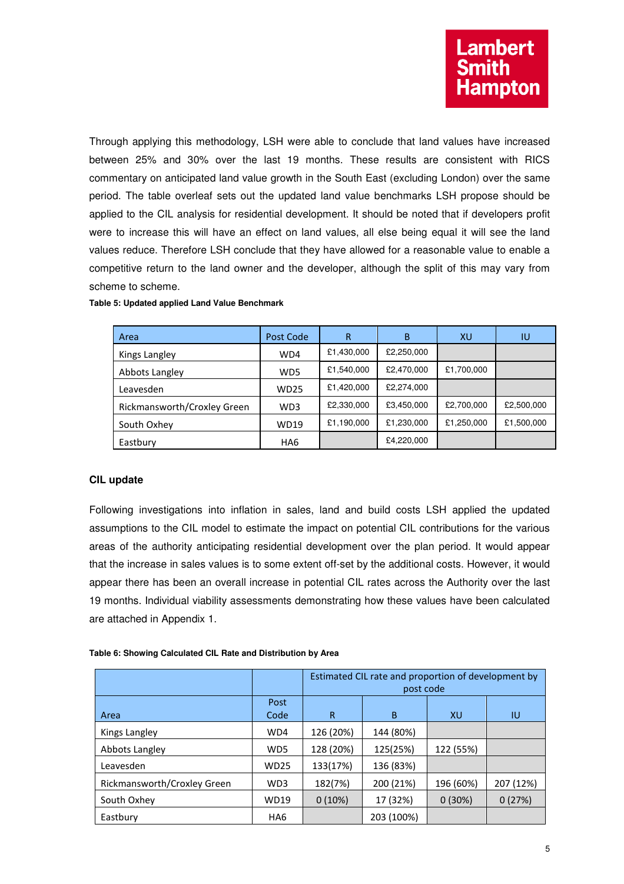Through applying this methodology, LSH were able to conclude that land values have increased between 25% and 30% over the last 19 months. These results are consistent with RICS commentary on anticipated land value growth in the South East (excluding London) over the same period. The table overleaf sets out the updated land value benchmarks LSH propose should be applied to the CIL analysis for residential development. It should be noted that if developers profit were to increase this will have an effect on land values, all else being equal it will see the land values reduce. Therefore LSH conclude that they have allowed for a reasonable value to enable a competitive return to the land owner and the developer, although the split of this may vary from scheme to scheme.

**Table 5: Updated applied Land Value Benchmark**

| Area | Post Code | R | B | XU | IU |
|---|---|---|---|---|---|
| Kings Langley | WD4 | £1,430,000 | £2,250,000 | | |
| Abbots Langley | WD5 | £1,540,000 | £2,470,000 | £1,700,000 | |
| Leavesden | WD25 | £1,420,000 | £2,274,000 | | |
| Rickmansworth/Croxley Green | WD3 | £2,330,000 | £3,450,000 | £2,700,000 | £2,500,000 |
| South Oxhey | WD19 | £1,190,000 | £1,230,000 | £1,250,000 | £1,500,000 |
| Eastbury | HA6 | | £4,220,000 | | |

## CIL update

Following investigations into inflation in sales, land and build costs LSH applied the updated assumptions to the CIL model to estimate the impact on potential CIL contributions for the various areas of the authority anticipating residential development over the plan period. It would appear that the increase in sales values is to some extent off-set by the additional costs. However, it would appear there has been an overall increase in potential CIL rates across the Authority over the last 19 months. Individual viability assessments demonstrating how these values have been calculated are attached in Appendix 1.

**Table 6: Showing Calculated CIL Rate and Distribution by Area**

| | | Estimated CIL rate and proportion of development by post code | | | |
|---|---|---|---|---|---|
| Area | Post Code | R | B | XU | IU |
| Kings Langley | WD4 | 126 (20%) | 144 (80%) | | |
| Abbots Langley | WD5 | 128 (20%) | 125(25%) | 122 (55%) | |
| Leavesden | WD25 | 133(17%) | 136 (83%) | | |
| Rickmansworth/Croxley Green | WD3 | 182(7%) | 200 (21%) | 196 (60%) | 207 (12%) |
| South Oxhey | WD19 | 0 (10%) | 17 (32%) | 0 (30%) | 0 (27%) |
| Eastbury | HA6 | | 203 (100%) | | |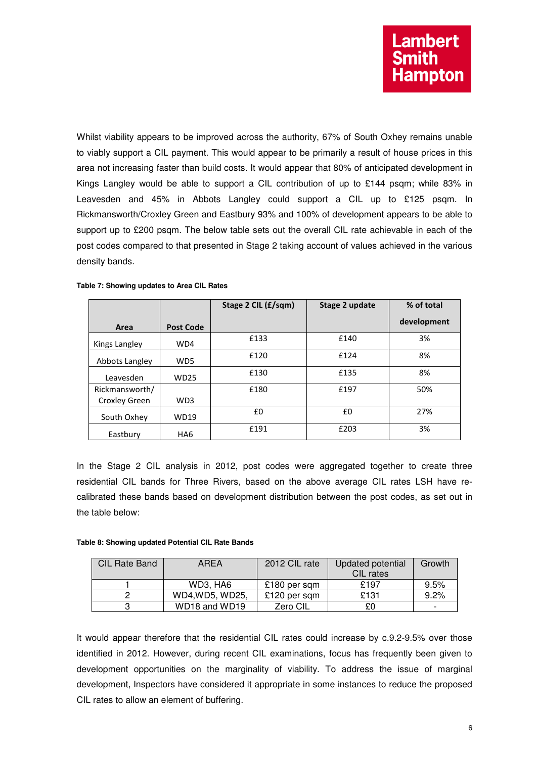Whilst viability appears to be improved across the authority, 67% of South Oxhey remains unable to viably support a CIL payment. This would appear to be primarily a result of house prices in this area not increasing faster than build costs. It would appear that 80% of anticipated development in Kings Langley would be able to support a CIL contribution of up to £144 psqm; while 83% in Leavesden and 45% in Abbots Langley could support a CIL up to £125 psqm. In Rickmansworth/Croxley Green and Eastbury 93% and 100% of development appears to be able to support up to £200 psqm. The below table sets out the overall CIL rate achievable in each of the post codes compared to that presented in Stage 2 taking account of values achieved in the various density bands.

**Table 7: Showing updates to Area CIL Rates**

| Area | Post Code | Stage 2 CIL (£/sqm) | Stage 2 update | % of total development |
|---|---|---|---|---|
| Kings Langley | WD4 | £133 | £140 | 3% |
| Abbots Langley | WD5 | £120 | £124 | 8% |
| Leavesden | WD25 | £130 | £135 | 8% |
| Rickmansworth/ Croxley Green | WD3 | £180 | £197 | 50% |
| South Oxhey | WD19 | £0 | £0 | 27% |
| Eastbury | HA6 | £191 | £203 | 3% |

In the Stage 2 CIL analysis in 2012, post codes were aggregated together to create three residential CIL bands for Three Rivers, based on the above average CIL rates LSH have re-calibrated these bands based on development distribution between the post codes, as set out in the table below:

**Table 8: Showing updated Potential CIL Rate Bands**

| CIL Rate Band | AREA | 2012 CIL rate | Updated potential CIL rates | Growth |
|---|---|---|---|---|
| 1 | WD3, HA6 | £180 per sqm | £197 | 9.5% |
| 2 | WD4,WD5, WD25, | £120 per sqm | £131 | 9.2% |
| 3 | WD18 and WD19 | Zero CIL | £0 | - |

It would appear therefore that the residential CIL rates could increase by c.9.2-9.5% over those identified in 2012. However, during recent CIL examinations, focus has frequently been given to development opportunities on the marginality of viability. To address the issue of marginal development, Inspectors have considered it appropriate in some instances to reduce the proposed CIL rates to allow an element of buffering.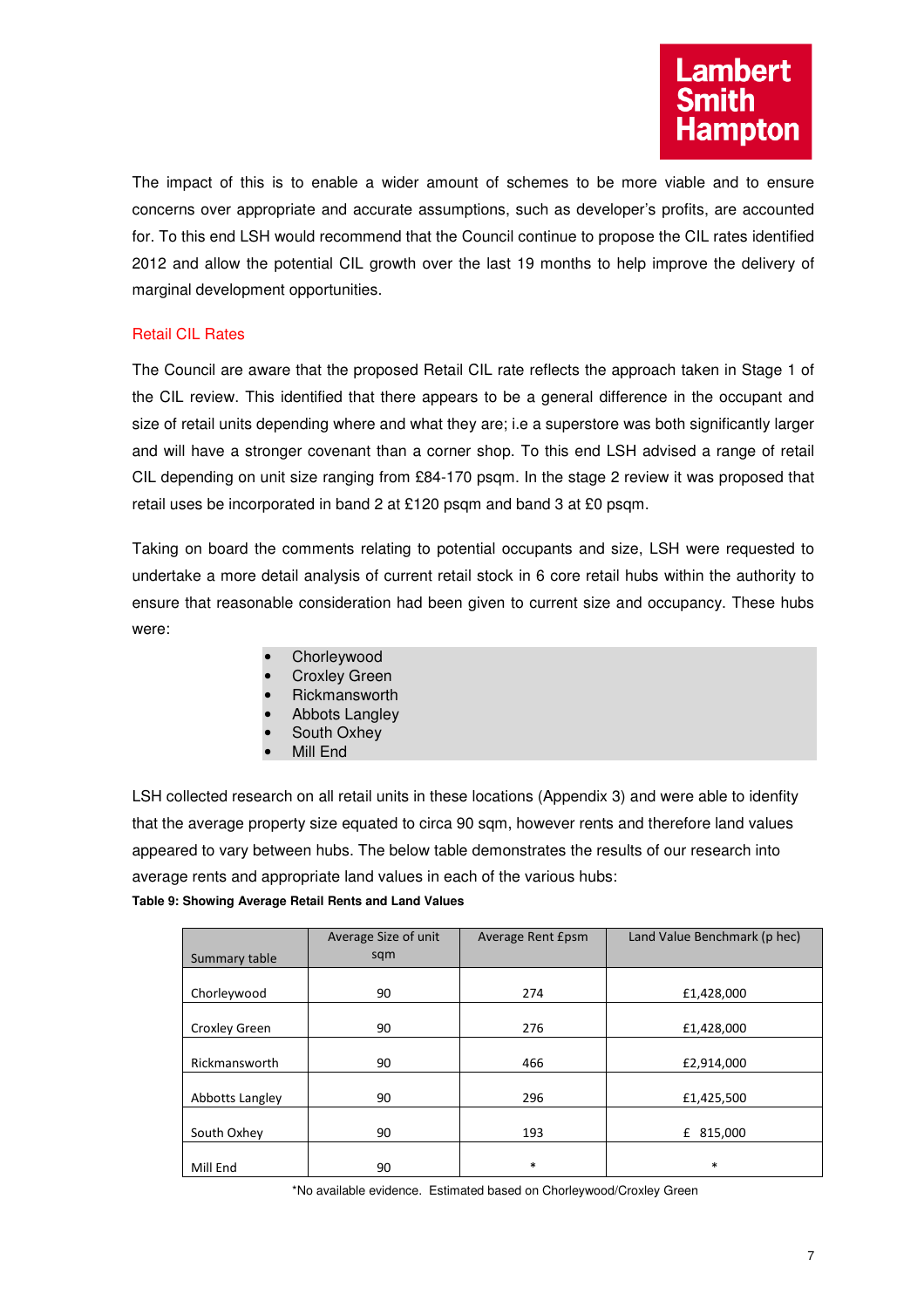The impact of this is to enable a wider amount of schemes to be more viable and to ensure concerns over appropriate and accurate assumptions, such as developer's profits, are accounted for. To this end LSH would recommend that the Council continue to propose the CIL rates identified 2012 and allow the potential CIL growth over the last 19 months to help improve the delivery of marginal development opportunities.

## Retail CIL Rates

The Council are aware that the proposed Retail CIL rate reflects the approach taken in Stage 1 of the CIL review. This identified that there appears to be a general difference in the occupant and size of retail units depending where and what they are; i.e a superstore was both significantly larger and will have a stronger covenant than a corner shop. To this end LSH advised a range of retail CIL depending on unit size ranging from £84-170 psqm. In the stage 2 review it was proposed that retail uses be incorporated in band 2 at £120 psqm and band 3 at £0 psqm.

Taking on board the comments relating to potential occupants and size, LSH were requested to undertake a more detail analysis of current retail stock in 6 core retail hubs within the authority to ensure that reasonable consideration had been given to current size and occupancy. These hubs were:

- Chorleywood
- Croxley Green
- Rickmansworth
- Abbots Langley
- South Oxhey
- Mill End

LSH collected research on all retail units in these locations (Appendix 3) and were able to idenfity that the average property size equated to circa 90 sqm, however rents and therefore land values appeared to vary between hubs. The below table demonstrates the results of our research into average rents and appropriate land values in each of the various hubs:

**Table 9: Showing Average Retail Rents and Land Values**

| Summary table | Average Size of unit sqm | Average Rent £psm | Land Value Benchmark (p hec) |
|---|---|---|---|
| Chorleywood | 90 | 274 | £1,428,000 |
| Croxley Green | 90 | 276 | £1,428,000 |
| Rickmansworth | 90 | 466 | £2,914,000 |
| Abbotts Langley | 90 | 296 | £1,425,500 |
| South Oxhey | 90 | 193 | £ 815,000 |
| Mill End | 90 | * | * |

*No available evidence. Estimated based on Chorleywood/Croxley Green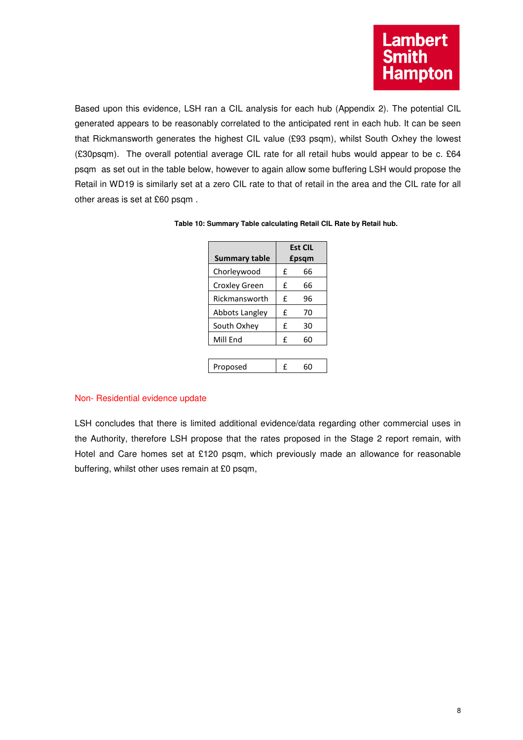Based upon this evidence, LSH ran a CIL analysis for each hub (Appendix 2). The potential CIL generated appears to be reasonably correlated to the anticipated rent in each hub. It can be seen that Rickmansworth generates the highest CIL value (£93 psqm), whilst South Oxhey the lowest (£30psqm). The overall potential average CIL rate for all retail hubs would appear to be c. £64 psqm as set out in the table below, however to again allow some buffering LSH would propose the Retail in WD19 is similarly set at a zero CIL rate to that of retail in the area and the CIL rate for all other areas is set at £60 psqm .

**Table 10: Summary Table calculating Retail CIL Rate by Retail hub.**

| Summary table | Est CIL £psqm |
|---|---|
| Chorleywood | £ 66 |
| Croxley Green | £ 66 |
| Rickmansworth | £ 96 |
| Abbots Langley | £ 70 |
| South Oxhey | £ 30 |
| Mill End | £ 60 |
| | |
| Proposed | £ 60 |

## Non- Residential evidence update

LSH concludes that there is limited additional evidence/data regarding other commercial uses in the Authority, therefore LSH propose that the rates proposed in the Stage 2 report remain, with Hotel and Care homes set at £120 psqm, which previously made an allowance for reasonable buffering, whilst other uses remain at £0 psqm,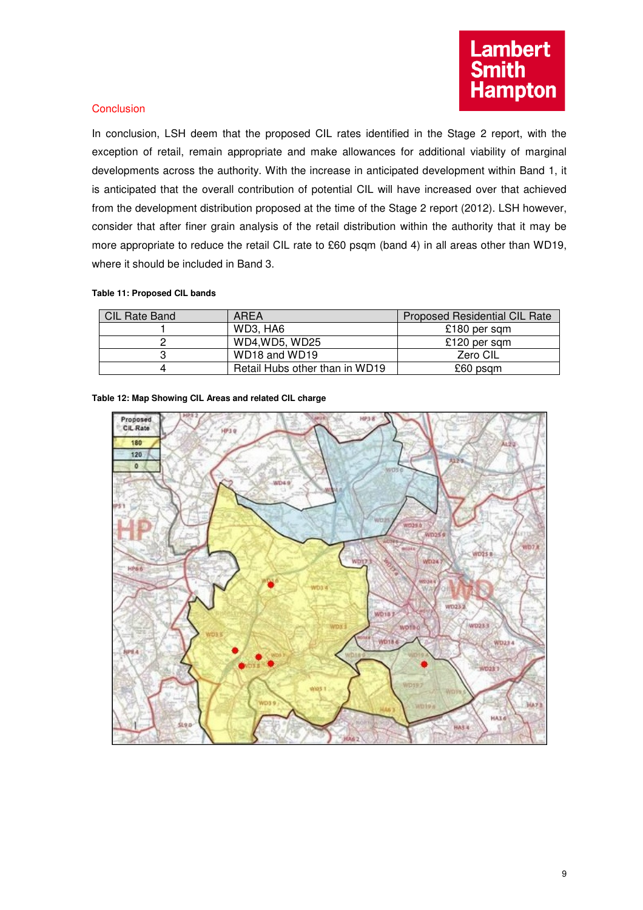## Conclusion

In conclusion, LSH deem that the proposed CIL rates identified in the Stage 2 report, with the exception of retail, remain appropriate and make allowances for additional viability of marginal developments across the authority. With the increase in anticipated development within Band 1, it is anticipated that the overall contribution of potential CIL will have increased over that achieved from the development distribution proposed at the time of the Stage 2 report (2012). LSH however, consider that after finer grain analysis of the retail distribution within the authority that it may be more appropriate to reduce the retail CIL rate to £60 psqm (band 4) in all areas other than WD19, where it should be included in Band 3.

**Table 11: Proposed CIL bands**

| CIL Rate Band | AREA | Proposed Residential CIL Rate |
|---|---|---|
| 1 | WD3, HA6 | £180 per sqm |
| 2 | WD4,WD5, WD25 | £120 per sqm |
| 3 | WD18 and WD19 | Zero CIL |
| 4 | Retail Hubs other than in WD19 | £60 psqm |

**Table 12: Map Showing CIL Areas and related CIL charge**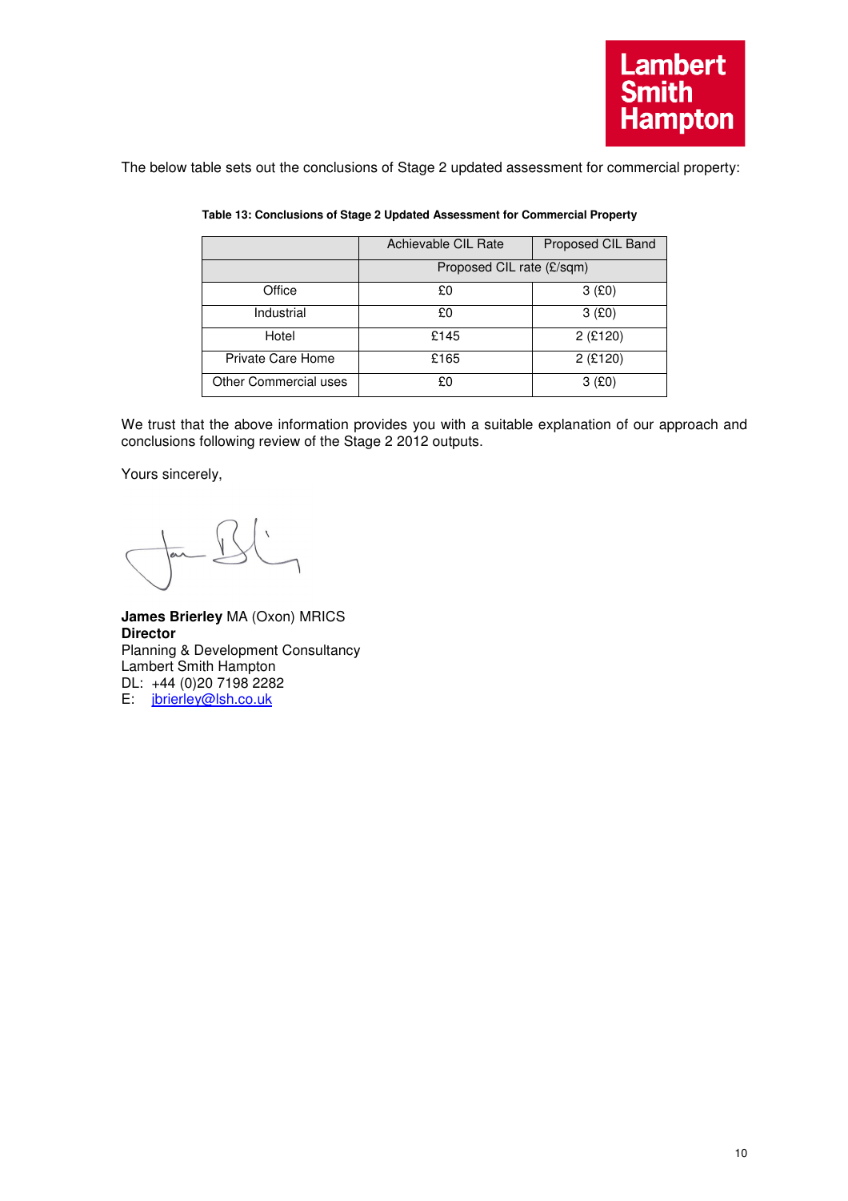The below table sets out the conclusions of Stage 2 updated assessment for commercial property:

**Table 13: Conclusions of Stage 2 Updated Assessment for Commercial Property**

| | Achievable CIL Rate | Proposed CIL Band |
|---|---|---|
| | Proposed CIL rate (£/sqm) | |
| Office | £0 | 3 (£0) |
| Industrial | £0 | 3 (£0) |
| Hotel | £145 | 2 (£120) |
| Private Care Home | £165 | 2 (£120) |
| Other Commercial uses | £0 | 3 (£0) |

We trust that the above information provides you with a suitable explanation of our approach and conclusions following review of the Stage 2 2012 outputs.

Yours sincerely,

**James Brierley** MA (Oxon) MRICS
**Director**
Planning & Development Consultancy
Lambert Smith Hampton
DL: +44 (0)20 7198 2282
E: jbrierley@lsh.co.uk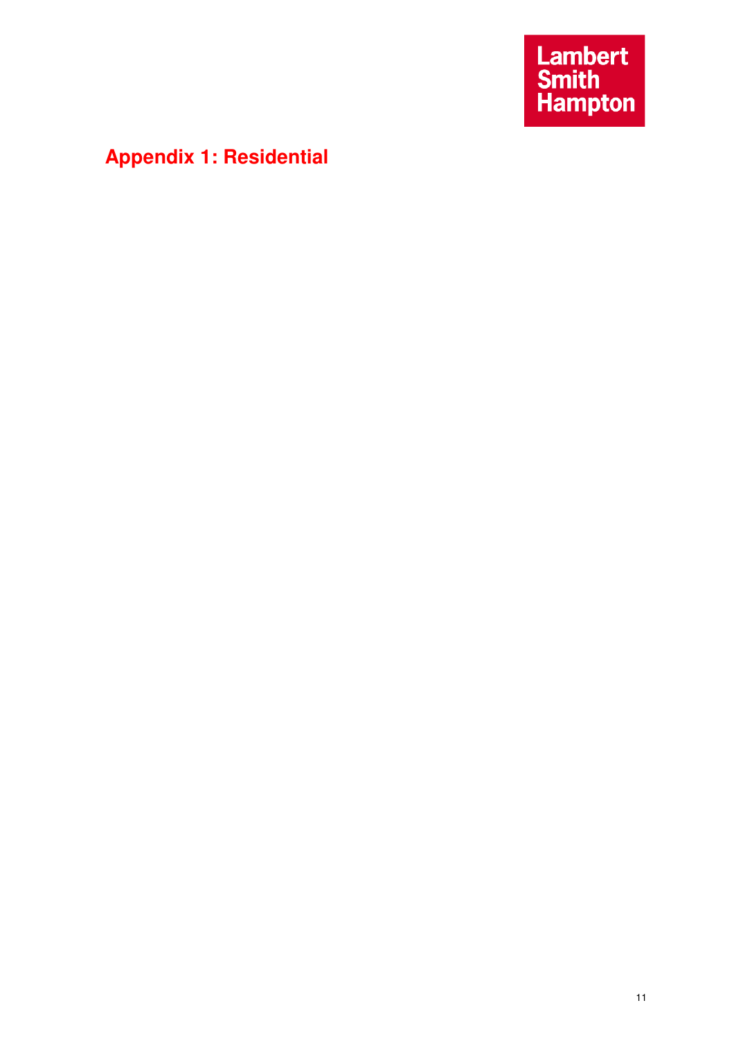# Appendix 1: Residential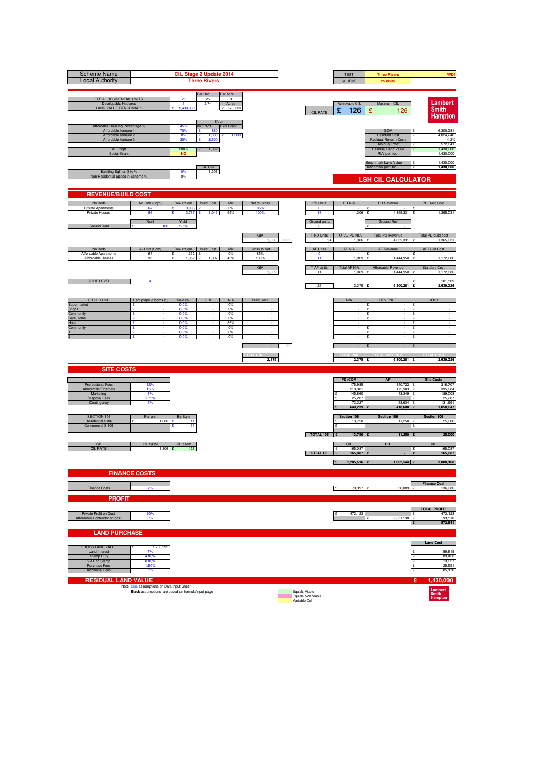| Scheme Name | CIL Stage 2 Update 2014 |
|---|---|
| Local Authority | Three Rivers |

| TEST | Three Rivers | WD4 |
|---|---|---|
| SCHEME | 25 units | |

| | | Per Hec | Per Acre |
|---|---|---|---|
| TOTAL RESIDENTIAL UNITS | 25 | 25 | 9 |
| Developable Hectares | 1 | 2.74 | Acres |
| LAND VALUE BENCHMARK | £ 1,430,000 | | £ 578,713 |

| | Achievable CIL | Maximum CIL |
|---|---|---|
| CIL RATE | £ 126 | £ 126 |

Lambert Smith Hampton

| | | £/sqm | |
|---|---|---|---|
| | | no Grant | Plus Grant |
| Affordable Housing Percentage % | 45% | | |
| Affordable tennure 1 | 70% | £ 860 | |
| Affordable tennure 2 | 0% | £ 1,300 | £ 1,300 |
| Affordable tennure 3 | 30% | £ 2,500 | |
| AFF/sqft | 100% | £ 1,352 | |
| Social Grant | NO | | |

| | | |
|---|---|---|
| GDV | £ | 6,300,281 |
| Residual Cost | £ | 4,024,246 |
| Residual Return (Cost) | | 14.2% |
| Residual Profit | £ | 572,641 |
| Residual Land Value | £ | 1,430,000 |
| RLV per hec | | 1,430,000 |
| Benchmark Land Value | £ | 1,430,000 |
| Benchmark per Hec | £ | 1,430,000 |

| | | CIL GIA |
|---|---|---|
| | | 1,306 |
| Exisiting Sqft on Site % | 0% | |
| Non Residential Space in Scheme % | 0% | |

## LSH CIL CALCULATOR

## REVENUE/BUILD COST

| No Beds | Av. Unit (Sqm) | Rev £/Sqm | Build Cost | Mix | Net to Gross |
|---|---|---|---|---|---|
| Private Apartments | 67 | £ 3,903 | £ - | 0% | 85% |
| Private Houses | 95 | £ 3,717 | £ 1,045 | 55% | 100% |

| | Rent | Yield |
|---|---|---|
| Ground Rent | £ 100 | 5.5% |

| GIA | |
|---|---|
| 1,306 | 100% |

| PD Units | PD NIA | PD Revenue | PD Build Cost |
|---|---|---|---|
| 0 | - | £ - | £ - |
| 14 | 1,306 | £ 4,855,331 | £ 1,365,031 |
| **Ground units** | | **Ground Rev** | |
| 0 | | £ - | |
| **T PD Units** | **TOTAL PD NIA** | **Total PD Revenue** | **Total PD build cost** |
| 14 | 1,306 | £ 4,855,331 | £ 1,365,031 |

| No Beds | Av.Unit (Sqm) | Rev £/Sqm | Build Cost | Mix | Gross to Net |
|---|---|---|---|---|---|
| Affordable Apartments | 67 | £ 1,352 | £ - | 0% | 85% |
| Affordable Houses | 95 | £ 1,352 | £ 1,097 | 45% | 100% |

| GIA |
|---|
| 1,069 |

| AF Units | AF NIA | AF Revenue | AF Build Cost |
|---|---|---|---|
| 0 | - | £ - | £ - |
| 11 | 1,069 | £ 1,444,950 | £ 1,172,686 |
| **T AF Units** | **Total AF NIA** | **Affordable Revenue** | **Standard Cost** |
| 11 | 1,069 | £ 1,444,950 | £ 1,172,686 |
| | | | £ 101,509 |
| 25 | 2,375 | £ 6,300,281 | £ 2,639,226 |

| CODE LEVEL | 4 |
|---|---|

| OTHER USE | Rent psqm /Rooms (£) | Yield (%) | GIA | NIA | Build Cost |
|---|---|---|---|---|---|
| Supermarket | £ - | 0.0% | - | 0% | - |
| Shops | £ - | 0.0% | - | 0% | - |
| Community | £ - | 0.0% | - | 0% | - |
| Care Home | £ - | 0.0% | - | 0% | - |
| Hotel | £ - | 0.0% | - | 85% | - |
| Community | £ - | 0.0% | - | 0% | - |
| 1 | £ - | 0.0% | - | 0% | - |
| 2 | £ - | 0.0% | - | 0% | - |
| | | | | | - 0% |
| | | | | TOTAL GIA | 2,375 |

| NIA | REVENUE | COST |
|---|---|---|
| - | £ - | £ - |
| - | £ - | £ - |
| - | £ - | £ - |
| - | £ - | £ - |
| - | - | £ - |
| - | £ - | £ - |
| - | £ - | £ - |
| - | £ - | £ - |
| - | £ - | £ - |
| **TOTAL NIA** | **TOTAL REVENUE** | **TOTAL COST** |
| 2,375 | £ 6,300,281 | £ 2,639,226 |

## SITE COSTS

| | | PD+COM | AF | Site Costs |
|---|---|---|---|---|
| Professional Fees | 12% | 175,985 | 140,722 | £ 316,707 |
| Abnormals/Externals | 15% | 219,981 | 175,903 | £ 395,884 |
| Marketing | 3% | £ 145,660 | 43,349 | £ 189,008 |
| Disposal Fees | 1.75% | £ 25,287 | | £ 25,287 |
| Contingency | 5% | 73,327 | 58,634 | £ 131,961 |
| | | £ 640,239 | £ 418,608 | £ 1,058,847 |

| SECTION 106 | Per unit | By Sqm |
|---|---|---|
| Residential S106 | £ 1,000 | £ 11 |
| Commercial S.106 | | £ 11 |

| | Section 106 | Section 106 | Section 106 |
|---|---|---|---|
| | £ 13,750 | 11,250 | £ 25,000 |
| | £ - | | £ - |
| TOTAL 106 | £ 13,750 | £ 11,250 | £ 25,000 |

| CIL | CIL SQM | CIL psqm |
|---|---|---|
| CIL RATE | 1,306 | £ 126 |

| | CIL | CIL | CIL |
|---|---|---|---|
| | £ 165,087 | | £ 165,087 |
| TOTAL CIL | £ 165,087 | £ - | £ 165,087 |
| | £ 2,285,616 | £ 1,602,544 | £ 3,888,160 |

## FINANCE COSTS

| | | | | Finance Cost |
|---|---|---|---|---|
| Finance Costs | 7% | £ 79,997 | £ 56,089 | £ 136,086 |

## PROFIT

| | | | | TOTAL PROFIT |
|---|---|---|---|---|
| Private Profit on Cost | 20% | £ 473,123 | | £ 473,123 |
| Affordable Contractor on cost | 6% | | £ 99,517.98 | £ 99,518 |
| | | | | £ 572,641 |

## LAND PURCHASE

| | | Land Cost |
|---|---|---|
| GROSS LAND VALUE | £ 1,703,395 | |
| Land Interest | 7% | £ 59,619 |
| Stamp Duty | 4.80% | £ 89,428 |
| VAT on Stamp | 0.80% | £ 13,627 |
| Purchase Fees | 1.50% | £ 25,551 |
| Additional Fees | 5% | £ 85,170 |

## RESIDUAL LAND VALUE — £ 1,430,000

Note: Blue assumptions on Data Input Sheet
**Black** assumptions are based on formula/input page

Equals Viable
Equals Non Viable
Variable Cell

Lambert Smith Hampton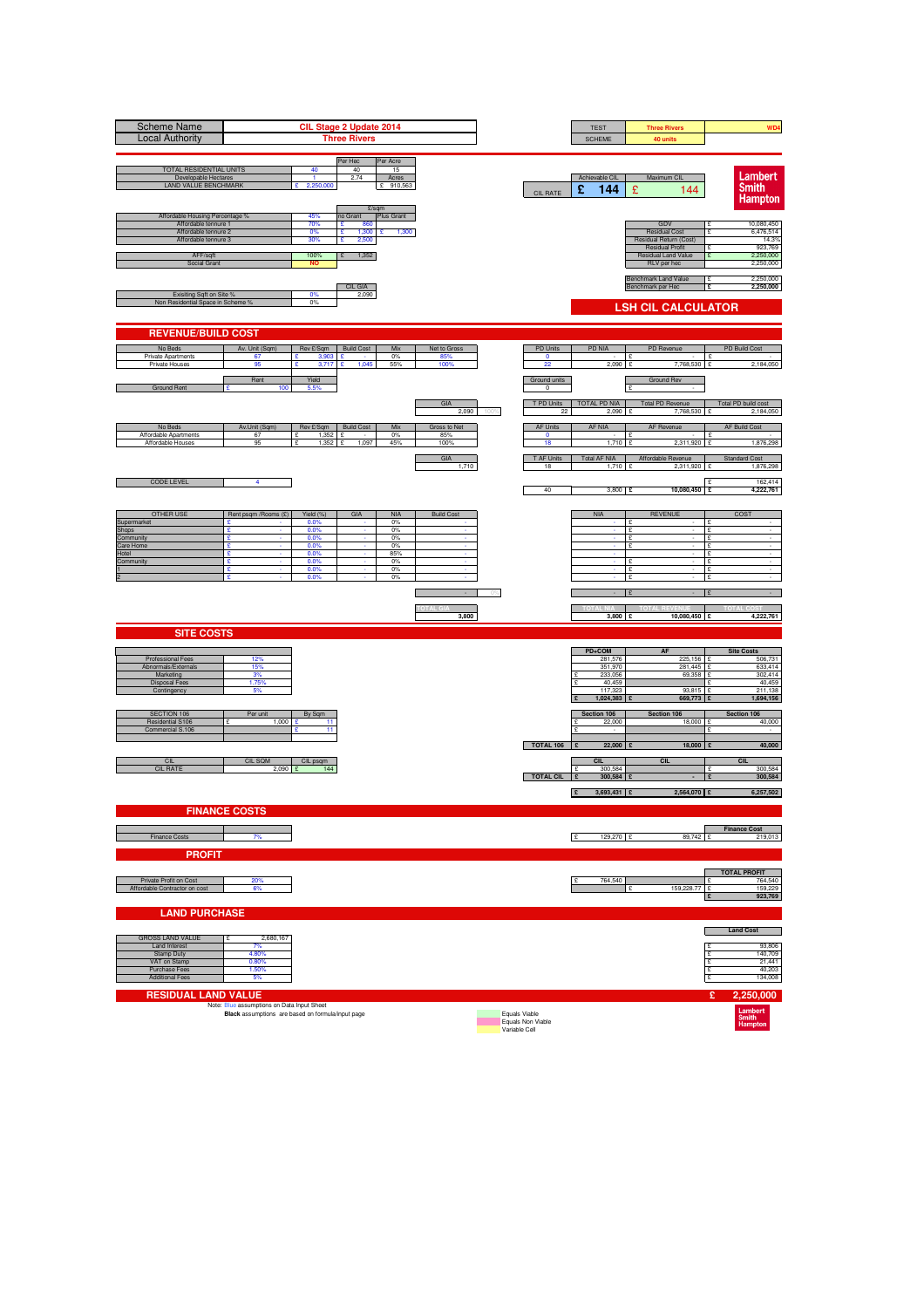| Scheme Name | CIL Stage 2 Update 2014 |
|---|---|
| Local Authority | Three Rivers |

| TEST | Three Rivers | WD4 |
|---|---|---|
| SCHEME | 40 units | |

| | | Per Hec | Per Acre |
|---|---|---|---|
| TOTAL RESIDENTIAL UNITS | 40 | 40 | 15 |
| Developable Hectares | 1 | 2.74 | Acres |
| LAND VALUE BENCHMARK | £ 2,250,000 | | £ 910,563 |

| CIL RATE | Achievable CIL | Maximum CIL |
|---|---|---|
| | £ 144 | £ 144 |

Lambert Smith Hampton

| | | £/sqm no Grant | Plus Grant |
|---|---|---|---|
| Affordable Housing Percentage % | 45% | | |
| Affordable tennure 1 | 70% | £ 860 | |
| Affordable tennure 2 | 0% | £ 1,300 | £ 1,300 |
| Affordable tennure 3 | 30% | £ 2,500 | |
| AFF/sqft | 100% | £ 1,352 | |
| Social Grant | NO | | |

| | | |
|---|---|---|
| GDV | £ | 10,080,450 |
| Residual Cost | £ | 6,476,514 |
| Residual Return (Cost) | | 14.3% |
| Residual Profit | £ | 923,769 |
| Residual Land Value | £ | 2,250,000 |
| RLV per hec | | 2,250,000 |
| Benchmark Land Value | £ | 2,250,000 |
| Benchmark per Hec | £ | 2,250,000 |

| | | CIL GIA |
|---|---|---|
| Exisiting Sqft on Site % | 0% | 2,090 |
| Non Residential Space in Scheme % | 0% | |

## LSH CIL CALCULATOR

## REVENUE/BUILD COST

| No Beds | Av. Unit (Sqm) | Rev £/Sqm | Build Cost | Mix | Net to Gross |
|---|---|---|---|---|---|
| Private Apartments | 67 | £ 3,903 | £ - | 0% | 85% |
| Private Houses | 95 | £ 3,717 | £ 1,045 | 55% | 100% |

| | Rent | Yield |
|---|---|---|
| Ground Rent | £ 100 | 5.5% |

GIA: 2,090 (100%)

| PD Units | PD NIA | PD Revenue | PD Build Cost |
|---|---|---|---|
| 0 | - | £ - | £ - |
| 22 | 2,090 | £ 7,768,530 | £ 2,184,050 |

| Ground units | Ground Rev |
|---|---|
| 0 | £ - |

| T PD Units | TOTAL PD NIA | Total PD Revenue | Total PD build cost |
|---|---|---|---|
| 22 | 2,090 | £ 7,768,530 | £ 2,184,050 |

| No Beds | Av.Unit (Sqm) | Rev £/Sqm | Build Cost | Mix | Gross to Net |
|---|---|---|---|---|---|
| Affordable Apartments | 67 | £ 1,352 | £ - | 0% | 85% |
| Affordable Houses | 95 | £ 1,352 | £ 1,097 | 45% | 100% |

GIA: 1,710

| AF Units | AF NIA | AF Revenue | AF Build Cost |
|---|---|---|---|
| 0 | - | £ - | £ - |
| 18 | 1,710 | £ 2,311,920 | £ 1,876,298 |

| T AF Units | Total AF NIA | Affordable Revenue | Standard Cost |
|---|---|---|---|
| 18 | 1,710 | £ 2,311,920 | £ 1,876,298 |

| CODE LEVEL | 4 |
|---|---|

| | | | |
|---|---|---|---|
| | | | £ 162,414 |
| 40 | 3,800 | £ 10,080,450 | £ 4,222,761 |

| OTHER USE | Rent psqm /Rooms (£) | Yield (%) | GIA | NIA | Build Cost | NIA | REVENUE | COST |
|---|---|---|---|---|---|---|---|---|
| Supermarket | £ - | 0.0% | - | 0% | - | - | £ - | £ - |
| Shops | £ - | 0.0% | - | 0% | - | - | £ - | £ - |
| Community | £ - | 0.0% | - | 0% | - | - | £ - | £ - |
| Care Home | £ - | 0.0% | - | 0% | - | - | £ - | £ - |
| Hotel | £ - | 0.0% | - | 85% | - | - | - | £ - |
| Community | £ - | 0.0% | - | 0% | - | - | £ - | £ - |
| 1 | £ - | 0.0% | - | 0% | - | - | £ - | £ - |
| 2 | £ - | 0.0% | - | 0% | - | - | £ - | £ - |
| | | | | | - (0%) | - | £ - | £ - |

| TOTAL GIA | TOTAL NIA | TOTAL REVENUE | TOTAL COST |
|---|---|---|---|
| 3,800 | 3,800 | £ 10,080,450 | £ 4,222,761 |

## SITE COSTS

| | | PD+COM | AF | Site Costs |
|---|---|---|---|---|
| Professional Fees | 12% | 281,576 | 225,156 | £ 506,731 |
| Abnormals/Externals | 15% | 351,970 | 281,445 | £ 633,414 |
| Marketing | 3% | £ 233,056 | 69,358 | £ 302,414 |
| Disposal Fees | 1.75% | £ 40,459 | | £ 40,459 |
| Contingency | 5% | 117,323 | 93,815 | £ 211,138 |
| | | £ 1,024,383 | £ 669,773 | £ 1,694,156 |

| SECTION 106 | Per unit | By Sqm |
|---|---|---|
| Residential S106 | £ 1,000 | £ 11 |
| Commercial S.106 | | £ 11 |

| | Section 106 | Section 106 | Section 106 |
|---|---|---|---|
| | £ 22,000 | 18,000 | £ 40,000 |
| | £ - | | £ - |
| TOTAL 106 | £ 22,000 | £ 18,000 | £ 40,000 |

| CIL | CIL SQM | CIL psqm |
|---|---|---|
| CIL RATE | 2,090 | £ 144 |

| | CIL | CIL | CIL |
|---|---|---|---|
| | £ 300,584 | | £ 300,584 |
| TOTAL CIL | £ 300,584 | £ - | £ 300,584 |
| | £ 3,693,431 | £ 2,564,070 | £ 6,257,502 |

## FINANCE COSTS

| | | | | Finance Cost |
|---|---|---|---|---|
| Finance Costs | 7% | £ 129,270 | £ 89,742 | £ 219,013 |

## PROFIT

| | | | | TOTAL PROFIT |
|---|---|---|---|---|
| Private Profit on Cost | 20% | £ 764,540 | | £ 764,540 |
| Affordable Contractor on cost | 6% | | £ 159,228.77 | £ 159,229 |
| | | | | £ 923,769 |

## LAND PURCHASE

| | | Land Cost |
|---|---|---|
| GROSS LAND VALUE | £ 2,680,167 | |
| Land Interest | 7% | £ 93,806 |
| Stamp Duty | 4.80% | £ 140,709 |
| VAT on Stamp | 0.80% | £ 21,441 |
| Purchase Fees | 1.50% | £ 40,203 |
| Additional Fees | 5% | £ 134,008 |

## RESIDUAL LAND VALUE £ 2,250,000

Note: Blue assumptions on Data Input Sheet
**Black** assumptions are based on formula/input page

- Equals Viable
- Equals Non Viable
- Variable Cell

Lambert Smith Hampton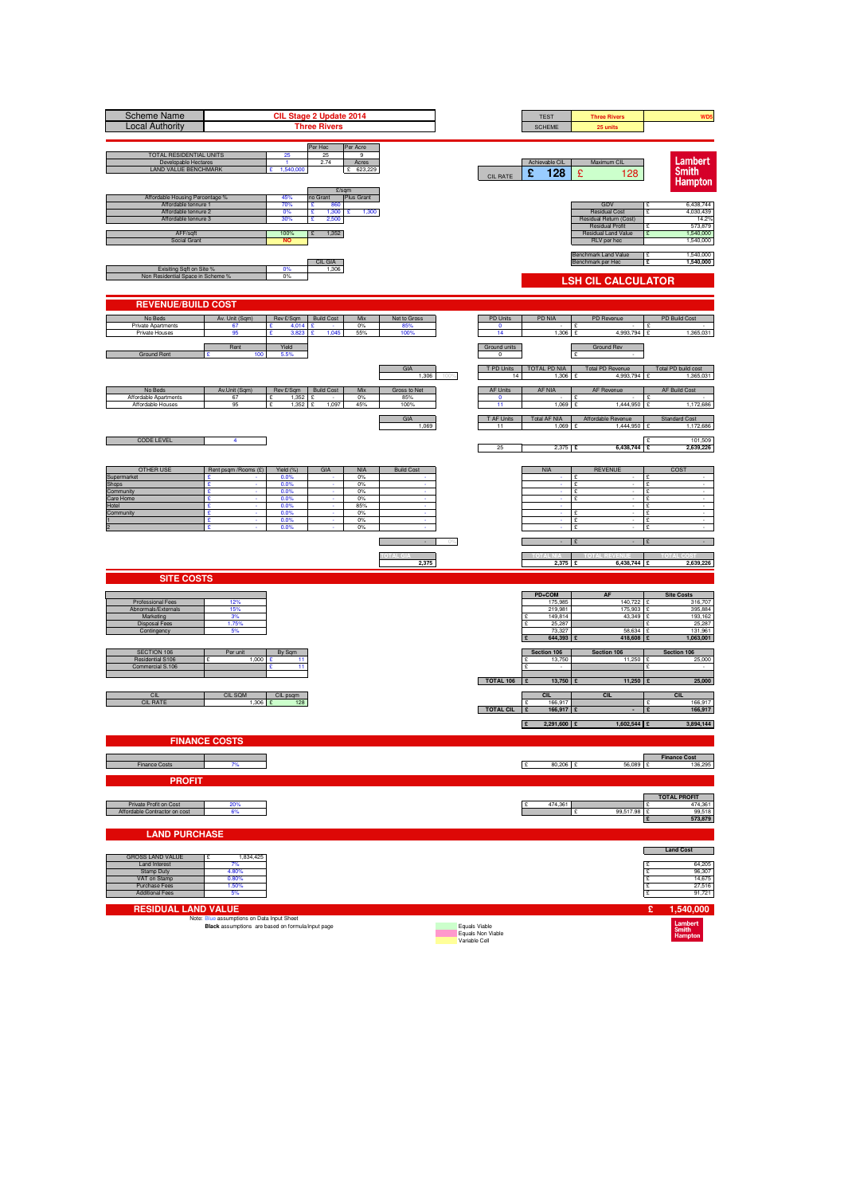| Scheme Name | CIL Stage 2 Update 2014 |
|---|---|
| Local Authority | Three Rivers |

| TEST | Three Rivers | WD5 |
|---|---|---|
| SCHEME | 25 units | |

| | | Per Hec | Per Acre |
|---|---|---|---|
| TOTAL RESIDENTIAL UNITS | 25 | 25 | 9 |
| Developable Hectares | 1 | 2.74 | Acres |
| LAND VALUE BENCHMARK | £ 1,540,000 | | £ 623,229 |

| CIL RATE | Achievable CIL | Maximum CIL |
|---|---|---|
| | £ 128 | £ 128 |

**Lambert Smith Hampton**

| | | £/sqm no Grant | £/sqm Plus Grant |
|---|---|---|---|
| Affordable Housing Percentage % | 45% | | |
| Affordable tenure 1 | 70% | £ 860 | |
| Affordable tenure 2 | 0% | £ 1,300 | £ 1,300 |
| Affordable tenure 3 | 30% | £ 2,500 | |
| AFF/sqft | 100% | £ 1,352 | |
| Social Grant | NO | | |

| | |
|---|---|
| GDV | £ 6,438,744 |
| Residual Cost | £ 4,030,439 |
| Residual Return (Cost) | 14.2% |
| Residual Profit | £ 573,879 |
| Residual Land Value | £ 1,540,000 |
| RLV per hec | 1,540,000 |
| Benchmark Land Value | £ 1,540,000 |
| Benchmark per Hec | £ 1,540,000 |

| | | CIL GIA |
|---|---|---|
| Exisiting Sqft on Site % | 0% | 1,306 |
| Non Residential Space in Scheme % | 0% | |

## LSH CIL CALCULATOR

## REVENUE/BUILD COST

| No Beds | Av. Unit (Sqm) | Rev £/Sqm | Build Cost | Mix | Net to Gross | PD Units | PD NIA | PD Revenue | PD Build Cost |
|---|---|---|---|---|---|---|---|---|---|
| Private Apartments | 67 | £ 4,014 | £ - | 0% | 85% | 0 | - | £ - | £ - |
| Private Houses | 95 | £ 3,823 | £ 1,045 | 55% | 100% | 14 | 1,306 | £ 4,993,794 | £ 1,365,031 |

| | Rent | Yield | Ground units | Ground Rev |
|---|---|---|---|---|
| Ground Rent | £ 100 | 5.5% | 0 | £ - |

| GIA | | T PD Units | TOTAL PD NIA | Total PD Revenue | Total PD build cost |
|---|---|---|---|---|---|
| 1,306 | 100% | 14 | 1,306 | £ 4,993,794 | £ 1,365,031 |

| No Beds | Av.Unit (Sqm) | Rev £/Sqm | Build Cost | Mix | Gross to Net | AF Units | AF NIA | AF Revenue | AF Build Cost |
|---|---|---|---|---|---|---|---|---|---|
| Affordable Apartments | 67 | £ 1,352 | £ - | 0% | 85% | 0 | - | £ - | £ - |
| Affordable Houses | 95 | £ 1,352 | £ 1,097 | 45% | 100% | 11 | 1,069 | £ 1,444,950 | £ 1,172,686 |

| GIA | T AF Units | Total AF NIA | Affordable Revenue | Standard Cost |
|---|---|---|---|---|
| 1,069 | 11 | 1,069 | £ 1,444,950 | £ 1,172,686 |

| CODE LEVEL | 4 | | | | £ 101,509 |
|---|---|---|---|---|---|
| | | 25 | 2,375 | £ 6,438,744 | £ 2,639,226 |

| OTHER USE | Rent psqm /Rooms (£) | Yield (%) | GIA | NIA | Build Cost | NIA | REVENUE | COST |
|---|---|---|---|---|---|---|---|---|
| Supermarket | £ - | 0.0% | - | 0% | - | - | £ - | £ - |
| Shops | £ - | 0.0% | - | 0% | - | - | £ - | £ - |
| Community | £ - | 0.0% | - | 0% | - | - | £ - | £ - |
| Care Home | £ - | 0.0% | - | 0% | - | - | £ - | £ - |
| Hotel | £ - | 0.0% | - | 85% | - | - | - | £ - |
| Community | £ - | 0.0% | - | 0% | - | - | £ - | £ - |
| 1 | £ - | 0.0% | - | 0% | - | - | £ - | £ - |
| 2 | £ - | 0.0% | - | 0% | - | - | £ - | £ - |
| | | | | | - | - | £ - | £ - |

| TOTAL GIA | TOTAL NIA | TOTAL REVENUE | TOTAL COST |
|---|---|---|---|
| 2,375 | 2,375 | £ 6,438,744 | £ 2,639,226 |

## SITE COSTS

| | | PD+COM | AF | Site Costs |
|---|---|---|---|---|
| Professional Fees | 12% | 175,985 | 140,722 | £ 316,707 |
| Abnormals/Externals | 15% | 219,981 | 175,903 | £ 395,884 |
| Marketing | 3% | £ 149,814 | 43,349 | £ 193,162 |
| Disposal Fees | 1.75% | £ 25,287 | | £ 25,287 |
| Contingency | 5% | 73,327 | 58,634 | £ 131,961 |
| | | £ 644,393 | £ 418,608 | £ 1,063,001 |

| SECTION 106 | Per unit | By Sqm | Section 106 | Section 106 | Section 106 |
|---|---|---|---|---|---|
| Residential S106 | £ 1,000 | £ 11 | £ 13,750 | 11,250 | £ 25,000 |
| Commercial S.106 | | £ 11 | £ - | | £ - |
| TOTAL 106 | | | £ 13,750 | £ 11,250 | £ 25,000 |

| CIL | CIL SQM | CIL psqm | CIL | CIL | CIL |
|---|---|---|---|---|---|
| CIL RATE | 1,306 | £ 128 | £ 166,917 | | £ 166,917 |
| TOTAL CIL | | | £ 166,917 | £ - | £ 166,917 |
| | | | £ 2,291,600 | £ 1,602,544 | £ 3,894,144 |

## FINANCE COSTS

| | | | | Finance Cost |
|---|---|---|---|---|
| Finance Costs | 7% | £ 80,206 | £ 56,089 | £ 136,295 |

## PROFIT

| | | | | TOTAL PROFIT |
|---|---|---|---|---|
| Private Profit on Cost | 20% | £ 474,361 | | £ 474,361 |
| Affordable Contractor on cost | 6% | | £ 99,517.98 | £ 99,518 |
| | | | | £ 573,879 |

## LAND PURCHASE

| | | Land Cost |
|---|---|---|
| GROSS LAND VALUE | £ 1,834,425 | |
| Land Interest | 7% | £ 64,205 |
| Stamp Duty | 4.80% | £ 96,307 |
| VAT on Stamp | 0.80% | £ 14,675 |
| Purchase Fees | 1.50% | £ 27,516 |
| Additional Fees | 5% | £ 91,721 |

## RESIDUAL LAND VALUE £ 1,540,000

Note: Blue assumptions on Data Input Sheet
**Black** assumptions are based on formula/input page

Equals Viable
Equals Non Viable
Variable Cell

**Lambert Smith Hampton**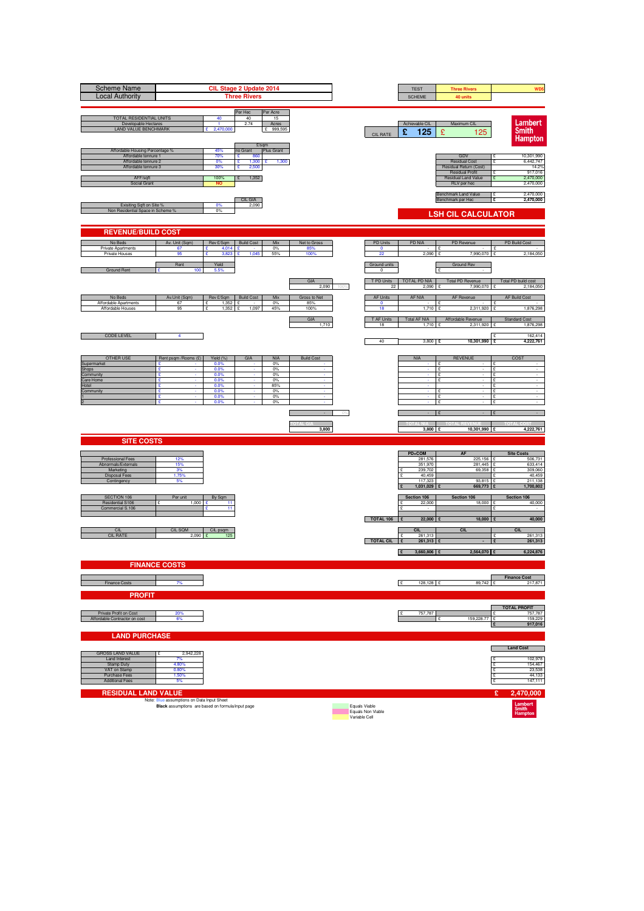| Scheme Name | CIL Stage 2 Update 2014 |
|---|---|
| Local Authority | Three Rivers |

| TEST | Three Rivers | WD5 |
|---|---|---|
| SCHEME | 40 units | |

| | | Per Hec | Per Acre |
|---|---|---|---|
| TOTAL RESIDENTIAL UNITS | 40 | 40 | 15 |
| Developable Hectares | 1 | 2.74 | Acres |
| LAND VALUE BENCHMARK | £ 2,470,000 | | £ 999,595 |

| CIL RATE | Achievable CIL | Maximum CIL |
|---|---|---|
| | £ 125 | £ 125 |

Lambert Smith Hampton

| | | £/sqm no Grant | £/sqm Plus Grant |
|---|---|---|---|
| Affordable Housing Percentage % | 45% | | |
| Affordable tennure 1 | 70% | £ 860 | |
| Affordable tennure 2 | 0% | £ 1,300 | £ 1,300 |
| Affordable tennure 3 | 30% | £ 2,500 | |
| AFF/sqft | 100% | £ 1,352 | |
| Social Grant | NO | | |

| | | |
|---|---|---|
| GDV | £ | 10,301,990 |
| Residual Cost | £ | 6,442,747 |
| Residual Return (Cost) | | 14.2% |
| Residual Profit | £ | 917,016 |
| Residual Land Value | £ | 2,470,000 |
| RLV per hec | | 2,470,000 |
| Benchmark Land Value | £ | 2,470,000 |
| Benchmark per Hec | £ | 2,470,000 |

| | | CIL GIA |
|---|---|---|
| Exisiting Sqft on Site % | 0% | 2,090 |
| Non Residential Space in Scheme % | 0% | |

# LSH CIL CALCULATOR

## REVENUE/BUILD COST

| No Beds | Av. Unit (Sqm) | Rev £/Sqm | Build Cost | Mix | Net to Gross |
|---|---|---|---|---|---|
| Private Apartments | 67 | £ 4,014 | £ - | 0% | 85% |
| Private Houses | 95 | £ 3,823 | £ 1,045 | 55% | 100% |

| | Rent | Yield |
|---|---|---|
| Ground Rent | £ 100 | 5.5% |

GIA: 2,090 (100%)

| PD Units | PD NIA | PD Revenue | PD Build Cost |
|---|---|---|---|
| 0 | - | £ - | £ - |
| 22 | 2,090 | £ 7,990,070 | £ 2,184,050 |

| Ground units | | Ground Rev |
|---|---|---|
| 0 | | £ - |

| T PD Units | TOTAL PD NIA | Total PD Revenue | Total PD build cost |
|---|---|---|---|
| 22 | 2,090 | £ 7,990,070 | £ 2,184,050 |

| No Beds | Av.Unit (Sqm) | Rev £/Sqm | Build Cost | Mix | Gross to Net |
|---|---|---|---|---|---|
| Affordable Apartments | 67 | £ 1,352 | £ - | 0% | 85% |
| Affordable Houses | 95 | £ 1,352 | £ 1,097 | 45% | 100% |

GIA: 1,710

| AF Units | AF NIA | AF Revenue | AF Build Cost |
|---|---|---|---|
| 0 | - | £ - | £ - |
| 18 | 1,710 | £ 2,311,920 | £ 1,876,298 |

| T AF Units | Total AF NIA | Affordable Revenue | Standard Cost |
|---|---|---|---|
| 18 | 1,710 | £ 2,311,920 | £ 1,876,298 |

| CODE LEVEL | 4 |
|---|---|

| | | | |
|---|---|---|---|
| | | | £ 162,414 |
| 40 | 3,800 | £ 10,301,990 | £ 4,222,761 |

| OTHER USE | Rent psqm /Rooms (£) | Yield (%) | GIA | NIA | Build Cost | NIA | REVENUE | COST |
|---|---|---|---|---|---|---|---|---|
| Supermarket | £ - | 0.0% | - | 0% | - | - | £ - | £ - |
| Shops | £ - | 0.0% | - | 0% | - | - | £ - | £ - |
| Community | £ - | 0.0% | - | 0% | - | - | £ - | £ - |
| Care Home | £ - | 0.0% | - | 0% | - | - | £ - | £ - |
| Hotel | £ - | 0.0% | - | 85% | - | - | - | £ - |
| Community | £ - | 0.0% | - | 0% | - | - | £ - | £ - |
| 1 | £ - | 0.0% | - | 0% | - | - | £ - | £ - |
| 2 | £ - | 0.0% | - | 0% | - | - | £ - | £ - |
| | | | | | - (0%) | - | £ - | £ - |

| TOTAL GIA | TOTAL NIA | TOTAL REVENUE | TOTAL COST |
|---|---|---|---|
| 3,800 | 3,800 | £ 10,301,990 | £ 4,222,761 |

## SITE COSTS

| | | PD+COM | AF | Site Costs |
|---|---|---|---|---|
| Professional Fees | 12% | 281,576 | 225,156 | £ 506,731 |
| Abnormals/Externals | 15% | 351,970 | 281,445 | £ 633,414 |
| Marketing | 3% | £ 239,702 | 69,358 | £ 309,060 |
| Disposal Fees | 1.75% | £ 40,459 | | £ 40,459 |
| Contingency | 5% | 117,323 | 93,815 | £ 211,138 |
| | | £ 1,031,029 | £ 669,773 | £ 1,700,802 |

| SECTION 106 | Per unit | By Sqm | Section 106 | Section 106 | Section 106 |
|---|---|---|---|---|---|
| Residential S106 | £ 1,000 | £ 11 | £ 22,000 | 18,000 | £ 40,000 |
| Commercial S.106 | | £ 11 | £ - | | £ - |
| TOTAL 106 | | | £ 22,000 | £ 18,000 | £ 40,000 |

| CIL | CIL SQM | CIL psqm | CIL | CIL | CIL |
|---|---|---|---|---|---|
| CIL RATE | 2,090 | £ 125 | £ 261,313 | | £ 261,313 |
| TOTAL CIL | | | £ 261,313 | £ - | £ 261,313 |
| | | | £ 3,660,806 | £ 2,564,070 | £ 6,224,876 |

## FINANCE COSTS

| | | | | Finance Cost |
|---|---|---|---|---|
| Finance Costs | 7% | £ 128,128 | £ 89,742 | £ 217,871 |

## PROFIT

| | | | | TOTAL PROFIT |
|---|---|---|---|---|
| Private Profit on Cost | 20% | £ 757,787 | | £ 757,787 |
| Affordable Contractor on cost | 6% | | £ 159,228.77 | £ 159,229 |
| | | | | £ 917,016 |

## LAND PURCHASE

| | | Land Cost |
|---|---|---|
| GROSS LAND VALUE | £ 2,942,228 | |
| Land Interest | 7% | £ 102,978 |
| Stamp Duty | 4.80% | £ 154,467 |
| VAT on Stamp | 0.80% | £ 23,538 |
| Purchase Fees | 1.50% | £ 44,133 |
| Additional Fees | 5% | £ 147,111 |

## RESIDUAL LAND VALUE — £ 2,470,000

Note: Blue assumptions on Data Input Sheet
**Black** assumptions are based on formula/input page

Equals Viable
Equals Non Viable
Variable Cell

Lambert Smith Hampton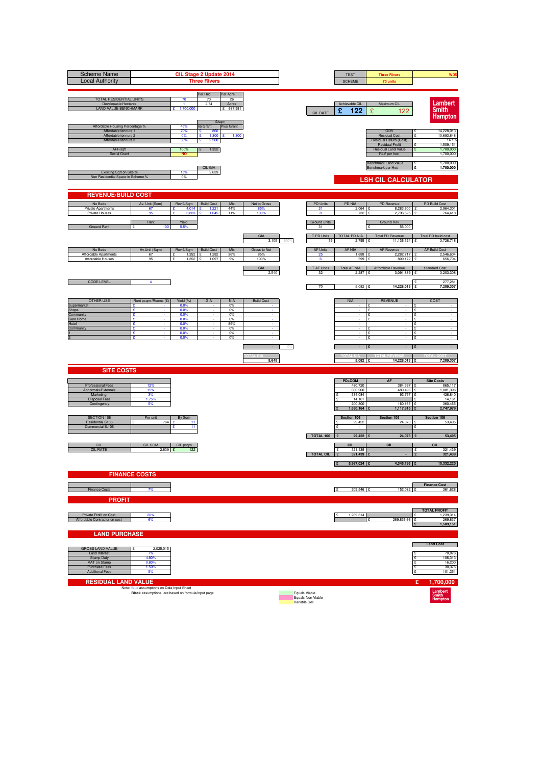| Scheme Name | CIL Stage 2 Update 2014 |
|---|---|
| Local Authority | Three Rivers |

| TEST | Three Rivers | WD5 |
|---|---|---|
| SCHEME | 70 units | |

| | | Per Hec | Per Acre |
|---|---|---|---|
| TOTAL RESIDENTIAL UNITS | 70 | 70 | 28 |
| Developable Hectares | 1 | 2.74 | Acres |
| LAND VALUE BENCHMARK | £ 1,700,000 | | £ 687,981 |

| | Achievable CIL | Maximum CIL |
|---|---|---|
| CIL RATE | £ 122 | £ 122 |

**Lambert Smith Hampton**

| | | £/sqm no Grant | £/sqm Plus Grant |
|---|---|---|---|
| Affordable Housing Percentage % | 45% | | |
| Affordable tennure 1 | 70% | £ 860 | |
| Affordable tennure 2 | 0% | £ 1,300 | £ 1,300 |
| Affordable tennure 3 | 30% | £ 2,500 | |
| AFF/sqft | 100% | £ 1,352 | |
| Social Grant | NO | | |

| | |
|---|---|
| GDV | £ 14,228,013 |
| Residual Cost | £ 10,693,848 |
| Residual Return (Cost) | 14.1% |
| Residual Profit | £ 1,509,151 |
| Residual Land Value | £ 1,700,000 |
| RLV per hec | 1,700,000 |
| Benchmark Land Value | £ 1,700,000 |
| Benchmark per Hec | £ 1,700,000 |

| | | CIL GIA |
|---|---|---|
| Exisiting Sqft on Site % | 15% | 2,639 |
| Non Residential Space in Scheme % | 0% | |

## LSH CIL CALCULATOR

## REVENUE/BUILD COST

| No Beds | Av. Unit (Sqm) | Rev £/Sqm | Build Cost | Mix | Net to Gross | PD Units | PD NIA | PD Revenue | PD Build Cost |
|---|---|---|---|---|---|---|---|---|---|
| Private Apartments | 67 | £ 4,014 | £ 1,221 | 44% | 85% | 31 | 2,064 | £ 8,283,600 | £ 2,964,301 |
| Private Houses | 95 | £ 3,823 | £ 1,045 | 11% | 100% | 8 | 732 | £ 2,796,525 | £ 764,418 |

| | Rent | Yield | Ground units | Ground Rev |
|---|---|---|---|---|
| Ground Rent | £ 100 | 5.5% | 31 | £ 56,000 |

| GIA | | T PD Units | TOTAL PD NIA | Total PD Revenue | Total PD build cost |
|---|---|---|---|---|---|
| 3,105 | 100% | 39 | 2,795 | £ 11,136,124 | £ 3,728,718 |

| No Beds | Av.Unit (Sqm) | Rev £/Sqm | Build Cost | Mix | Gross to Net | AF Units | AF NIA | AF Revenue | AF Build Cost |
|---|---|---|---|---|---|---|---|---|---|
| Affordable Apartments | 67 | £ 1,352 | £ 1,282 | 36% | 85% | 25 | 1,688 | £ 2,282,717 | £ 2,546,604 |
| Affordable Houses | 95 | £ 1,352 | £ 1,097 | 9% | 100% | 6 | 599 | £ 809,172 | £ 656,704 |

| GIA | T AF Units | Total AF NIA | Affordable Revenue | Standard Cost |
|---|---|---|---|---|
| 2,540 | 32 | 2,287 | £ 3,091,889 | £ 3,203,308 |

| CODE LEVEL | 4 | | | | £ 277,281 |
|---|---|---|---|---|---|
| | | 70 | 5,082 | £ 14,228,013 | £ 7,209,307 |

| OTHER USE | Rent psqm /Rooms (£) | Yield (%) | GIA | NIA | Build Cost | NIA | REVENUE | COST |
|---|---|---|---|---|---|---|---|---|
| Supermarket | £ - | 0.0% | - | 0% | - | - | £ - | £ - |
| Shops | £ - | 0.0% | - | 0% | - | - | £ - | £ - |
| Community | £ - | 0.0% | - | 0% | - | - | £ - | £ - |
| Care Home | £ - | 0.0% | - | 0% | - | - | £ - | £ - |
| Hotel | £ - | 0.0% | - | 85% | - | - | £ - | £ - |
| Community | £ - | 0.0% | - | 0% | - | - | £ - | £ - |
| 1 | £ - | 0.0% | - | 0% | - | - | £ - | £ - |
| 2 | £ - | 0.0% | - | 0% | - | - | £ - | £ - |
| | | | | | - | - | £ - | £ - |

| TOTAL GIA | TOTAL NIA | TOTAL REVENUE | TOTAL COST |
|---|---|---|---|
| 5,645 | 5,082 | £ 14,228,013 | £ 7,209,307 |

## SITE COSTS

| | | PD+COM | AF | Site Costs |
|---|---|---|---|---|
| Professional Fees | 12% | 480,720 | 384,397 | £ 865,117 |
| Abnormals/Externals | 15% | 600,900 | 480,496 | £ 1,081,396 |
| Marketing | 3% | £ 334,084 | 92,757 | £ 426,840 |
| Disposal Fees | 1.75% | £ 14,161 | | £ 14,161 |
| Contingency | 5% | 200,300 | 160,165 | £ 360,465 |
| | | £ 1,630,164 | £ 1,117,815 | £ 2,747,979 |

| SECTION 106 | Per unit | By Sqm | Section 106 | Section 106 | Section 106 |
|---|---|---|---|---|---|
| Residential S106 | £ 764 | £ 11 | £ 29,422 | 24,073 | £ 53,495 |
| Commercial S.106 | | £ 11 | £ - | | £ - |
| TOTAL 106 | | | £ 29,422 | £ 24,073 | £ 53,495 |

| CIL | CIL SQM | CIL psqm | CIL | CIL | CIL |
|---|---|---|---|---|---|
| CIL RATE | 2,639 | £ 122 | £ 321,439 | | £ 321,439 |
| TOTAL CIL | | | £ 321,439 | £ - | £ 321,439 |
| | | | £ 5,987,024 | £ 4,345,196 | £ 10,332,220 |

## FINANCE COSTS

| | | | | Finance Cost |
|---|---|---|---|---|
| Finance Costs | 7% | £ 209,546 | £ 152,082 | £ 361,628 |

## PROFIT

| | | | | TOTAL PROFIT |
|---|---|---|---|---|
| Private Profit on Cost | 20% | £ 1,239,314 | | £ 1,239,314 |
| Affordable Contractor on cost | 6% | | £ 269,836.66 | £ 269,837 |
| | | | | £ 1,509,151 |

## LAND PURCHASE

| | | Land Cost |
|---|---|---|
| GROSS LAND VALUE | £ 2,025,015 | |
| Land Interest | 7% | £ 70,876 |
| Stamp Duty | 4.80% | £ 106,313 |
| VAT on Stamp | 0.80% | £ 16,200 |
| Purchase Fees | 1.50% | £ 30,375 |
| Additional Fees | 5% | £ 101,251 |

## RESIDUAL LAND VALUE — £ 1,700,000

Note: Blue assumptions on Data Input Sheet

**Black** assumptions are based on formula/input page

Equals Viable
Equals Non Viable
Variable Cell

**Lambert Smith Hampton**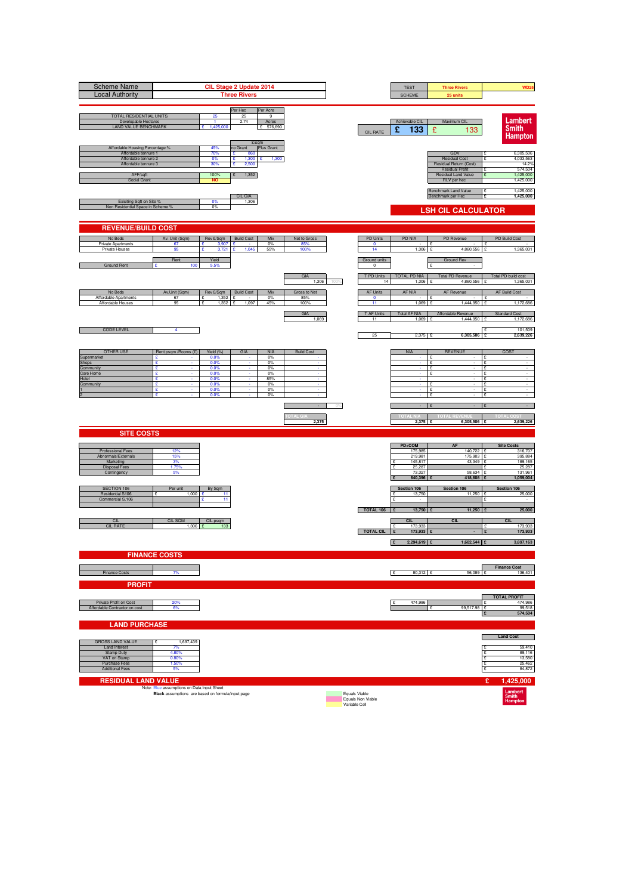| Scheme Name | CIL Stage 2 Update 2014 |
|---|---|
| Local Authority | Three Rivers |

| TEST | Three Rivers | WD25 |
|---|---|---|
| SCHEME | 25 units | |

| | | Per Hec | Per Acre |
|---|---|---|---|
| TOTAL RESIDENTIAL UNITS | 25 | 25 | 9 |
| Developable Hectares | 1 | 2.74 | Acres |
| LAND VALUE BENCHMARK | £ 1,425,000 | | £ 576,690 |

| CIL RATE | Achievable CIL | Maximum CIL |
|---|---|---|
| | £ 133 | £ 133 |

**Lambert Smith Hampton**

| | | £/sqm no Grant | £/sqm Plus Grant |
|---|---|---|---|
| Affordable Housing Percentage % | 45% | | |
| Affordable tennure 1 | 70% | £ 860 | |
| Affordable tennure 2 | 0% | £ 1,300 | £ 1,300 |
| Affordable tennure 3 | 30% | £ 2,500 | |
| AFF/sqft | 100% | £ 1,352 | |
| Social Grant | NO | | |

| | |
|---|---|
| GDV | £ 6,305,506 |
| Residual Cost | £ 4,033,563 |
| Residual Return (Cost) | 14.2% |
| Residual Profit | £ 574,504 |
| Residual Land Value | £ 1,425,000 |
| RLV per hec | 1,425,000 |
| Benchmark Land Value | £ 1,425,000 |
| Benchmark per Hec | £ 1,425,000 |

| | | CIL GIA |
|---|---|---|
| Exisiting Sqft on Site % | 0% | 1,306 |
| Non Residential Space in Scheme % | 0% | |

## LSH CIL CALCULATOR

## REVENUE/BUILD COST

| No Beds | Av. Unit (Sqm) | Rev £/Sqm | Build Cost | Mix | Net to Gross |
|---|---|---|---|---|---|
| Private Apartments | 67 | £ 3,907 | £ - | 0% | 85% |
| Private Houses | 95 | £ 3,721 | £ 1,045 | 55% | 100% |

| PD Units | PD NIA | PD Revenue | PD Build Cost |
|---|---|---|---|
| 0 | - | £ - | £ - |
| 14 | 1,306 | £ 4,860,556 | £ 1,365,031 |

| | Rent | Yield |
|---|---|---|
| Ground Rent | £ 100 | 5.5% |

| Ground units | Ground Rev |
|---|---|
| 0 | £ - |

| GIA | |
|---|---|
| 1,306 | 100% |

| T PD Units | TOTAL PD NIA | Total PD Revenue | Total PD build cost |
|---|---|---|---|
| 14 | 1,306 | £ 4,860,556 | £ 1,365,031 |

| No Beds | Av.Unit (Sqm) | Rev £/Sqm | Build Cost | Mix | Gross to Net |
|---|---|---|---|---|---|
| Affordable Apartments | 67 | £ 1,352 | £ - | 0% | 85% |
| Affordable Houses | 95 | £ 1,352 | £ 1,097 | 45% | 100% |

| AF Units | AF NIA | AF Revenue | AF Build Cost |
|---|---|---|---|
| 0 | - | £ - | £ - |
| 11 | 1,069 | £ 1,444,950 | £ 1,172,686 |

| GIA |
|---|
| 1,069 |

| T AF Units | Total AF NIA | Affordable Revenue | Standard Cost |
|---|---|---|---|
| 11 | 1,069 | £ 1,444,950 | £ 1,172,686 |

| CODE LEVEL | 4 |
|---|---|

| | | | |
|---|---|---|---|
| | | | £ 101,509 |
| 25 | 2,375 | £ 6,305,506 | £ 2,639,226 |

| OTHER USE | Rent psqm /Rooms (£) | Yield (%) | GIA | NIA | Build Cost |
|---|---|---|---|---|---|
| Supermarket | £ - | 0.0% | - | 0% | - |
| Shops | £ - | 0.0% | - | 0% | - |
| Community | £ - | 0.0% | - | 0% | - |
| Care Home | £ - | 0.0% | - | 0% | - |
| Hotel | £ - | 0.0% | - | 85% | - |
| Community | £ - | 0.0% | - | 0% | - |
| 1 | £ - | 0.0% | - | 0% | - |
| 2 | £ - | 0.0% | - | 0% | - |
| | | | | | - |
| | | | | TOTAL GIA | 2,375 |

| NIA | REVENUE | COST |
|---|---|---|
| - | £ - | £ - |
| - | £ - | £ - |
| - | £ - | £ - |
| - | £ - | £ - |
| - | - | £ - |
| - | £ - | £ - |
| - | £ - | £ - |
| - | £ - | £ - |
| - | £ - | £ - |
| TOTAL NIA 2,375 | TOTAL REVENUE £ 6,305,506 | TOTAL COST £ 2,639,226 |

## SITE COSTS

| | | PD+COM | AF | Site Costs |
|---|---|---|---|---|
| Professional Fees | 12% | 175,985 | 140,722 | £ 316,707 |
| Abnormals/Externals | 15% | 219,981 | 175,903 | £ 395,884 |
| Marketing | 3% | £ 145,817 | 43,349 | £ 189,165 |
| Disposal Fees | 1.75% | £ 25,287 | | £ 25,287 |
| Contingency | 5% | 73,327 | 58,634 | £ 131,961 |
| | | £ 640,396 | £ 418,608 | £ 1,059,004 |

| SECTION 106 | Per unit | By Sqm |
|---|---|---|
| Residential S106 | £ 1,000 | £ 11 |
| Commercial S.106 | | £ 11 |

| | Section 106 | Section 106 | Section 106 |
|---|---|---|---|
| | £ 13,750 | 11,250 | £ 25,000 |
| | £ - | | £ - |
| TOTAL 106 | £ 13,750 | £ 11,250 | £ 25,000 |

| CIL | CIL SQM | CIL psqm |
|---|---|---|
| CIL RATE | 1,306 | £ 133 |

| | CIL | CIL | CIL |
|---|---|---|---|
| | £ 173,933 | | £ 173,933 |
| TOTAL CIL | £ 173,933 | £ - | £ 173,933 |
| | £ 2,294,619 | £ 1,602,544 | £ 3,897,163 |

## FINANCE COSTS

| | | | | Finance Cost |
|---|---|---|---|---|
| Finance Costs | 7% | £ 80,312 | £ 56,089 | £ 136,401 |

## PROFIT

| | | | | TOTAL PROFIT |
|---|---|---|---|---|
| Private Profit on Cost | 20% | £ 474,986 | | £ 474,986 |
| Affordable Contractor on cost | 6% | | £ 99,517.98 | £ 99,518 |
| | | | | £ 574,504 |

## LAND PURCHASE

| | | Land Cost |
|---|---|---|
| GROSS LAND VALUE | £ 1,697,439 | |
| Land Interest | 7% | £ 59,410 |
| Stamp Duty | 4.80% | £ 89,116 |
| VAT on Stamp | 0.80% | £ 13,580 |
| Purchase Fees | 1.50% | £ 25,462 |
| Additional Fees | 5% | £ 84,872 |

## RESIDUAL LAND VALUE £ 1,425,000

Note: Blue assumptions on Data Input Sheet

**Black** assumptions are based on formula/input page

Equals Viable
Equals Non Viable
Variable Cell

**Lambert Smith Hampton**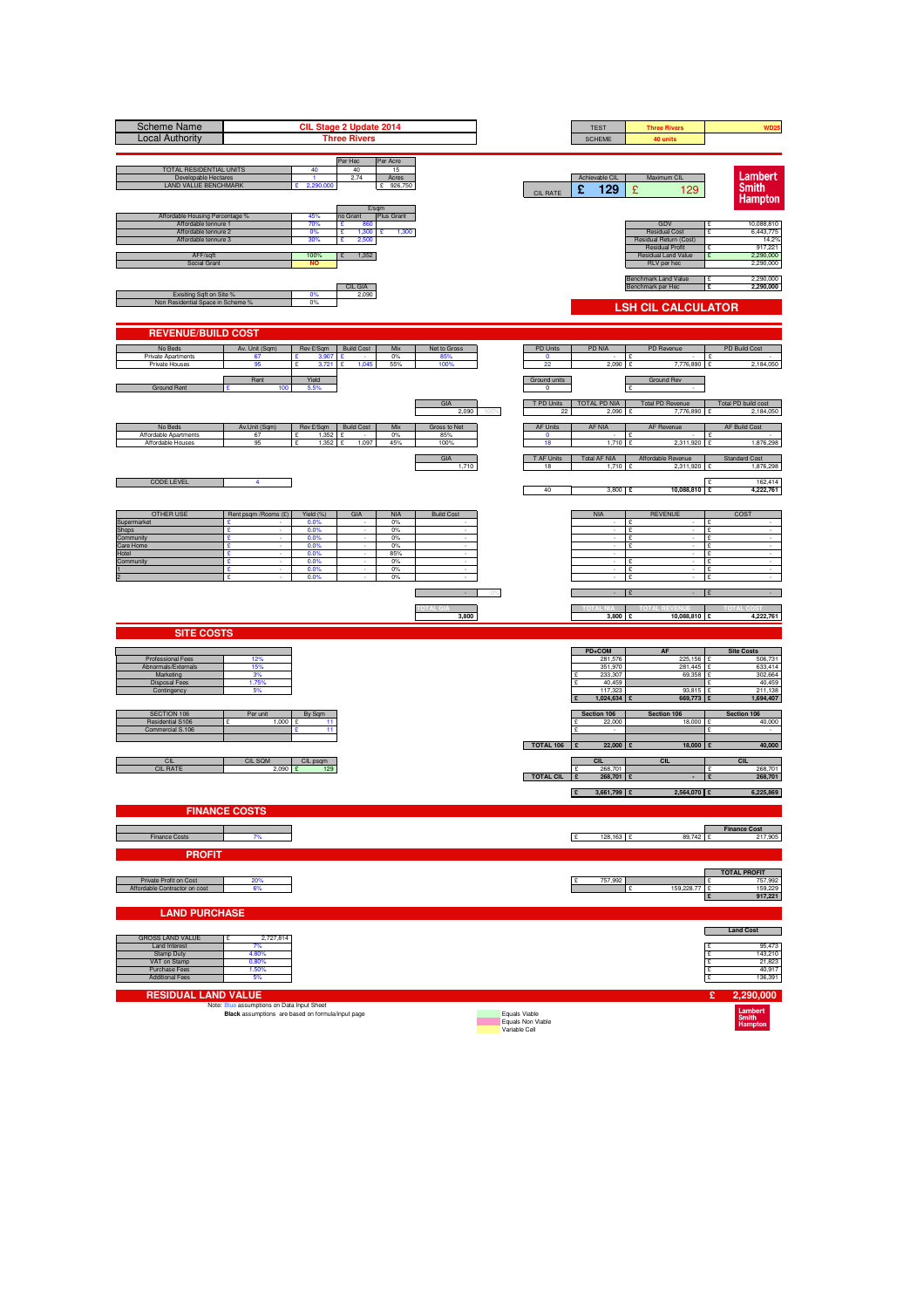| Scheme Name | CIL Stage 2 Update 2014 |
|---|---|
| Local Authority | Three Rivers |

| TEST | Three Rivers | WD25 |
|---|---|---|
| SCHEME | 40 units | |

| | | Per Hec | Per Acre |
|---|---|---|---|
| TOTAL RESIDENTIAL UNITS | 40 | 40 | 15 |
| Developable Hectares | 1 | 2.74 | Acres |
| LAND VALUE BENCHMARK | £ 2,290,000 | | £ 926,750 |

| | Achievable CIL | Maximum CIL |
|---|---|---|
| CIL RATE | £ 129 | £ 129 |

**Lambert Smith Hampton**

| | | £/sqm no Grant | Plus Grant |
|---|---|---|---|
| Affordable Housing Percentage % | 45% | | |
| Affordable tennure 1 | 70% | £ 860 | |
| Affordable tennure 2 | 0% | £ 1,300 | £ 1,300 |
| Affordable tennure 3 | 30% | £ 2,500 | |
| AFF/sqft | 100% | £ 1,352 | |
| Social Grant | NO | | |

| | |
|---|---|
| GDV | £ 10,088,810 |
| Residual Cost | £ 6,443,775 |
| Residual Return (Cost) | 14.2% |
| Residual Profit | £ 917,221 |
| Residual Land Value | £ 2,290,000 |
| RLV per hec | 2,290,000 |
| Benchmark Land Value | £ 2,290,000 |
| Benchmark per Hec | £ 2,290,000 |

| | | CIL GIA |
|---|---|---|
| Exisiting Sqft on Site % | 0% | 2,090 |
| Non Residential Space in Scheme % | 0% | |

## LSH CIL CALCULATOR

## REVENUE/BUILD COST

| No Beds | Av. Unit (Sqm) | Rev £/Sqm | Build Cost | Mix | Net to Gross | PD Units | PD NIA | PD Revenue | PD Build Cost |
|---|---|---|---|---|---|---|---|---|---|
| Private Apartments | 67 | £ 3,907 | £ - | 0% | 85% | 0 | - | £ - | £ - |
| Private Houses | 95 | £ 3,721 | £ 1,045 | 55% | 100% | 22 | 2,090 | £ 7,776,890 | £ 2,184,050 |

| | Rent | Yield | Ground units | Ground Rev |
|---|---|---|---|---|
| Ground Rent | £ 100 | 5.5% | 0 | £ - |

| GIA | | T PD Units | TOTAL PD NIA | Total PD Revenue | Total PD build cost |
|---|---|---|---|---|---|
| 2,090 | 100% | 22 | 2,090 | £ 7,776,890 | £ 2,184,050 |

| No Beds | Av.Unit (Sqm) | Rev £/Sqm | Build Cost | Mix | Gross to Net | AF Units | AF NIA | AF Revenue | AF Build Cost |
|---|---|---|---|---|---|---|---|---|---|
| Affordable Apartments | 67 | £ 1,352 | £ - | 0% | 85% | 0 | - | £ - | £ - |
| Affordable Houses | 95 | £ 1,352 | £ 1,097 | 45% | 100% | 18 | 1,710 | £ 2,311,920 | £ 1,876,298 |

| GIA | T AF Units | Total AF NIA | Affordable Revenue | Standard Cost |
|---|---|---|---|---|
| 1,710 | 18 | 1,710 | £ 2,311,920 | £ 1,876,298 |

| CODE LEVEL | 4 | | | | £ 162,414 |
|---|---|---|---|---|---|
| | | 40 | 3,800 | £ 10,088,810 | £ 4,222,761 |

| OTHER USE | Rent psqm /Rooms (£) | Yield (%) | GIA | NIA | Build Cost | NIA | REVENUE | COST |
|---|---|---|---|---|---|---|---|---|
| Supermarket | £ - | 0.0% | - | 0% | - | - | £ - | £ - |
| Shops | £ - | 0.0% | - | 0% | - | - | £ - | £ - |
| Community | £ - | 0.0% | - | 0% | - | - | £ - | £ - |
| Care Home | £ - | 0.0% | - | 0% | - | - | £ - | £ - |
| Hotel | £ - | 0.0% | - | 85% | - | - | £ - | £ - |
| Community | £ - | 0.0% | - | 0% | - | - | £ - | £ - |
| 1 | £ - | 0.0% | - | 0% | - | - | £ - | £ - |
| 2 | £ - | 0.0% | - | 0% | - | - | £ - | £ - |
| | | | | | - | - | £ - | £ - |

| TOTAL GIA | TOTAL NIA | TOTAL REVENUE | TOTAL COST |
|---|---|---|---|
| 3,800 | 3,800 | £ 10,088,810 | £ 4,222,761 |

## SITE COSTS

| | | PD+COM | AF | Site Costs |
|---|---|---|---|---|
| Professional Fees | 12% | 281,576 | 225,156 | £ 506,731 |
| Abnormals/Externals | 15% | 351,970 | 281,445 | £ 633,414 |
| Marketing | 3% | £ 233,307 | 69,358 | £ 302,664 |
| Disposal Fees | 1.75% | £ 40,459 | | £ 40,459 |
| Contingency | 5% | 117,323 | 93,815 | £ 211,138 |
| | | £ 1,024,634 | £ 669,773 | £ 1,694,407 |

| SECTION 106 | Per unit | By Sqm | | Section 106 | Section 106 | Section 106 |
|---|---|---|---|---|---|---|
| Residential S106 | £ 1,000 | £ 11 | | £ 22,000 | 18,000 | £ 40,000 |
| Commercial S.106 | | £ 11 | | £ - | | £ - |
| | | | TOTAL 106 | £ 22,000 | £ 18,000 | £ 40,000 |

| CIL | CIL SQM | CIL psqm | | CIL | CIL | CIL |
|---|---|---|---|---|---|---|
| CIL RATE | 2,090 | £ 129 | | £ 268,701 | | £ 268,701 |
| | | | TOTAL CIL | £ 268,701 | £ - | £ 268,701 |
| | | | | £ 3,661,799 | £ 2,564,070 | £ 6,225,869 |

## FINANCE COSTS

| | | | | Finance Cost |
|---|---|---|---|---|
| Finance Costs | 7% | £ 128,163 | £ 89,742 | £ 217,905 |

## PROFIT

| | | | | TOTAL PROFIT |
|---|---|---|---|---|
| Private Profit on Cost | 20% | £ 757,992 | | £ 757,992 |
| Affordable Contractor on cost | 6% | | £ 159,228.77 | £ 159,229 |
| | | | | £ 917,221 |

## LAND PURCHASE

| | | Land Cost |
|---|---|---|
| GROSS LAND VALUE | £ 2,727,814 | |
| Land Interest | 7% | £ 95,473 |
| Stamp Duty | 4.80% | £ 143,210 |
| VAT on Stamp | 0.80% | £ 21,823 |
| Purchase Fees | 1.50% | £ 40,917 |
| Additional Fees | 5% | £ 136,391 |

## RESIDUAL LAND VALUE £ 2,290,000

Note: Blue assumptions on Data Input Sheet

**Black** assumptions are based on formula/input page

Equals Viable

Equals Non Viable

Variable Cell

**Lambert Smith Hampton**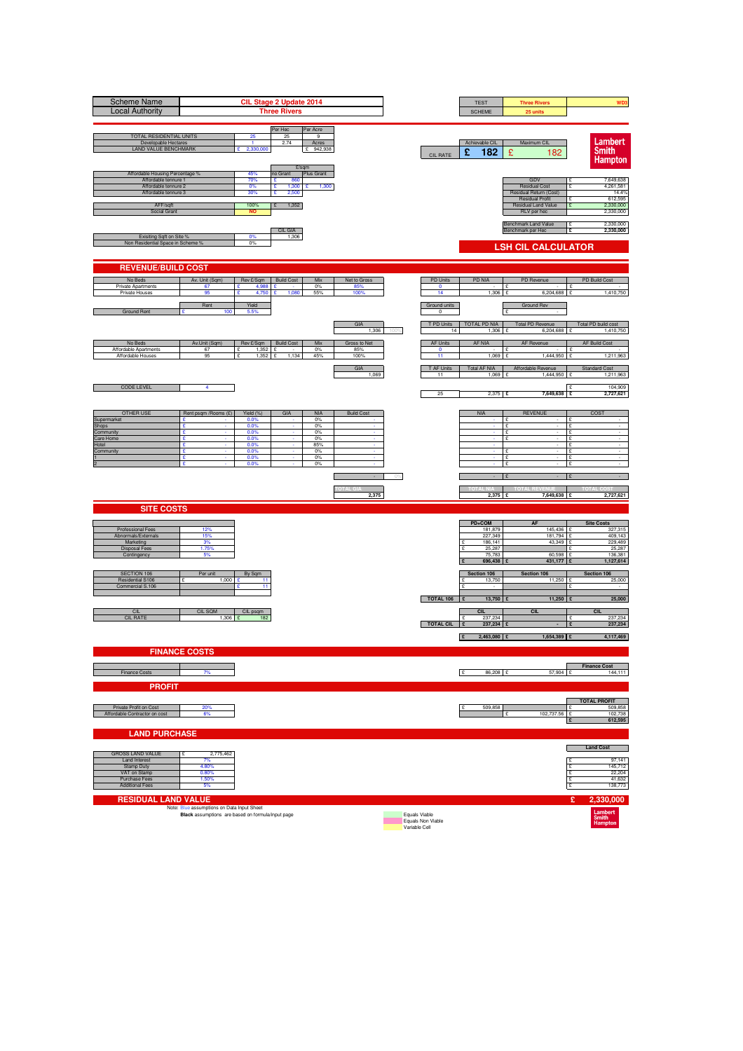| Scheme Name | CIL Stage 2 Update 2014 |
|---|---|
| Local Authority | Three Rivers |

| TEST | Three Rivers | WD3 |
|---|---|---|
| SCHEME | 25 units | |

| | | Per Hec | Per Acre |
|---|---|---|---|
| TOTAL RESIDENTIAL UNITS | 25 | 25 | 9 |
| Developable Hectares | 1 | 2.74 | Acres |
| LAND VALUE BENCHMARK | £ 2,330,000 | | £ 942,938 |

| CIL RATE | Achievable CIL | Maximum CIL |
|---|---|---|
| | £ 182 | £ 182 |

Lambert Smith Hampton

| | | £/sqm no Grant | Plus Grant |
|---|---|---|---|
| Affordable Housing Percentage % | 45% | | |
| Affordable tennure 1 | 70% | £ 860 | |
| Affordable tennure 2 | 0% | £ 1,300 | £ 1,300 |
| Affordable tennure 3 | 30% | £ 2,500 | |
| AFF/sqft | 100% | £ 1,352 | |
| Social Grant | NO | | |

| | |
|---|---|
| GDV | £ 7,649,638 |
| Residual Cost | £ 4,261,581 |
| Residual Return (Cost) | 14.4% |
| Residual Profit | £ 612,595 |
| Residual Land Value | £ 2,330,000 |
| RLV per hec | 2,330,000 |
| Benchmark Land Value | £ 2,330,000 |
| Benchmark per Hec | £ 2,330,000 |

| | | CIL GIA |
|---|---|---|
| Exisiting Sqft on Site % | 0% | 1,306 |
| Non Residential Space in Scheme % | 0% | |

# LSH CIL CALCULATOR

## REVENUE/BUILD COST

| No Beds | Av. Unit (Sqm) | Rev £/Sqm | Build Cost | Mix | Net to Gross | PD Units | PD NIA | PD Revenue | PD Build Cost |
|---|---|---|---|---|---|---|---|---|---|
| Private Apartments | 67 | £ 4,988 | £ - | 0% | 85% | 0 | - | £ - | £ - |
| Private Houses | 95 | £ 4,750 | £ 1,080 | 55% | 100% | 14 | 1,306 | £ 6,204,688 | £ 1,410,750 |

| | Rent | Yield | Ground units | Ground Rev |
|---|---|---|---|---|
| Ground Rent | £ 100 | 5.5% | 0 | £ - |

| GIA | | T PD Units | TOTAL PD NIA | Total PD Revenue | Total PD build cost |
|---|---|---|---|---|---|
| 1,306 | 100% | 14 | 1,306 | £ 6,204,688 | £ 1,410,750 |

| No Beds | Av.Unit (Sqm) | Rev £/Sqm | Build Cost | Mix | Gross to Net | AF Units | AF NIA | AF Revenue | AF Build Cost |
|---|---|---|---|---|---|---|---|---|---|
| Affordable Apartments | 67 | £ 1,352 | £ - | 0% | 85% | 0 | - | £ - | £ - |
| Affordable Houses | 95 | £ 1,352 | £ 1,134 | 45% | 100% | 11 | 1,069 | £ 1,444,950 | £ 1,211,963 |

| GIA | T AF Units | Total AF NIA | Affordable Revenue | Standard Cost |
|---|---|---|---|---|
| 1,069 | 11 | 1,069 | £ 1,444,950 | £ 1,211,963 |

| CODE LEVEL | 4 | | | | £ 104,909 |
|---|---|---|---|---|---|
| | | 25 | 2,375 | £ 7,649,638 | £ 2,727,621 |

| OTHER USE | Rent psqm /Rooms (£) | Yield (%) | GIA | NIA | Build Cost | NIA | REVENUE | COST |
|---|---|---|---|---|---|---|---|---|
| Supermarket | £ - | 0.0% | - | 0% | - | - | £ - | £ - |
| Shops | £ - | 0.0% | - | 0% | - | - | £ - | £ - |
| Community | £ - | 0.0% | - | 0% | - | - | £ - | £ - |
| Care Home | £ - | 0.0% | - | 0% | - | - | £ - | £ - |
| Hotel | £ - | 0.0% | - | 85% | - | - | £ - | £ - |
| Community | £ - | 0.0% | - | 0% | - | - | £ - | £ - |
| 1 | £ - | 0.0% | - | 0% | - | - | £ - | £ - |
| 2 | £ - | 0.0% | - | 0% | - | - | £ - | £ - |
| | | | | | - | - | £ - | £ - |

| TOTAL GIA | TOTAL NIA | TOTAL REVENUE | TOTAL COST |
|---|---|---|---|
| 2,375 | 2,375 | £ 7,649,638 | £ 2,727,621 |

## SITE COSTS

| | | PD+COM | AF | Site Costs |
|---|---|---|---|---|
| Professional Fees | 12% | 181,879 | 145,436 | £ 327,315 |
| Abnormals/Externals | 15% | 227,349 | 181,794 | £ 409,143 |
| Marketing | 3% | £ 186,141 | 43,349 | £ 229,489 |
| Disposal Fees | 1.75% | £ 25,287 | | £ 25,287 |
| Contingency | 5% | 75,783 | 60,598 | £ 136,381 |
| | | £ 696,438 | £ 431,177 | £ 1,127,614 |

| SECTION 106 | Per unit | By Sqm | | Section 106 | Section 106 | Section 106 |
|---|---|---|---|---|---|---|
| Residential S106 | £ 1,000 | £ 11 | | £ 13,750 | 11,250 | £ 25,000 |
| Commercial S.106 | | £ 11 | | £ - | | £ - |
| | | | TOTAL 106 | £ 13,750 | £ 11,250 | £ 25,000 |

| CIL | CIL SQM | CIL psqm | | CIL | CIL | CIL |
|---|---|---|---|---|---|---|
| CIL RATE | 1,306 | £ 182 | | £ 237,234 | | £ 237,234 |
| | | | TOTAL CIL | £ 237,234 | £ - | £ 237,234 |
| | | | | £ 2,463,080 | £ 1,654,389 | £ 4,117,469 |

## FINANCE COSTS

| | | | | Finance Cost |
|---|---|---|---|---|
| Finance Costs | 7% | £ 86,208 | £ 57,904 | £ 144,111 |

## PROFIT

| | | | | TOTAL PROFIT |
|---|---|---|---|---|
| Private Profit on Cost | 20% | £ 509,858 | | £ 509,858 |
| Affordable Contractor on cost | 6% | | £ 102,737.56 | £ 102,738 |
| | | | | £ 612,595 |

## LAND PURCHASE

| | | Land Cost |
|---|---|---|
| GROSS LAND VALUE | £ 2,775,462 | |
| Land Interest | 7% | £ 97,141 |
| Stamp Duty | 4.80% | £ 145,712 |
| VAT on Stamp | 0.80% | £ 22,204 |
| Purchase Fees | 1.50% | £ 41,632 |
| Additional Fees | 5% | £ 138,773 |

## RESIDUAL LAND VALUE £ 2,330,000

Note: Blue assumptions on Data Input Sheet

**Black** assumptions are based on formula/input page

Equals Viable

Equals Non Viable

Variable Cell

Lambert Smith Hampton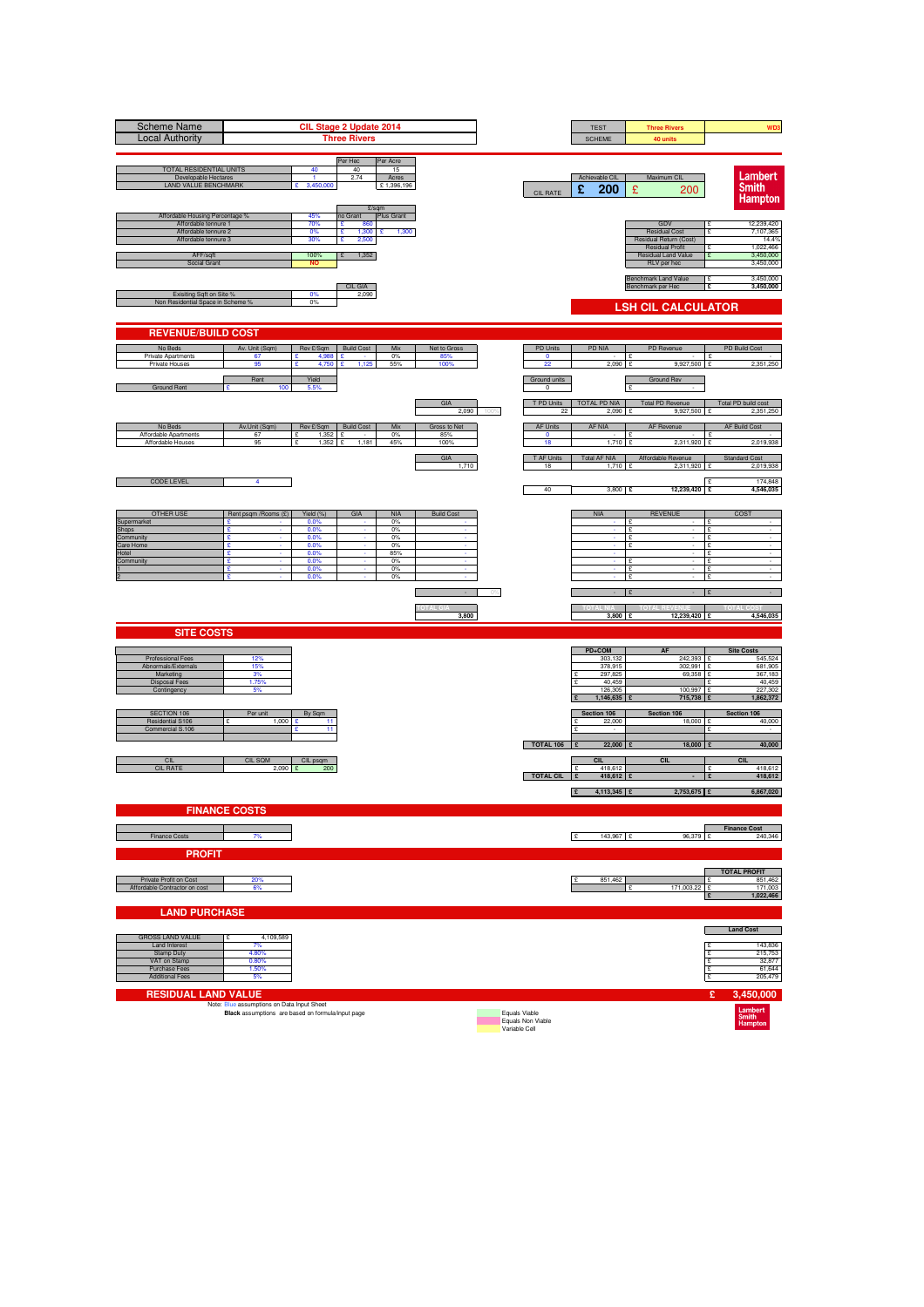| Scheme Name | CIL Stage 2 Update 2014 |
|---|---|
| Local Authority | Three Rivers |

| TEST | Three Rivers | WD3 |
|---|---|---|
| SCHEME | 40 units | |

| | | Per Hec | Per Acre |
|---|---|---|---|
| TOTAL RESIDENTIAL UNITS | 40 | 40 | 15 |
| Developable Hectares | 1 | 2.74 | Acres |
| LAND VALUE BENCHMARK | £ 3,450,000 | | £ 1,396,196 |

| | Achievable CIL | Maximum CIL |
|---|---|---|
| CIL RATE | £ 200 | £ 200 |

Lambert Smith Hampton

| | | £/sqm no Grant | £/sqm Plus Grant |
|---|---|---|---|
| Affordable Housing Percentage % | 45% | | |
| Affordable tennure 1 | 70% | £ 860 | |
| Affordable tennure 2 | 0% | £ 1,300 | £ 1,300 |
| Affordable tennure 3 | 30% | £ 2,500 | |
| AFF/sqft | 100% | £ 1,352 | |
| Social Grant | NO | | |

| | |
|---|---|
| GDV | £ 12,239,420 |
| Residual Cost | £ 7,107,365 |
| Residual Return (Cost) | 14.4% |
| Residual Profit | £ 1,022,466 |
| Residual Land Value | £ 3,450,000 |
| RLV per hec | 3,450,000 |
| Benchmark Land Value | £ 3,450,000 |
| Benchmark per Hec | £ 3,450,000 |

| | | CIL GIA |
|---|---|---|
| Exisiting Sqft on Site % | 0% | 2,090 |
| Non Residential Space in Scheme % | 0% | |

## LSH CIL CALCULATOR

## REVENUE/BUILD COST

| No Beds | Av. Unit (Sqm) | Rev £/Sqm | Build Cost | Mix | Net to Gross |
|---|---|---|---|---|---|
| Private Apartments | 67 | £ 4,988 | £ - | 0% | 85% |
| Private Houses | 95 | £ 4,750 | £ 1,125 | 55% | 100% |

| | Rent | Yield |
|---|---|---|
| Ground Rent | £ 100 | 5.5% |

GIA: 2,090 (100%)

| PD Units | PD NIA | PD Revenue | PD Build Cost |
|---|---|---|---|
| 0 | - | £ - | £ - |
| 22 | 2,090 | £ 9,927,500 | £ 2,351,250 |

| Ground units | | Ground Rev |
|---|---|---|
| 0 | | £ - |

| T PD Units | TOTAL PD NIA | Total PD Revenue | Total PD build cost |
|---|---|---|---|
| 22 | 2,090 | £ 9,927,500 | £ 2,351,250 |

| No Beds | Av.Unit (Sqm) | Rev £/Sqm | Build Cost | Mix | Gross to Net |
|---|---|---|---|---|---|
| Affordable Apartments | 67 | £ 1,352 | £ - | 0% | 85% |
| Affordable Houses | 95 | £ 1,352 | £ 1,181 | 45% | 100% |

GIA: 1,710

| AF Units | AF NIA | AF Revenue | AF Build Cost |
|---|---|---|---|
| 0 | - | £ - | £ - |
| 18 | 1,710 | £ 2,311,920 | £ 2,019,938 |

| T AF Units | Total AF NIA | Affordable Revenue | Standard Cost |
|---|---|---|---|
| 18 | 1,710 | £ 2,311,920 | £ 2,019,938 |

| CODE LEVEL | 4 |
|---|---|

| | | | |
|---|---|---|---|
| | | | £ 174,848 |
| 40 | 3,800 | £ 12,239,420 | £ 4,546,035 |

| OTHER USE | Rent psqm /Rooms (£) | Yield (%) | GIA | NIA | Build Cost |
|---|---|---|---|---|---|
| Supermarket | £ - | 0.0% | - | 0% | - |
| Shops | £ - | 0.0% | - | 0% | - |
| Community | £ - | 0.0% | - | 0% | - |
| Care Home | £ - | 0.0% | - | 0% | - |
| Hotel | £ - | 0.0% | - | 85% | - |
| Community | £ - | 0.0% | - | 0% | - |
| 1 | £ - | 0.0% | - | 0% | - |
| 2 | £ - | 0.0% | - | 0% | - |

| NIA | REVENUE | COST |
|---|---|---|
| - | £ - | £ - |
| - | £ - | £ - |
| - | £ - | £ - |
| - | £ - | £ - |
| - | - | £ - |
| - | £ - | £ - |
| - | £ - | £ - |
| - | £ - | £ - |
| - | £ - | £ - |

| TOTAL GIA | TOTAL NIA | TOTAL REVENUE | TOTAL COST |
|---|---|---|---|
| 3,800 | 3,800 | £ 12,239,420 | £ 4,546,035 |

## SITE COSTS

| | | PD+COM | AF | Site Costs |
|---|---|---|---|---|
| Professional Fees | 12% | 303,132 | 242,393 | £ 545,524 |
| Abnormals/Externals | 15% | 378,915 | 302,991 | £ 681,905 |
| Marketing | 3% | £ 297,825 | 69,358 | £ 367,183 |
| Disposal Fees | 1.75% | £ 40,459 | | £ 40,459 |
| Contingency | 5% | 126,305 | 100,997 | £ 227,302 |
| | | £ 1,146,635 | £ 715,738 | £ 1,862,372 |

| SECTION 106 | Per unit | By Sqm | Section 106 | Section 106 | Section 106 |
|---|---|---|---|---|---|
| Residential S106 | £ 1,000 | £ 11 | £ 22,000 | 18,000 | £ 40,000 |
| Commercial S.106 | | £ 11 | £ - | | £ - |
| TOTAL 106 | | | £ 22,000 | £ 18,000 | £ 40,000 |

| CIL | CIL SQM | CIL psqm | CIL | CIL | CIL |
|---|---|---|---|---|---|
| CIL RATE | 2,090 | £ 200 | £ 418,612 | | £ 418,612 |
| TOTAL CIL | | | £ 418,612 | £ - | £ 418,612 |
| | | | £ 4,113,345 | £ 2,753,675 | £ 6,867,020 |

## FINANCE COSTS

| | | | | Finance Cost |
|---|---|---|---|---|
| Finance Costs | 7% | £ 143,967 | £ 96,379 | £ 240,346 |

## PROFIT

| | | | | TOTAL PROFIT |
|---|---|---|---|---|
| Private Profit on Cost | 20% | £ 851,462 | | £ 851,462 |
| Affordable Contractor on cost | 6% | | £ 171,003.22 | £ 171,003 |
| | | | | £ 1,022,466 |

## LAND PURCHASE

| | | Land Cost |
|---|---|---|
| GROSS LAND VALUE | £ 4,109,589 | |
| Land Interest | 7% | £ 143,836 |
| Stamp Duty | 4.80% | £ 215,753 |
| VAT on Stamp | 0.80% | £ 32,877 |
| Purchase Fees | 1.50% | £ 61,644 |
| Additional Fees | 5% | £ 205,479 |

## RESIDUAL LAND VALUE £ 3,450,000

Note: Blue assumptions on Data Input Sheet
**Black** assumptions are based on formula/input page

Equals Viable
Equals Non Viable
Variable Cell

Lambert Smith Hampton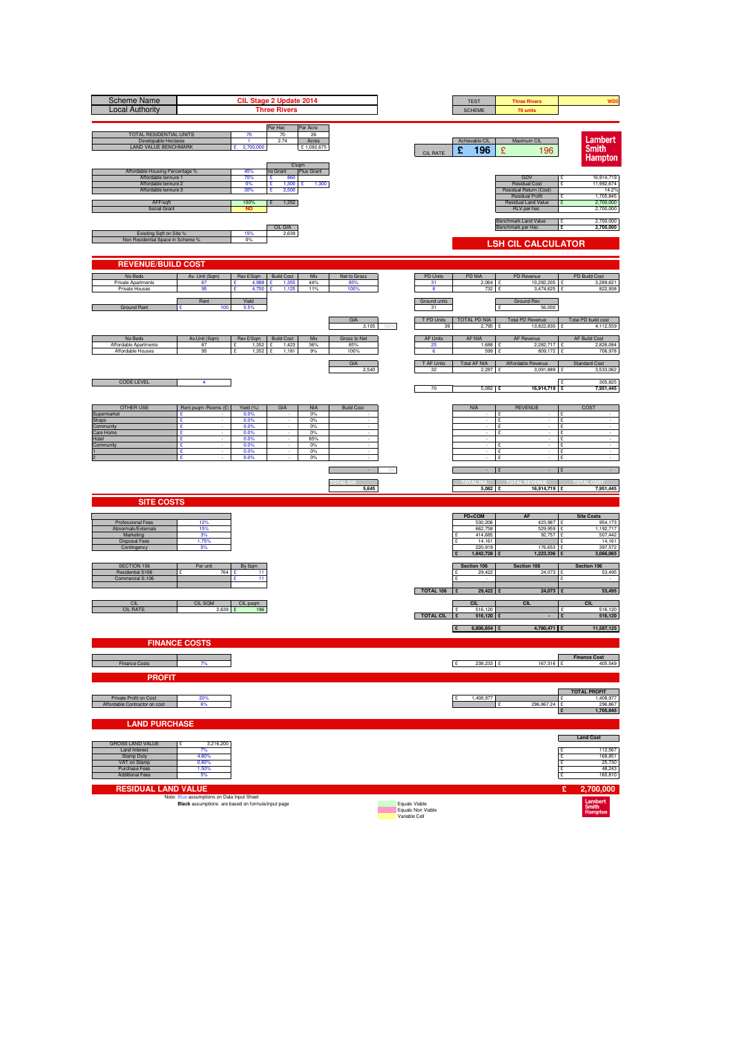| Scheme Name | CIL Stage 2 Update 2014 |
|---|---|
| Local Authority | Three Rivers |

| TEST | Three Rivers | WD3 |
|---|---|---|
| SCHEME | 70 units | |

| | | Per Hec | Per Acre |
|---|---|---|---|
| TOTAL RESIDENTIAL UNITS | 70 | 70 | 28 |
| Developable Hectares | 1 | 2.74 | Acres |
| LAND VALUE BENCHMARK | £ 2,700,000 | | £ 1,092,675 |

| | Achievable CIL | Maximum CIL |
|---|---|---|
| CIL RATE | £ 196 | £ 196 |

Lambert Smith Hampton

| | | £/sqm | |
|---|---|---|---|
| | | no Grant | Plus Grant |
| Affordable Housing Percentage % | 45% | | |
| Affordable tennure 1 | 70% | £ 860 | |
| Affordable tennure 2 | 0% | £ 1,300 | £ 1,300 |
| Affordable tennure 3 | 30% | £ 2,500 | |
| AFF/sqft | 100% | £ 1,352 | |
| Social Grant | NO | | |

| | |
|---|---|
| GDV | £ 16,914,719 |
| Residual Cost | £ 11,992,674 |
| Residual Return (Cost) | 14.2% |
| Residual Profit | £ 1,705,845 |
| Residual Land Value | £ 2,700,000 |
| RLV per hec | 2,700,000 |
| Benchmark Land Value | £ 2,700,000 |
| Benchmark per Hec | £ 2,700,000 |

| | | CIL GIA |
|---|---|---|
| Exisiting Sqft on Site % | 15% | 2,639 |
| Non Residential Space in Scheme % | 0% | |

## LSH CIL CALCULATOR

## REVENUE/BUILD COST

| No Beds | Av. Unit (Sqm) | Rev £/Sqm | Build Cost | Mix | Net to Gross | PD Units | PD NIA | PD Revenue | PD Build Cost |
|---|---|---|---|---|---|---|---|---|---|
| Private Apartments | 67 | £ 4,988 | £ 1,355 | 44% | 85% | 31 | 2,064 | £ 10,292,205 | £ 3,289,621 |
| Private Houses | 95 | £ 4,750 | £ 1,125 | 11% | 100% | 8 | 732 | £ 3,474,625 | £ 822,938 |

| | Rent | Yield | Ground units | Ground Rev |
|---|---|---|---|---|
| Ground Rent | £ 100 | 5.5% | 31 | £ 56,000 |

| GIA | | T PD Units | TOTAL PD NIA | Total PD Revenue | Total PD build cost |
|---|---|---|---|---|---|
| 3,105 | 100% | 39 | 2,795 | £ 13,822,830 | £ 4,112,559 |

| No Beds | Av.Unit (Sqm) | Rev £/Sqm | Build Cost | Mix | Gross to Net | AF Units | AF NIA | AF Revenue | AF Build Cost |
|---|---|---|---|---|---|---|---|---|---|
| Affordable Apartments | 67 | £ 1,352 | £ 1,423 | 36% | 85% | 25 | 1,688 | £ 2,282,717 | £ 2,826,084 |
| Affordable Houses | 95 | £ 1,352 | £ 1,181 | 9% | 100% | 6 | 599 | £ 809,172 | £ 706,978 |

| GIA | T AF Units | Total AF NIA | Affordable Revenue | Standard Cost |
|---|---|---|---|---|
| 2,540 | 32 | 2,287 | £ 3,091,889 | £ 3,533,062 |

| CODE LEVEL | 4 |
|---|---|

| | | | |
|---|---|---|---|
| | | | £ 305,825 |
| 70 | 5,082 | £ 16,914,719 | £ 7,951,445 |

| OTHER USE | Rent psqm /Rooms (£) | Yield (%) | GIA | NIA | Build Cost | NIA | REVENUE | COST |
|---|---|---|---|---|---|---|---|---|
| Supermarket | £ - | 0.0% | - | 0% | - | - | £ - | £ - |
| Shops | £ - | 0.0% | - | 0% | - | - | £ - | £ - |
| Community | £ - | 0.0% | - | 0% | - | - | £ - | £ - |
| Care Home | £ - | 0.0% | - | 0% | - | - | £ - | £ - |
| Hotel | £ - | 0.0% | - | 85% | - | - | £ - | £ - |
| Community | £ - | 0.0% | - | 0% | - | - | £ - | £ - |
| 1 | £ - | 0.0% | - | 0% | - | - | £ - | £ - |
| 2 | £ - | 0.0% | - | 0% | - | - | £ - | £ - |
| | | | | | - | - | £ - | £ - |

| TOTAL GIA | TOTAL NIA | TOTAL REVENUE | TOTAL COST |
|---|---|---|---|
| 5,645 | 5,082 | £ 16,914,719 | £ 7,951,445 |

## SITE COSTS

| | | PD+COM | AF | Site Costs |
|---|---|---|---|---|
| Professional Fees | 12% | 530,206 | 423,967 | £ 954,173 |
| Abnormals/Externals | 15% | 662,758 | 529,959 | £ 1,192,717 |
| Marketing | 3% | £ 414,685 | 92,757 | £ 507,442 |
| Disposal Fees | 1.75% | £ 14,161 | | £ 14,161 |
| Contingency | 5% | 220,919 | 176,653 | £ 397,572 |
| | | £ 1,842,728 | £ 1,223,336 | £ 3,066,065 |

| SECTION 106 | Per unit | By Sqm | Section 106 | Section 106 | Section 106 |
|---|---|---|---|---|---|
| Residential S106 | £ 764 | £ 11 | £ 29,422 | 24,073 | £ 53,495 |
| Commercial S.106 | | £ 11 | £ - | | £ - |
| TOTAL 106 | | | £ 29,422 | £ 24,073 | £ 53,495 |

| CIL | CIL SQM | CIL psqm | CIL | CIL | CIL |
|---|---|---|---|---|---|
| CIL RATE | 2,639 | £ 196 | £ 516,120 | | £ 516,120 |
| TOTAL CIL | | | £ 516,120 | £ - | £ 516,120 |
| | | | £ 6,806,654 | £ 4,780,471 | £ 11,587,125 |

## FINANCE COSTS

| | | | | Finance Cost |
|---|---|---|---|---|
| Finance Costs | 7% | £ 238,233 | £ 167,316 | £ 405,549 |

## PROFIT

| | | | | TOTAL PROFIT |
|---|---|---|---|---|
| Private Profit on Cost | 20% | £ 1,408,977 | | £ 1,408,977 |
| Affordable Contractor on cost | 6% | | £ 296,867.24 | £ 296,867 |
| | | | | £ 1,705,845 |

## LAND PURCHASE

| | | Land Cost |
|---|---|---|
| GROSS LAND VALUE | £ 3,216,200 | |
| Land Interest | 7% | £ 112,567 |
| Stamp Duty | 4.80% | £ 168,851 |
| VAT on Stamp | 0.80% | £ 25,730 |
| Purchase Fees | 1.50% | £ 48,243 |
| Additional Fees | 5% | £ 160,810 |

## RESIDUAL LAND VALUE £ 2,700,000

Note: Blue assumptions on Data Input Sheet
**Black** assumptions are based on formula/input page

Equals Viable
Equals Non Viable
Variable Cell

Lambert Smith Hampton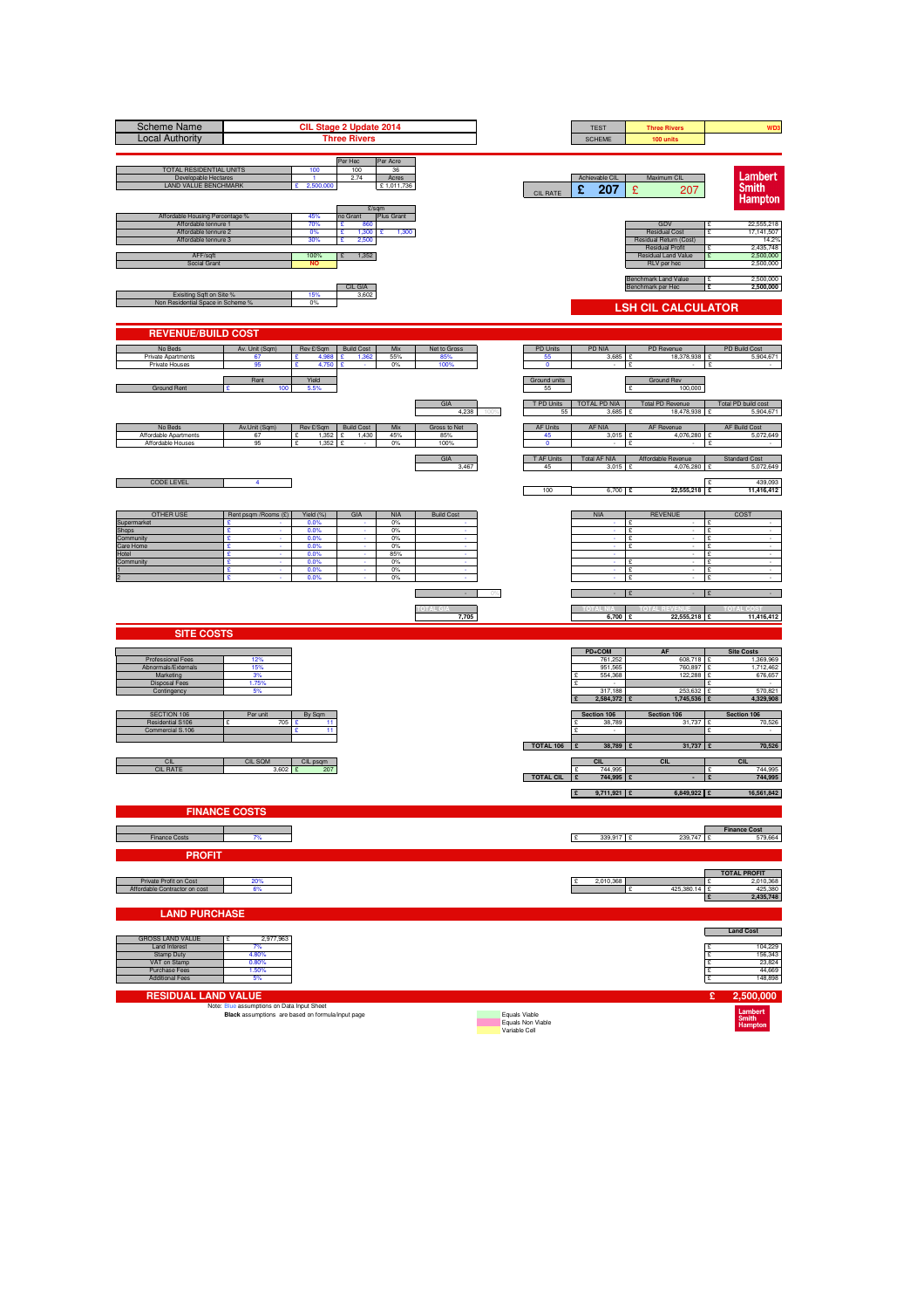| Scheme Name | CIL Stage 2 Update 2014 |
|---|---|
| Local Authority | Three Rivers |

| TEST | Three Rivers | WD3 |
|---|---|---|
| SCHEME | 100 units | |

| | | Per Hec | Per Acre |
|---|---|---|---|
| TOTAL RESIDENTIAL UNITS | 100 | 100 | 36 |
| Developable Hectares | 1 | 2.74 | Acres |
| LAND VALUE BENCHMARK | £ 2,500,000 | | £ 1,011,736 |

| CIL RATE | Achievable CIL | Maximum CIL |
|---|---|---|
| | £ 207 | £ 207 |

Lambert Smith Hampton

| | | £/sqm | |
|---|---|---|---|
| | | no Grant | Plus Grant |
| Affordable Housing Percentage % | 45% | | |
| Affordable tennure 1 | 70% | £ 860 | |
| Affordable tennure 2 | 0% | £ 1,300 | £ 1,300 |
| Affordable tennure 3 | 30% | £ 2,500 | |
| AFF/sqft | 100% | £ 1,352 | |
| Social Grant | NO | | |

| | | |
|---|---|---|
| GDV | £ | 22,555,218 |
| Residual Cost | £ | 17,141,507 |
| Residual Return (Cost) | | 14.2% |
| Residual Profit | £ | 2,435,748 |
| Residual Land Value | £ | 2,500,000 |
| RLV per hec | | 2,500,000 |
| Benchmark Land Value | £ | 2,500,000 |
| Benchmark per Hec | £ | 2,500,000 |

| | | CIL GIA |
|---|---|---|
| Exisiting Sqft on Site % | 15% | 3,602 |
| Non Residential Space in Scheme % | 0% | |

## LSH CIL CALCULATOR

## REVENUE/BUILD COST

| No Beds | Av. Unit (Sqm) | Rev £/Sqm | Build Cost | Mix | Net to Gross |
|---|---|---|---|---|---|
| Private Apartments | 67 | £ 4,988 | £ 1,362 | 55% | 85% |
| Private Houses | 95 | £ 4,750 | £ - | 0% | 100% |

| PD Units | PD NIA | PD Revenue | PD Build Cost |
|---|---|---|---|
| 55 | 3,685 | £ 18,378,938 | £ 5,904,671 |
| 0 | - | £ - | £ - |

| | Rent | Yield |
|---|---|---|
| Ground Rent | £ 100 | 5.5% |

| Ground units | | Ground Rev |
|---|---|---|
| 55 | | £ 100,000 |

| GIA | |
|---|---|
| 4,238 | 100% |

| T PD Units | TOTAL PD NIA | Total PD Revenue | Total PD build cost |
|---|---|---|---|
| 55 | 3,685 | £ 18,478,938 | £ 5,904,671 |

| No Beds | Av.Unit (Sqm) | Rev £/Sqm | Build Cost | Mix | Gross to Net |
|---|---|---|---|---|---|
| Affordable Apartments | 67 | £ 1,352 | £ 1,430 | 45% | 85% |
| Affordable Houses | 95 | £ 1,352 | £ - | 0% | 100% |

| AF Units | AF NIA | AF Revenue | AF Build Cost |
|---|---|---|---|
| 45 | 3,015 | £ 4,076,280 | £ 5,072,649 |
| 0 | - | £ - | £ - |

| GIA |
|---|
| 3,467 |

| T AF Units | Total AF NIA | Affordable Revenue | Standard Cost |
|---|---|---|---|
| 45 | 3,015 | £ 4,076,280 | £ 5,072,649 |

| CODE LEVEL | 4 |
|---|---|

| | | | |
|---|---|---|---|
| | | | £ 439,093 |
| 100 | 6,700 | £ 22,555,218 | £ 11,416,412 |

| OTHER USE | Rent psqm /Rooms (£) | Yield (%) | GIA | NIA | Build Cost | NIA | REVENUE | COST |
|---|---|---|---|---|---|---|---|---|
| Supermarket | £ - | 0.0% | - | 0% | - | - | £ - | £ - |
| Shops | £ - | 0.0% | - | 0% | - | - | £ - | £ - |
| Community | £ - | 0.0% | - | 0% | - | - | £ - | £ - |
| Care Home | £ - | 0.0% | - | 0% | - | - | £ - | £ - |
| Hotel | £ - | 0.0% | - | 85% | - | - | - | £ - |
| Community | £ - | 0.0% | - | 0% | - | - | £ - | £ - |
| 1 | £ - | 0.0% | - | 0% | - | - | £ - | £ - |
| 2 | £ - | 0.0% | - | 0% | - | - | £ - | £ - |
| | | | | | - | - | £ - | £ - |

| TOTAL GIA | TOTAL NIA | TOTAL REVENUE | TOTAL COST |
|---|---|---|---|
| 7,705 | 6,700 | £ 22,555,218 | £ 11,416,412 |

## SITE COSTS

| | | PD+COM | AF | Site Costs |
|---|---|---|---|---|
| Professional Fees | 12% | 761,252 | 608,718 | £ 1,369,969 |
| Abnormals/Externals | 15% | 951,565 | 760,897 | £ 1,712,462 |
| Marketing | 3% | £ 554,368 | 122,288 | £ 676,657 |
| Disposal Fees | 1.75% | £ - | | £ - |
| Contingency | 5% | 317,188 | 253,632 | £ 570,821 |
| | | £ 2,584,372 | £ 1,745,536 | £ 4,329,908 |

| SECTION 106 | Per unit | By Sqm | Section 106 | Section 106 | Section 106 |
|---|---|---|---|---|---|
| Residential S106 | £ 705 | £ 11 | £ 38,789 | 31,737 | £ 70,526 |
| Commercial S.106 | | £ 11 | £ - | | £ - |
| TOTAL 106 | | | £ 38,789 | £ 31,737 | £ 70,526 |

| CIL | CIL SQM | CIL psqm | CIL | CIL | CIL |
|---|---|---|---|---|---|
| CIL RATE | 3,602 | £ 207 | £ 744,995 | | £ 744,995 |
| TOTAL CIL | | | £ 744,995 | £ - | £ 744,995 |
| | | | £ 9,711,921 | £ 6,849,922 | £ 16,561,842 |

## FINANCE COSTS

| | | | | Finance Cost |
|---|---|---|---|---|
| Finance Costs | 7% | £ 339,917 | £ 239,747 | £ 579,664 |

## PROFIT

| | | | | TOTAL PROFIT |
|---|---|---|---|---|
| Private Profit on Cost | 20% | £ 2,010,368 | | £ 2,010,368 |
| Affordable Contractor on cost | 6% | | £ 425,380.14 | £ 425,380 |
| | | | | £ 2,435,748 |

## LAND PURCHASE

| | | Land Cost |
|---|---|---|
| GROSS LAND VALUE | £ 2,977,963 | |
| Land Interest | 7% | £ 104,229 |
| Stamp Duty | 4.80% | £ 156,343 |
| VAT on Stamp | 0.80% | £ 23,824 |
| Purchase Fees | 1.50% | £ 44,669 |
| Additional Fees | 5% | £ 148,898 |

## RESIDUAL LAND VALUE £ 2,500,000

Note: Blue assumptions on Data Input Sheet
**Black** assumptions are based on formula/input page

Equals Viable
Equals Non Viable
Variable Cell

Lambert Smith Hampton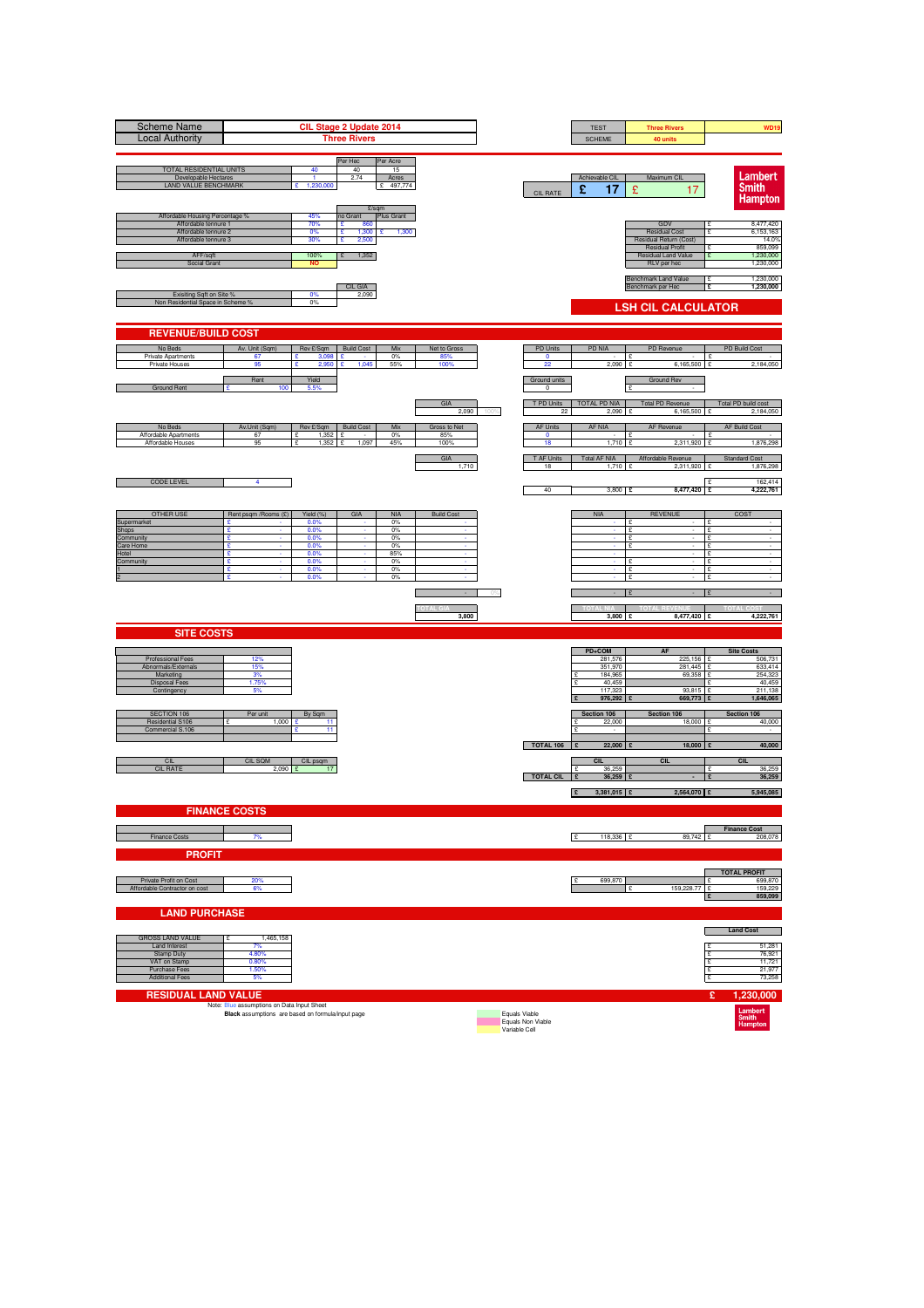| Scheme Name | CIL Stage 2 Update 2014 |
|---|---|
| Local Authority | Three Rivers |

| TEST | Three Rivers | WD19 |
|---|---|---|
| SCHEME | 40 units | |

| | | Per Hec | Per Acre |
|---|---|---|---|
| TOTAL RESIDENTIAL UNITS | 40 | 40 | 15 |
| Developable Hectares | 1 | 2.74 | Acres |
| LAND VALUE BENCHMARK | £ 1,230,000 | | £ 497,774 |

| | Achievable CIL | Maximum CIL |
|---|---|---|
| CIL RATE | £ 17 | £ 17 |

Lambert Smith Hampton

| | | £/sqm no Grant | Plus Grant |
|---|---|---|---|
| Affordable Housing Percentage % | 45% | | |
| Affordable tennure 1 | 70% | £ 860 | |
| Affordable tennure 2 | 0% | £ 1,300 | £ 1,300 |
| Affordable tennure 3 | 30% | £ 2,500 | |
| AFF/sqft | 100% | £ 1,352 | |
| Social Grant | NO | | |

| | |
|---|---|
| GDV | £ 8,477,420 |
| Residual Cost | £ 6,153,163 |
| Residual Return (Cost) | 14.0% |
| Residual Profit | £ 859,099 |
| Residual Land Value | £ 1,230,000 |
| RLV per hec | 1,230,000 |
| Benchmark Land Value | £ 1,230,000 |
| Benchmark per Hec | £ 1,230,000 |

| | | CIL GIA |
|---|---|---|
| Exisiting Sqft on Site % | 0% | 2,090 |
| Non Residential Space in Scheme % | 0% | |

## LSH CIL CALCULATOR

## REVENUE/BUILD COST

| No Beds | Av. Unit (Sqm) | Rev £/Sqm | Build Cost | Mix | Net to Gross | PD Units | PD NIA | PD Revenue | PD Build Cost |
|---|---|---|---|---|---|---|---|---|---|
| Private Apartments | 67 | £ 3,098 | £ - | 0% | 85% | 0 | - | £ - | £ - |
| Private Houses | 95 | £ 2,950 | £ 1,045 | 55% | 100% | 22 | 2,090 | £ 6,165,500 | £ 2,184,050 |

| | Rent | Yield | Ground units | Ground Rev |
|---|---|---|---|---|
| Ground Rent | £ 100 | 5.5% | 0 | £ - |

| GIA | | T PD Units | TOTAL PD NIA | Total PD Revenue | Total PD build cost |
|---|---|---|---|---|---|
| 2,090 | 100% | 22 | 2,090 | £ 6,165,500 | £ 2,184,050 |

| No Beds | Av.Unit (Sqm) | Rev £/Sqm | Build Cost | Mix | Gross to Net | AF Units | AF NIA | AF Revenue | AF Build Cost |
|---|---|---|---|---|---|---|---|---|---|
| Affordable Apartments | 67 | £ 1,352 | £ - | 0% | 85% | 0 | - | £ - | £ - |
| Affordable Houses | 95 | £ 1,352 | £ 1,097 | 45% | 100% | 18 | 1,710 | £ 2,311,920 | £ 1,876,298 |

| GIA | T AF Units | Total AF NIA | Affordable Revenue | Standard Cost |
|---|---|---|---|---|
| 1,710 | 18 | 1,710 | £ 2,311,920 | £ 1,876,298 |

| CODE LEVEL | 4 | | | | £ 162,414 |
|---|---|---|---|---|---|
| | | 40 | 3,800 | £ 8,477,420 | £ 4,222,761 |

| OTHER USE | Rent psqm /Rooms (£) | Yield (%) | GIA | NIA | Build Cost | NIA | REVENUE | COST |
|---|---|---|---|---|---|---|---|---|
| Supermarket | £ - | 0.0% | - | 0% | - | - | £ - | £ - |
| Shops | £ - | 0.0% | - | 0% | - | - | £ - | £ - |
| Community | £ - | 0.0% | - | 0% | - | - | £ - | £ - |
| Care Home | £ - | 0.0% | - | 0% | - | - | £ - | £ - |
| Hotel | £ - | 0.0% | - | 85% | - | - | £ - | £ - |
| Community | £ - | 0.0% | - | 0% | - | - | £ - | £ - |
| 1 | £ - | 0.0% | - | 0% | - | - | £ - | £ - |
| 2 | £ - | 0.0% | - | 0% | - | - | £ - | £ - |
| | | | | | - | - | £ - | £ - |
| | | | | | TOTAL GIA 3,800 | TOTAL NIA 3,800 | TOTAL REVENUE £ 8,477,420 | TOTAL COST £ 4,222,761 |

## SITE COSTS

| | | PD+COM | AF | Site Costs |
|---|---|---|---|---|
| Professional Fees | 12% | 281,576 | 225,156 | £ 506,731 |
| Abnormals/Externals | 15% | 351,970 | 281,445 | £ 633,414 |
| Marketing | 3% | £ 184,965 | 69,358 | £ 254,323 |
| Disposal Fees | 1.75% | £ 40,459 | | £ 40,459 |
| Contingency | 5% | 117,323 | 93,815 | £ 211,138 |
| | | £ 976,292 | £ 669,773 | £ 1,646,065 |

| SECTION 106 | Per unit | By Sqm | | Section 106 | Section 106 | Section 106 |
|---|---|---|---|---|---|---|
| Residential S106 | £ 1,000 | £ 11 | | £ 22,000 | 18,000 | £ 40,000 |
| Commercial S.106 | | £ 11 | | £ - | | £ - |
| | | | TOTAL 106 | £ 22,000 | £ 18,000 | £ 40,000 |

| CIL | CIL SQM | CIL psqm | | CIL | CIL | CIL |
|---|---|---|---|---|---|---|
| CIL RATE | 2,090 | £ 17 | | £ 36,259 | | £ 36,259 |
| | | | TOTAL CIL | £ 36,259 | £ - | £ 36,259 |
| | | | | £ 3,381,015 | £ 2,564,070 | £ 5,945,085 |

## FINANCE COSTS

| | | | | Finance Cost |
|---|---|---|---|---|
| Finance Costs | 7% | £ 118,336 | £ 89,742 | £ 208,078 |

## PROFIT

| | | | | TOTAL PROFIT |
|---|---|---|---|---|
| Private Profit on Cost | 20% | £ 699,870 | | £ 699,870 |
| Affordable Contractor on cost | 6% | | £ 159,228.77 | £ 159,229 |
| | | | | £ 859,099 |

## LAND PURCHASE

| | | Land Cost |
|---|---|---|
| GROSS LAND VALUE | £ 1,465,158 | |
| Land Interest | 7% | £ 51,281 |
| Stamp Duty | 4.80% | £ 76,921 |
| VAT on Stamp | 0.80% | £ 11,721 |
| Purchase Fees | 1.50% | £ 21,977 |
| Additional Fees | 5% | £ 73,258 |

## RESIDUAL LAND VALUE £ 1,230,000

Note: Blue assumptions on Data Input Sheet
**Black** assumptions are based on formula/input page

Equals Viable
Equals Non Viable
Variable Cell

Lambert Smith Hampton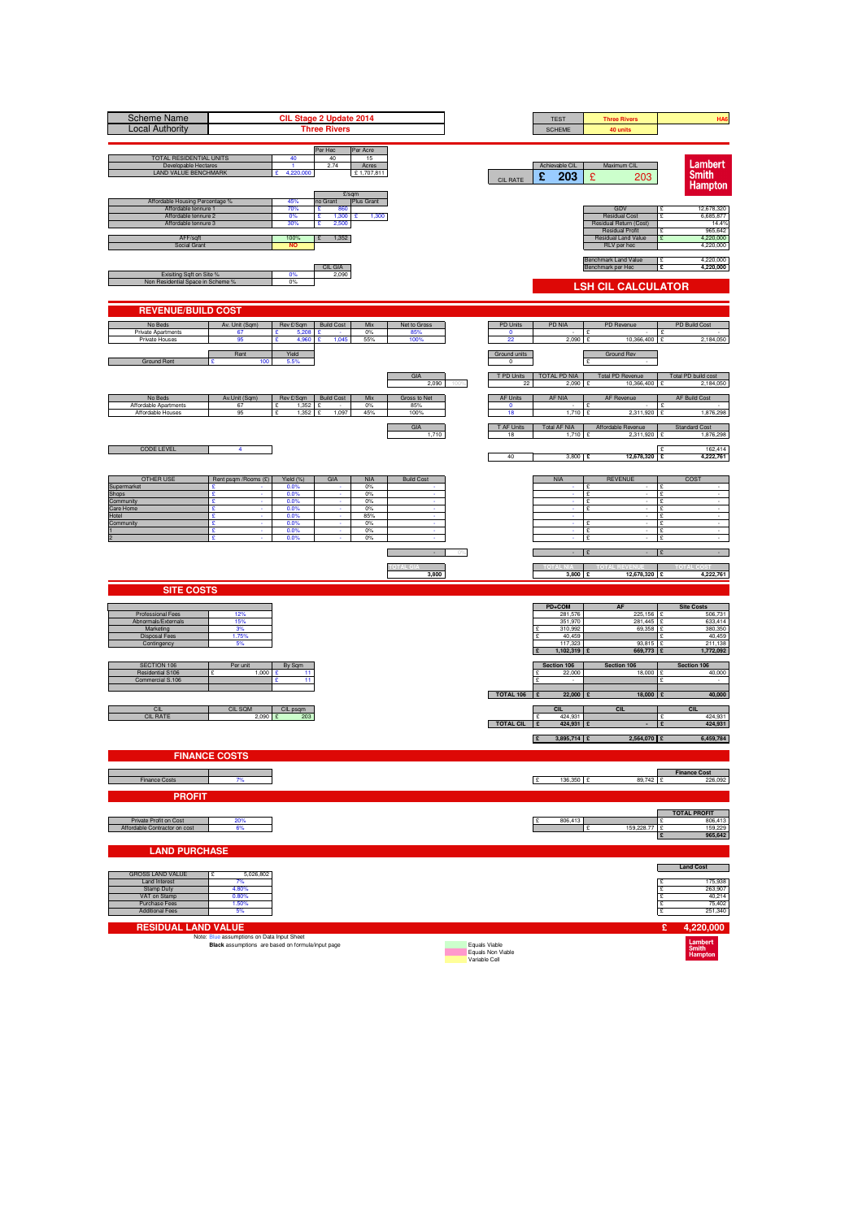| Scheme Name | CIL Stage 2 Update 2014 |
|---|---|
| Local Authority | Three Rivers |

| TEST | Three Rivers | HA6 |
|---|---|---|
| SCHEME | 40 units | |

| | | Per Hec | Per Acre |
|---|---|---|---|
| TOTAL RESIDENTIAL UNITS | 40 | 40 | 15 |
| Developable Hectares | 1 | 2.74 | Acres |
| LAND VALUE BENCHMARK | £ 4,220,000 | | £ 1,707,811 |

| CIL RATE | Achievable CIL | Maximum CIL |
|---|---|---|
| | £ 203 | £ 203 |

**Lambert Smith Hampton**

| | | £/sqm | |
|---|---|---|---|
| | | no Grant | Plus Grant |
| Affordable Housing Percentage % | 45% | | |
| Affordable tennure 1 | 70% | £ 860 | |
| Affordable tennure 2 | 0% | £ 1,300 | £ 1,300 |
| Affordable tennure 3 | 30% | £ 2,500 | |
| AFF/sqft | 100% | £ 1,352 | |
| Social Grant | NO | | |

| | |
|---|---|
| GDV | £ 12,678,320 |
| Residual Cost | £ 6,685,877 |
| Residual Return (Cost) | 14.4% |
| Residual Profit | £ 965,642 |
| Residual Land Value | £ 4,220,000 |
| RLV per hec | 4,220,000 |
| Benchmark Land Value | £ 4,220,000 |
| Benchmark per Hec | £ 4,220,000 |

| | | CIL GIA |
|---|---|---|
| Exisiting Sqft on Site % | 0% | 2,090 |
| Non Residential Space in Scheme % | 0% | |

## LSH CIL CALCULATOR

## REVENUE/BUILD COST

| No Beds | Av. Unit (Sqm) | Rev £/Sqm | Build Cost | Mix | Net to Gross |
|---|---|---|---|---|---|
| Private Apartments | 67 | £ 5,208 | £ - | 0% | 85% |
| Private Houses | 95 | £ 4,960 | £ 1,045 | 55% | 100% |

| | Rent | Yield |
|---|---|---|
| Ground Rent | £ 100 | 5.5% |

GIA 2,090 | 100%

| PD Units | PD NIA | PD Revenue | PD Build Cost |
|---|---|---|---|
| 0 | - | £ - | £ - |
| 22 | 2,090 | £ 10,366,400 | £ 2,184,050 |
| Ground units | | Ground Rev | |
| 0 | | £ - | |
| T PD Units | TOTAL PD NIA | Total PD Revenue | Total PD build cost |
| 22 | 2,090 | £ 10,366,400 | £ 2,184,050 |

| No Beds | Av.Unit (Sqm) | Rev £/Sqm | Build Cost | Mix | Gross to Net |
|---|---|---|---|---|---|
| Affordable Apartments | 67 | £ 1,352 | £ - | 0% | 85% |
| Affordable Houses | 95 | £ 1,352 | £ 1,097 | 45% | 100% |

GIA 1,710

| AF Units | AF NIA | AF Revenue | AF Build Cost |
|---|---|---|---|
| 0 | - | £ - | £ - |
| 18 | 1,710 | £ 2,311,920 | £ 1,876,298 |
| T AF Units | Total AF NIA | Affordable Revenue | Standard Cost |
| 18 | 1,710 | £ 2,311,920 | £ 1,876,298 |
| | | | £ 162,414 |
| 40 | 3,800 | £ 12,678,320 | £ 4,222,761 |

| CODE LEVEL | 4 |
|---|---|

| OTHER USE | Rent psqm /Rooms (£) | Yield (%) | GIA | NIA | Build Cost | NIA | REVENUE | COST |
|---|---|---|---|---|---|---|---|---|
| Supermarket | £ - | 0.0% | - | 0% | - | - | £ - | £ - |
| Shops | £ - | 0.0% | - | 0% | - | - | £ - | £ - |
| Community | £ - | 0.0% | - | 0% | - | - | £ - | £ - |
| Care Home | £ - | 0.0% | - | 0% | - | - | £ - | £ - |
| Hotel | £ - | 0.0% | - | 85% | - | - | - | £ - |
| Community | £ - | 0.0% | - | 0% | - | - | £ - | £ - |
| 1 | £ - | 0.0% | - | 0% | - | - | £ - | £ - |
| 2 | £ - | 0.0% | - | 0% | - | - | £ - | £ - |
| | | | | | - | - | £ - | £ - |
| | | | | | TOTAL GIA 3,800 | TOTAL NIA 3,800 | TOTAL REVENUE £ 12,678,320 | TOTAL COST £ 4,222,761 |

## SITE COSTS

| | | PD+COM | AF | Site Costs |
|---|---|---|---|---|
| Professional Fees | 12% | 281,576 | 225,156 | £ 506,731 |
| Abnormals/Externals | 15% | 351,970 | 281,445 | £ 633,414 |
| Marketing | 3% | £ 310,992 | 69,358 | £ 380,350 |
| Disposal Fees | 1.75% | £ 40,459 | | £ 40,459 |
| Contingency | 5% | 117,323 | 93,815 | £ 211,138 |
| | | £ 1,102,319 | £ 669,773 | £ 1,772,092 |

| SECTION 106 | Per unit | By Sqm | | Section 106 | Section 106 | Section 106 |
|---|---|---|---|---|---|---|
| Residential S106 | £ 1,000 | £ 11 | | £ 22,000 | 18,000 | £ 40,000 |
| Commercial S.106 | | £ 11 | | £ - | | £ - |
| | | | TOTAL 106 | £ 22,000 | £ 18,000 | £ 40,000 |

| CIL | CIL SQM | CIL psqm | | CIL | CIL | CIL |
|---|---|---|---|---|---|---|
| CIL RATE | 2,090 | £ 203 | | £ 424,931 | | £ 424,931 |
| | | | TOTAL CIL | £ 424,931 | £ - | £ 424,931 |
| | | | | £ 3,895,714 | £ 2,564,070 | £ 6,459,784 |

## FINANCE COSTS

| | | | | Finance Cost |
|---|---|---|---|---|
| Finance Costs | 7% | £ 136,350 | £ 89,742 | £ 226,092 |

## PROFIT

| | | | | TOTAL PROFIT |
|---|---|---|---|---|
| Private Profit on Cost | 20% | £ 806,413 | | £ 806,413 |
| Affordable Contractor on cost | 6% | | £ 159,228.77 | £ 159,229 |
| | | | | £ 965,642 |

## LAND PURCHASE

| | | Land Cost |
|---|---|---|
| GROSS LAND VALUE | £ 5,026,802 | |
| Land Interest | 7% | £ 175,938 |
| Stamp Duty | 4.80% | £ 263,907 |
| VAT on Stamp | 0.80% | £ 40,214 |
| Purchase Fees | 1.50% | £ 75,402 |
| Additional Fees | 5% | £ 251,340 |

## RESIDUAL LAND VALUE £ 4,220,000

Note: Blue assumptions on Data Input Sheet
**Black** assumptions are based on formula/input page

Equals Viable
Equals Non Viable
Variable Cell

**Lambert Smith Hampton**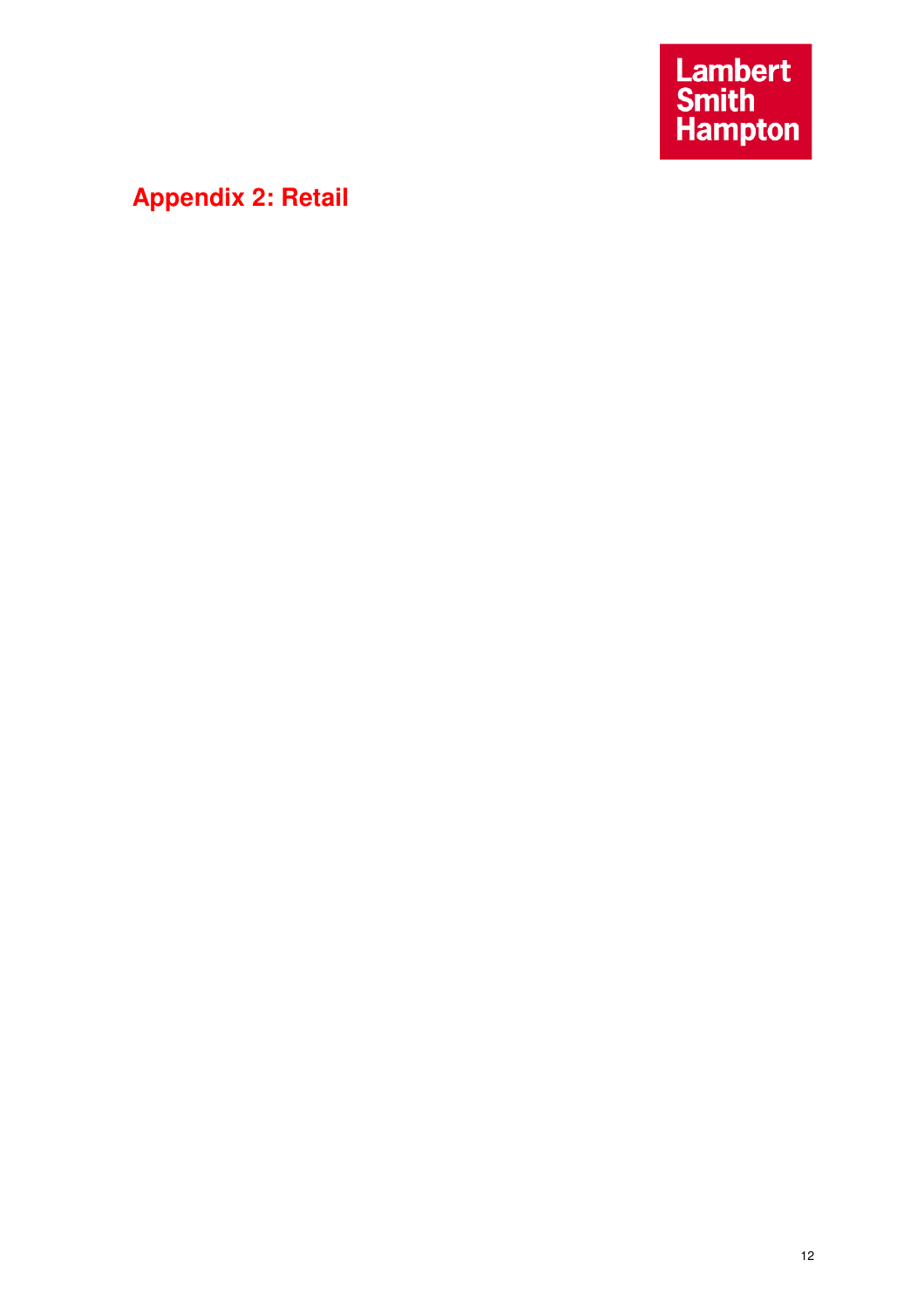# Appendix 2: Retail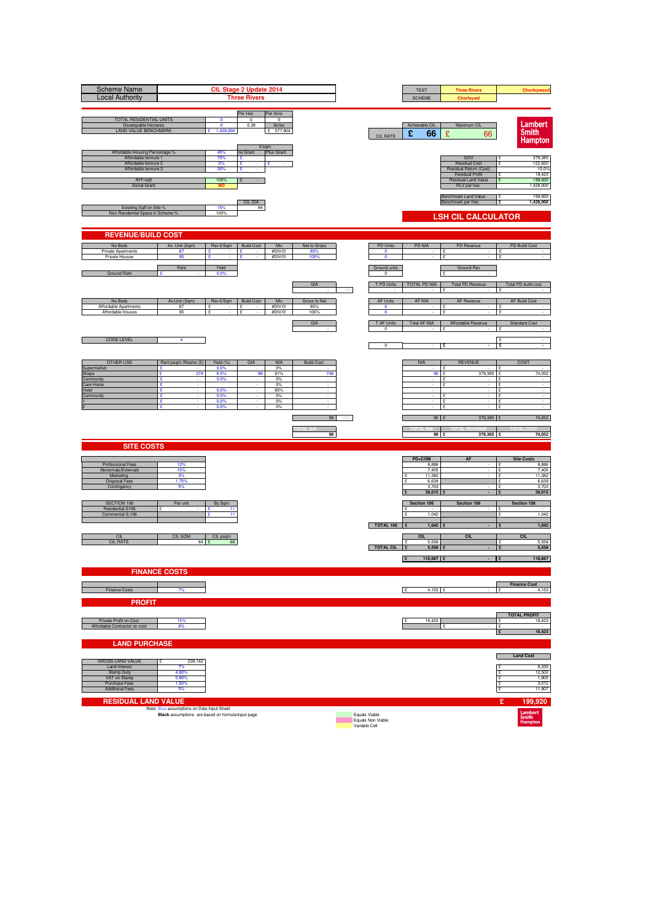| Scheme Name | CIL Stage 2 Update 2014 |
|---|---|
| Local Authority | Three Rivers |

| TEST | Three Rivers | Chorleywood |
|---|---|---|
| SCHEME | Chorleywd | |

| | | Per Hec | Per Acre |
|---|---|---|---|
| TOTAL RESIDENTIAL UNITS | 0 | 0 | 0 |
| Developable Hectares | 0 | 0.38 | Acres |
| LAND VALUE BENCHMARK | £ 1,428,000 | | £ 577,904 |

| CIL RATE | Achievable CIL | Maximum CIL |
|---|---|---|
| | £ 66 | £ 66 |

**Lambert Smith Hampton**

| | | £/sqm | |
|---|---|---|---|
| | | no Grant | Plus Grant |
| Affordable Housing Percentage % | 45% | | |
| Affordable tennure 1 | 70% | £ - | |
| Affordable tennure 2 | 0% | £ - | £ - |
| Affordable tennure 3 | 30% | £ - | |
| AFF/sqft | 100% | £ - | |
| Social Grant | NO | | |

| | |
|---|---|
| GDV | £ 379,385 |
| Residual Cost | £ 122,820 |
| Residual Return (Cost) | 15.0% |
| Residual Profit | £ 18,423 |
| Residual Land Value | £ 199,920 |
| RLV per hec | 1,428,000 |
| Benchmark Land Value | £ 199,920 |
| Benchmark per Hec | £ 1,428,000 |

| | | CIL GIA |
|---|---|---|
| Exsiting Sqft on Site % | 15% | 84 |
| Non Residential Space in Scheme % | 100% | |

## LSH CIL CALCULATOR

## REVENUE/BUILD COST

| No Beds | Av. Unit (Sqm) | Rev £/Sqm | Build Cost | Mix | Net to Gross |
|---|---|---|---|---|---|
| Private Apartments | 67 | £ - | £ - | #DIV/0! | 85% |
| Private Houses | 95 | £ - | £ - | #DIV/0! | 100% |

| | Rent | Yield |
|---|---|---|
| Ground Rent | £ - | 0.0% |

GIA: - 0%

| PD Units | PD NIA | PD Revenue | PD Build Cost |
|---|---|---|---|
| 0 | - | £ - | £ - |
| 0 | - | £ - | £ - |
| **Ground units** | | **Ground Rev** | |
| 0 | | £ - | |
| **T PD Units** | **TOTAL PD NIA** | **Total PD Revenue** | **Total PD build cost** |
| - | - | £ - | £ - |

| No Beds | Av.Unit (Sqm) | Rev £/Sqm | Build Cost | Mix | Gross to Net |
|---|---|---|---|---|---|
| Affordable Apartments | 67 | £ - | £ - | #DIV/0! | 85% |
| Affordable Houses | 95 | £ - | £ - | #DIV/0! | 100% |

GIA: -

| AF Units | AF NIA | AF Revenue | AF Build Cost |
|---|---|---|---|
| 0 | - | £ - | £ - |
| 0 | - | £ - | £ - |
| **T AF Units** | **Total AF NIA** | **Affordable Revenue** | **Standard Cost** |
| 0 | - | £ - | £ - |
| | | | £ - |
| 0 | - | £ - | £ - |

| CODE LEVEL | 4 |
|---|---|

| OTHER USE | Rent psqm /Rooms (£) | Yield (%) | GIA | NIA | Build Cost |
|---|---|---|---|---|---|
| Supermarket | £ - | 0.0% | - | 0% | - |
| Shops | £ 274 | 6.5% | 99 | 91% | 748 |
| Community | £ - | 0.0% | - | 0% | - |
| Care Home | £ - | - | - | 0% | - |
| Hotel | £ - | 0.0% | - | 85% | - |
| Community | £ - | 0.0% | - | 0% | - |
| 1 | £ - | 0.0% | - | 0% | - |
| 2 | £ - | 0.0% | - | 0% | - |
| | | | | | 99 |
| | | | | | **TOTAL GIA** 99 |

| NIA | REVENUE | COST |
|---|---|---|
| - | £ - | £ - |
| 90 | £ 379,385 | £ 74,052 |
| - | £ - | £ - |
| - | £ - | £ - |
| - | £ - | £ - |
| - | £ - | £ - |
| - | £ - | £ - |
| - | £ - | £ - |
| 90 | £ 379,385 | £ 74,052 |
| **TOTAL NIA** 90 | **TOTAL REVENUE** £ 379,385 | **TOTAL COST** £ 74,052 |

## SITE COSTS

| | | PD+COM | AF | Site Costs |
|---|---|---|---|---|
| Professional Fees | 12% | 8,886 | - | £ 8,886 |
| Abnormals/Externals | 10% | 7,405 | - | £ 7,405 |
| Marketing | 3% | £ 11,382 | - | £ 11,382 |
| Disposal Fees | 1.75% | £ 6,639 | - | £ 6,639 |
| Contingency | 5% | 3,703 | - | £ 3,703 |
| | | £ 38,015 | £ - | £ 38,015 |

| SECTION 106 | Per unit | By Sqm | Section 106 | Section 106 | Section 106 |
|---|---|---|---|---|---|
| Residential S106 | £ - | £ 11 | £ - | - | £ - |
| Commercial S.106 | | £ 11 | £ 1,042 | | £ 1,042 |
| TOTAL 106 | | | £ 1,042 | £ - | £ 1,042 |

| CIL | CIL SQM | CIL psqm | CIL | CIL | CIL |
|---|---|---|---|---|---|
| CIL RATE | 84 | £ 66 | £ 5,558 | | £ 5,558 |
| TOTAL CIL | | | £ 5,558 | £ - | £ 5,558 |
| | | | £ 118,667 | £ - | £ 118,667 |

## FINANCE COSTS

| | | | | Finance Cost |
|---|---|---|---|---|
| Finance Costs | 7% | £ 4,153 | £ - | £ 4,153 |

## PROFIT

| | | | | TOTAL PROFIT |
|---|---|---|---|---|
| Private Profit on Cost | 15% | £ 18,423 | | £ 18,423 |
| Affordable Contractor on cost | 6% | | £ - | £ - |
| | | | | £ 18,423 |

## LAND PURCHASE

| | | Land Cost |
|---|---|---|
| GROSS LAND VALUE | £ 238,142 | |
| Land Interest | 7% | £ 8,335 |
| Stamp Duty | 4.80% | £ 12,502 |
| VAT on Stamp | 0.80% | £ 1,905 |
| Purchase Fees | 1.50% | £ 3,572 |
| Additional Fees | 5% | £ 11,907 |

## RESIDUAL LAND VALUE £ 199,920

Note: Blue assumptions on Data Input Sheet
**Black** assumptions are based on formula/input page

Equals Viable
Equals Non Viable
Variable Cell

**Lambert Smith Hampton**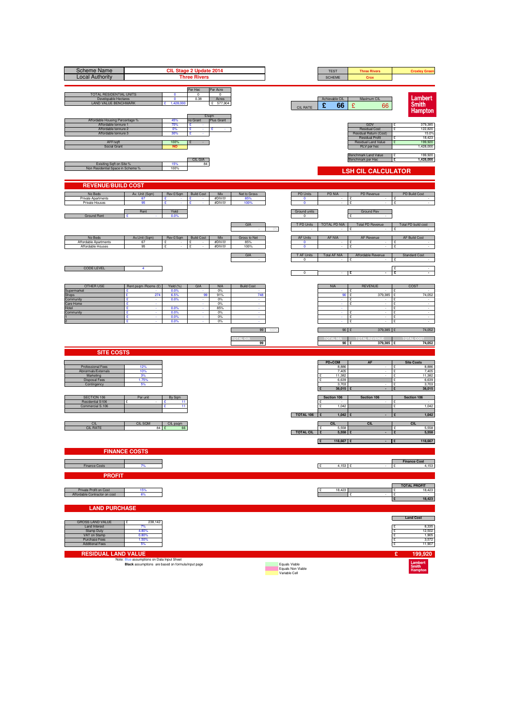| Scheme Name | CIL Stage 2 Update 2014 |
|---|---|
| Local Authority | Three Rivers |

| TEST | Three Rivers | Croxley Green |
|---|---|---|
| SCHEME | Crox | |

| | | Per Hec | Per Acre |
|---|---|---|---|
| TOTAL RESIDENTIAL UNITS | 0 | 0 | 0 |
| Developable Hectares | 0 | 0.38 | Acres |
| LAND VALUE BENCHMARK | £ 1,428,000 | | £ 577,904 |

| CIL RATE | Achievable CIL | Maximum CIL |
|---|---|---|
| | £ 66 | £ 66 |

**Lambert Smith Hampton**

| | | £/sqm | |
|---|---|---|---|
| | | no Grant | Plus Grant |
| Affordable Housing Percentage % | 45% | | |
| Affordable tennure 1 | 70% | £ - | |
| Affordable tennure 2 | 0% | £ - | £ - |
| Affordable tennure 3 | 30% | £ - | |
| AFF/sqft | 100% | £ - | |
| Social Grant | NO | | |

| | |
|---|---|
| GDV | £ 379,385 |
| Residual Cost | £ 122,820 |
| Residual Return (Cost) | 15.0% |
| Residual Profit | £ 18,423 |
| Residual Land Value | £ 199,920 |
| RLV per hec | 1,428,000 |
| Benchmark Land Value | £ 199,920 |
| Benchmark per Hec | £ 1,428,000 |

| | | CIL GIA |
|---|---|---|
| Exisiting Sqft on Site % | 15% | 84 |
| Non Residential Space in Scheme % | 100% | |

## LSH CIL CALCULATOR

## REVENUE/BUILD COST

| No Beds | Av. Unit (Sqm) | Rev £/Sqm | Build Cost | Mix | Net to Gross |
|---|---|---|---|---|---|
| Private Apartments | 67 | £ - | £ - | #DIV/0! | 85% |
| Private Houses | 95 | £ - | £ - | #DIV/0! | 100% |

| | Rent | Yield |
|---|---|---|
| Ground Rent | £ - | 0.0% |

GIA: - | 0%

| PD Units | PD NIA | PD Revenue | PD Build Cost |
|---|---|---|---|
| 0 | - | £ - | £ - |
| 0 | - | £ - | £ - |

| Ground units | | Ground Rev |
|---|---|---|
| 0 | | £ - |

| T PD Units | TOTAL PD NIA | Total PD Revenue | Total PD build cost |
|---|---|---|---|
| - | - | £ - | £ - |

| No Beds | Av.Unit (Sqm) | Rev £/Sqm | Build Cost | Mix | Gross to Net |
|---|---|---|---|---|---|
| Affordable Apartments | 67 | £ - | £ - | #DIV/0! | 85% |
| Affordable Houses | 95 | £ - | £ - | #DIV/0! | 100% |

GIA: -

| AF Units | AF NIA | AF Revenue | AF Build Cost |
|---|---|---|---|
| 0 | - | £ - | £ - |
| 0 | - | £ - | £ - |

| T AF Units | Total AF NIA | Affordable Revenue | Standard Cost |
|---|---|---|---|
| 0 | - | £ - | £ - |
| | | | £ - |
| 0 | - | £ - | £ - |

| CODE LEVEL | 4 |
|---|---|

| OTHER USE | Rent psqm /Rooms (£) | Yield (%) | GIA | NIA | Build Cost | NIA | REVENUE | COST |
|---|---|---|---|---|---|---|---|---|
| Supermarket | £ - | 0.0% | - | 0% | - | - | £ - | £ - |
| Shops | £ 274 | 6.5% | 99 | 91% | 748 | 90 | £ 379,385 | £ 74,052 |
| Community | £ - | 0.0% | - | 0% | - | - | £ - | £ - |
| Care Home | £ - | | - | 0% | - | - | £ - | £ - |
| Hotel | £ - | 0.0% | - | 85% | - | - | £ - | £ - |
| Community | £ - | 0.0% | - | 0% | - | - | £ - | £ - |
| 1 | £ - | 0.0% | - | 0% | - | - | £ - | £ - |
| 2 | £ - | 0.0% | - | 0% | - | - | £ - | £ - |
| | | | | | 99 | 90 | £ 379,385 | £ 74,052 |
| | | | | | TOTAL GIA | TOTAL NIA | TOTAL REVENUE | TOTAL COST |
| | | | | | 99 | 90 | £ 379,385 | £ 74,052 |

## SITE COSTS

| | | PD+COM | AF | Site Costs |
|---|---|---|---|---|
| Professional Fees | 12% | 8,886 | - | £ 8,886 |
| Abnormals/Externals | 10% | 7,405 | - | £ 7,405 |
| Marketing | 3% | £ 11,382 | - | £ 11,382 |
| Disposal Fees | 1.75% | £ 6,639 | - | £ 6,639 |
| Contingency | 5% | 3,703 | - | £ 3,703 |
| | | £ 38,015 | £ - | £ 38,015 |

| SECTION 106 | Per unit | By Sqm | Section 106 | Section 106 | Section 106 |
|---|---|---|---|---|---|
| Residential S106 | £ - | £ 11 | £ - | - | £ - |
| Commercial S.106 | | £ 11 | £ 1,042 | | £ 1,042 |
| TOTAL 106 | | | £ 1,042 | £ - | £ 1,042 |

| CIL | CIL SQM | CIL psqm | CIL | CIL | CIL |
|---|---|---|---|---|---|
| CIL RATE | 84 | £ 66 | £ 5,558 | | £ 5,558 |
| TOTAL CIL | | | £ 5,558 | £ - | £ 5,558 |
| | | | £ 118,667 | £ - | £ 118,667 |

## FINANCE COSTS

| | | | | Finance Cost |
|---|---|---|---|---|
| Finance Costs | 7% | £ 4,153 | £ - | £ 4,153 |

## PROFIT

| | | | | TOTAL PROFIT |
|---|---|---|---|---|
| Private Profit on Cost | 15% | £ 18,423 | | £ 18,423 |
| Affordable Contractor on cost | 6% | | £ - | £ - |
| | | | | £ 18,423 |

## LAND PURCHASE

| | | Land Cost |
|---|---|---|
| GROSS LAND VALUE | £ 238,142 | |
| Land Interest | 7% | £ 8,335 |
| Stamp Duty | 4.80% | £ 12,502 |
| VAT on Stamp | 0.80% | £ 1,905 |
| Purchase Fees | 1.50% | £ 3,572 |
| Additional Fees | 5% | £ 11,907 |

## RESIDUAL LAND VALUE £ 199,920

Note: Blue assumptions on Data Input Sheet

**Black** assumptions are based on formula/input page

Equals Viable
Equals Non Viable
Variable Cell

**Lambert Smith Hampton**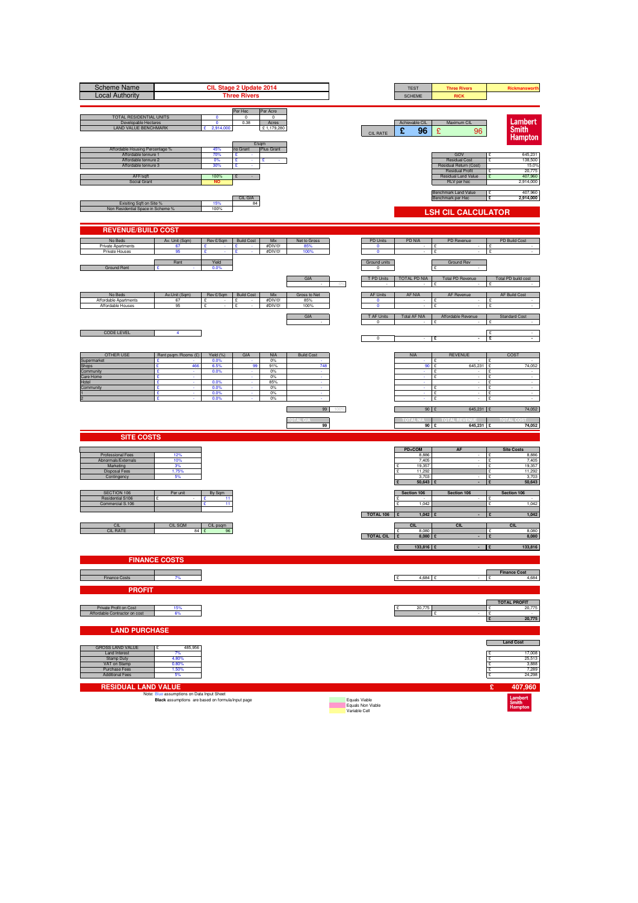| Scheme Name | CIL Stage 2 Update 2014 |
|---|---|
| Local Authority | Three Rivers |

| TEST | Three Rivers | Rickmansworth |
|---|---|---|
| SCHEME | RICK | |

| | | Per Hec | Per Acre |
|---|---|---|---|
| TOTAL RESIDENTIAL UNITS | 0 | 0 | 0 |
| Developable Hectares | 0 | 0.38 | Acres |
| LAND VALUE BENCHMARK | £ 2,914,000 | | £ 1,179,280 |

| CIL RATE | Achievable CIL | Maximum CIL |
|---|---|---|
| | £ 96 | £ 96 |

**Lambert Smith Hampton**

| | | £/sqm | |
|---|---|---|---|
| Affordable Housing Percentage % | 45% | no Grant | Plus Grant |
| Affordable tennure 1 | 70% | £ - | |
| Affordable tennure 2 | 0% | £ - | £ - |
| Affordable tennure 3 | 30% | £ - | |
| AFF/sqft | 100% | £ - | |
| Social Grant | NO | | |

| | |
|---|---|
| GDV | £ 645,231 |
| Residual Cost | £ 138,500 |
| Residual Return (Cost) | 15.0% |
| Residual Profit | £ 20,775 |
| Residual Land Value | £ 407,960 |
| RLV per hec | 2,914,000 |
| Benchmark Land Value | £ 407,960 |
| Benchmark per Hec | £ 2,914,000 |

| | | CIL GIA |
|---|---|---|
| Exisiting Sqft on Site % | 15% | 84 |
| Non Residential Space in Scheme % | 100% | |

## LSH CIL CALCULATOR

## REVENUE/BUILD COST

| No Beds | Av. Unit (Sqm) | Rev £/Sqm | Build Cost | Mix | Net to Gross |
|---|---|---|---|---|---|
| Private Apartments | 67 | £ - | £ - | #DIV/0! | 85% |
| Private Houses | 95 | £ - | £ - | #DIV/0! | 100% |

| PD Units | PD NIA | PD Revenue | PD Build Cost |
|---|---|---|---|
| 0 | - | £ - | £ - |
| 0 | - | £ - | £ - |

| | Rent | Yield |
|---|---|---|
| Ground Rent | £ - | 0.0% |

| Ground units | Ground Rev |
|---|---|
| 0 | £ - |

| GIA | |
|---|---|
| - | 0% |

| T PD Units | TOTAL PD NIA | Total PD Revenue | Total PD build cost |
|---|---|---|---|
| - | - | £ - | £ - |

| No Beds | Av.Unit (Sqm) | Rev £/Sqm | Build Cost | Mix | Gross to Net |
|---|---|---|---|---|---|
| Affordable Apartments | 67 | £ - | £ - | #DIV/0! | 85% |
| Affordable Houses | 95 | £ - | £ - | #DIV/0! | 100% |

| AF Units | AF NIA | AF Revenue | AF Build Cost |
|---|---|---|---|
| 0 | - | £ - | £ - |
| 0 | - | £ - | £ - |

| GIA |
|---|
| - |

| T AF Units | Total AF NIA | Affordable Revenue | Standard Cost |
|---|---|---|---|
| 0 | - | £ - | £ - |
| | | | £ - |
| 0 | - | £ - | £ - |

| CODE LEVEL | 4 |
|---|---|

| OTHER USE | Rent psqm /Rooms (£) | Yield (%) | GIA | NIA | Build Cost | NIA | REVENUE | COST |
|---|---|---|---|---|---|---|---|---|
| Supermarket | £ - | 0.0% | - | 0% | - | - | £ - | £ - |
| Shops | £ 466 | 6.5% | 99 | 91% | 748 | 90 | £ 645,231 | £ 74,052 |
| Community | £ - | 0.0% | - | 0% | - | - | £ - | £ - |
| Care Home | £ - | | - | 0% | - | - | £ - | £ - |
| Hotel | £ - | 0.0% | - | 85% | - | - | - | £ - |
| Community | £ - | 0.0% | - | 0% | - | - | £ - | £ - |
| 1 | £ - | 0.0% | - | 0% | - | - | £ - | £ - |
| 2 | £ - | 0.0% | - | 0% | - | - | £ - | £ - |
| | | | | | 99 | 90 | £ 645,231 | £ 74,052 |
| | | | | | TOTAL GIA | TOTAL NIA | TOTAL REVENUE | TOTAL COST |
| | | | | | 99 | 90 | £ 645,231 | £ 74,052 |

## SITE COSTS

| | | PD+COM | AF | Site Costs |
|---|---|---|---|---|
| Professional Fees | 12% | 8,886 | - | £ 8,886 |
| Abnormals/Externals | 10% | 7,405 | - | £ 7,405 |
| Marketing | 3% | £ 19,357 | - | £ 19,357 |
| Disposal Fees | 1.75% | £ 11,292 | - | £ 11,292 |
| Contingency | 5% | 3,703 | - | £ 3,703 |
| | | £ 50,643 | £ - | £ 50,643 |

| SECTION 106 | Per unit | By Sqm | Section 106 | Section 106 | Section 106 |
|---|---|---|---|---|---|
| Residential S106 | £ - | £ 11 | £ - | £ - | £ - |
| Commercial S.106 | | £ 11 | £ 1,042 | | £ 1,042 |
| TOTAL 106 | | | £ 1,042 | £ - | £ 1,042 |

| CIL | CIL SQM | CIL psqm | CIL | CIL | CIL |
|---|---|---|---|---|---|
| CIL RATE | 84 | £ 96 | £ 8,080 | | £ 8,080 |
| TOTAL CIL | | | £ 8,080 | £ - | £ 8,080 |
| | | | £ 133,816 | £ - | £ 133,816 |

## FINANCE COSTS

| | | | | Finance Cost |
|---|---|---|---|---|
| Finance Costs | 7% | £ 4,684 | £ - | £ 4,684 |

## PROFIT

| | | | | TOTAL PROFIT |
|---|---|---|---|---|
| Private Profit on Cost | 15% | £ 20,775 | | £ 20,775 |
| Affordable Contractor on cost | 6% | | £ - | £ - |
| | | | | £ 20,775 |

## LAND PURCHASE

| | | Land Cost |
|---|---|---|
| GROSS LAND VALUE | £ 485,956 | |
| Land Interest | 7% | £ 17,008 |
| Stamp Duty | 4.80% | £ 25,513 |
| VAT on Stamp | 0.80% | £ 3,888 |
| Purchase Fees | 1.50% | £ 7,289 |
| Additional Fees | 5% | £ 24,298 |

## RESIDUAL LAND VALUE £ 407,960

Note: Blue assumptions on Data Input Sheet
**Black** assumptions are based on formula/input page

Equals Viable
Equals Non Viable
Variable Cell

**Lambert Smith Hampton**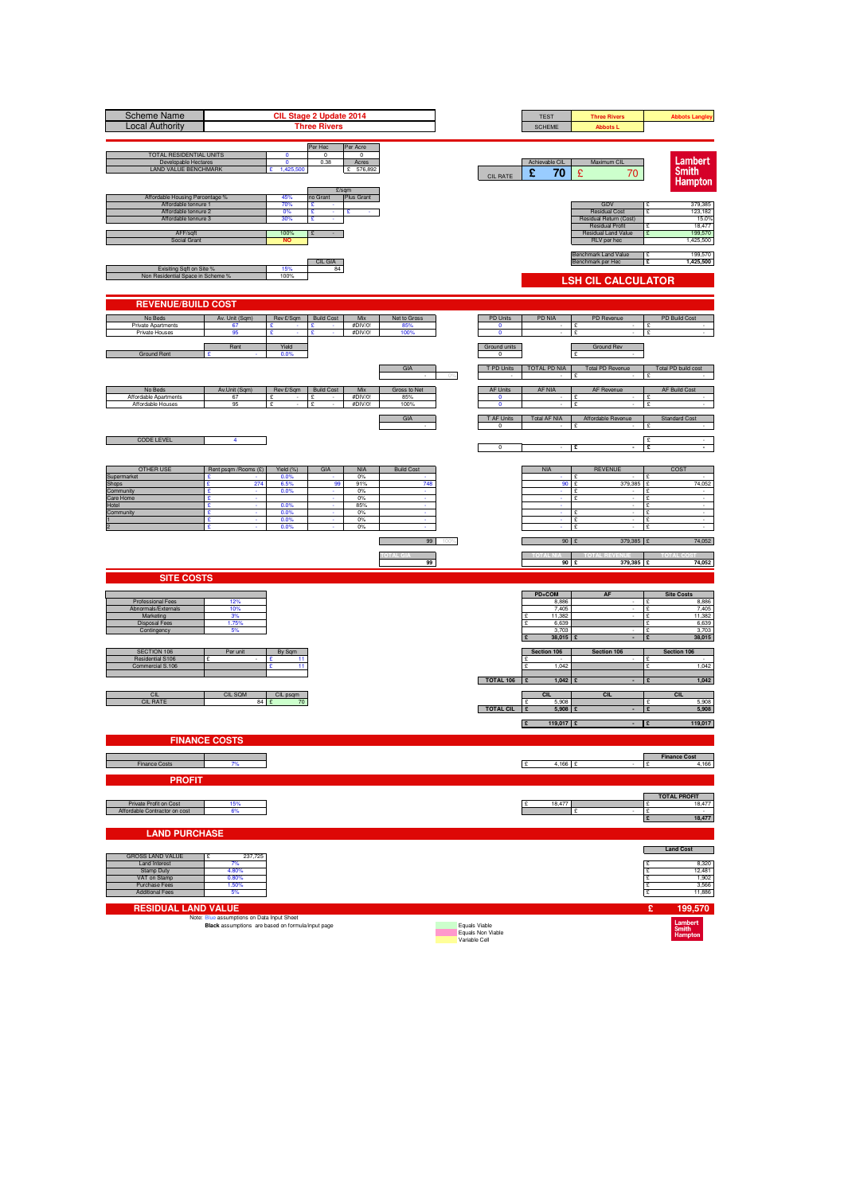| Scheme Name | CIL Stage 2 Update 2014 |
|---|---|
| Local Authority | Three Rivers |

| TEST | Three Rivers | Abbots Langley |
|---|---|---|
| SCHEME | Abbots L | |

| | | Per Hec | Per Acre |
|---|---|---|---|
| TOTAL RESIDENTIAL UNITS | 0 | 0 | 0 |
| Developable Hectares | 0 | 0.38 | Acres |
| LAND VALUE BENCHMARK | £ 1,425,500 | | £ 576,892 |

| CIL RATE | Achievable CIL | Maximum CIL |
|---|---|---|
| | £ 70 | £ 70 |

**Lambert Smith Hampton**

| | | £/sqm | |
|---|---|---|---|
| Affordable Housing Percentage % | 45% | no Grant | Plus Grant |
| Affordable tennure 1 | 70% | £ - | |
| Affordable tennure 2 | 0% | £ - | £ - |
| Affordable tennure 3 | 30% | £ - | |
| AFF/sqft | 100% | £ - | |
| Social Grant | NO | | |

| | |
|---|---|
| GDV | £ 379,385 |
| Residual Cost | £ 123,182 |
| Residual Return (Cost) | 15.0% |
| Residual Profit | £ 18,477 |
| Residual Land Value | £ 199,570 |
| RLV per hec | 1,425,500 |
| Benchmark Land Value | £ 199,570 |
| Benchmark per Hec | £ 1,425,500 |

| | | CIL GIA |
|---|---|---|
| Exisitng Sqft on Site % | 15% | 84 |
| Non Residential Space in Scheme % | 100% | |

## LSH CIL CALCULATOR

## REVENUE/BUILD COST

| No Beds | Av. Unit (Sqm) | Rev £/Sqm | Build Cost | Mix | Net to Gross | PD Units | PD NIA | PD Revenue | PD Build Cost |
|---|---|---|---|---|---|---|---|---|---|
| Private Apartments | 67 | £ - | £ - | #DIV/0! | 85% | 0 | - | £ - | £ - |
| Private Houses | 95 | £ - | £ - | #DIV/0! | 100% | 0 | - | £ - | £ - |

| | Rent | Yield | Ground units | Ground Rev |
|---|---|---|---|---|
| Ground Rent | £ - | 0.0% | 0 | £ - |

| GIA | | T PD Units | TOTAL PD NIA | Total PD Revenue | Total PD build cost |
|---|---|---|---|---|---|
| - | 0% | 0 | - | £ - | £ - |

| No Beds | Av.Unit (Sqm) | Rev £/Sqm | Build Cost | Mix | Gross to Net | AF Units | AF NIA | AF Revenue | AF Build Cost |
|---|---|---|---|---|---|---|---|---|---|
| Affordable Apartments | 67 | £ - | £ - | #DIV/0! | 85% | 0 | - | £ - | £ - |
| Affordable Houses | 95 | £ - | £ - | #DIV/0! | 100% | 0 | - | £ - | £ - |

| GIA | T AF Units | Total AF NIA | Affordable Revenue | Standard Cost |
|---|---|---|---|---|
| - | 0 | - | £ - | £ - |

| CODE LEVEL | 4 |
|---|---|

| | | | £ - | £ - |
|---|---|---|---|---|
| 0 | - | | £ - | £ - |

| OTHER USE | Rent psqm /Rooms (£) | Yield (%) | GIA | NIA | Build Cost | NIA | REVENUE | COST |
|---|---|---|---|---|---|---|---|---|
| Supermarket | £ - | 0.0% | - | 0% | - | - | £ - | £ - |
| Shops | £ 274 | 6.5% | 99 | 91% | 748 | 90 | £ 379,385 | £ 74,052 |
| Community | £ - | 0.0% | - | 0% | - | - | £ - | £ - |
| Care Home | £ - | - | - | 0% | - | - | £ - | £ - |
| Hotel | £ - | 0.0% | - | 85% | - | - | £ - | £ - |
| Community | £ - | 0.0% | - | 0% | - | - | £ - | £ - |
| 1 | £ - | 0.0% | - | 0% | - | - | £ - | £ - |
| 2 | £ - | 0.0% | - | 0% | - | - | £ - | £ - |
| | | | | | 99 | 90 | £ 379,385 | £ 74,052 |
| | | | | | TOTAL GIA | TOTAL NIA | TOTAL REVENUE | TOTAL COST |
| | | | | | 99 | 90 | £ 379,385 | £ 74,052 |

## SITE COSTS

| | | PD+COM | AF | Site Costs |
|---|---|---|---|---|
| Professional Fees | 12% | 8,886 | - | £ 8,886 |
| Abnormals/Externals | 10% | 7,405 | - | £ 7,405 |
| Marketing | 3% | £ 11,382 | - | £ 11,382 |
| Disposal Fees | 1.75% | £ 6,639 | - | £ 6,639 |
| Contingency | 5% | 3,703 | - | £ 3,703 |
| | | £ 38,015 | £ - | £ 38,015 |

| SECTION 106 | Per unit | By Sqm | Section 106 | Section 106 | Section 106 |
|---|---|---|---|---|---|
| Residential S106 | £ - | £ 11 | £ - | - | £ - |
| Commercial S.106 | | £ 11 | £ 1,042 | | £ 1,042 |
| TOTAL 106 | | | £ 1,042 | £ - | £ 1,042 |

| CIL | CIL SQM | CIL psqm | CIL | CIL | CIL |
|---|---|---|---|---|---|
| CIL RATE | 84 | £ 70 | £ 5,908 | | £ 5,908 |
| TOTAL CIL | | | £ 5,908 | £ - | £ 5,908 |
| | | | £ 119,017 | £ - | £ 119,017 |

## FINANCE COSTS

| | | | | Finance Cost |
|---|---|---|---|---|
| Finance Costs | 7% | £ 4,166 | £ - | £ 4,166 |

## PROFIT

| | | | | TOTAL PROFIT |
|---|---|---|---|---|
| Private Profit on Cost | 15% | £ 18,477 | | £ 18,477 |
| Affordable Contractor on cost | 6% | | £ - | £ - |
| | | | | £ 18,477 |

## LAND PURCHASE

| | | Land Cost |
|---|---|---|
| GROSS LAND VALUE | £ 237,725 | |
| Land Interest | 7% | £ 8,320 |
| Stamp Duty | 4.80% | £ 12,481 |
| VAT on Stamp | 0.80% | £ 1,902 |
| Purchase Fees | 1.50% | £ 3,566 |
| Additional Fees | 5% | £ 11,886 |

## RESIDUAL LAND VALUE £ 199,570

Note: Blue assumptions on Data Input Sheet
**Black** assumptions are based on formula/input page

Equals Viable
Equals Non Viable
Variable Cell

**Lambert Smith Hampton**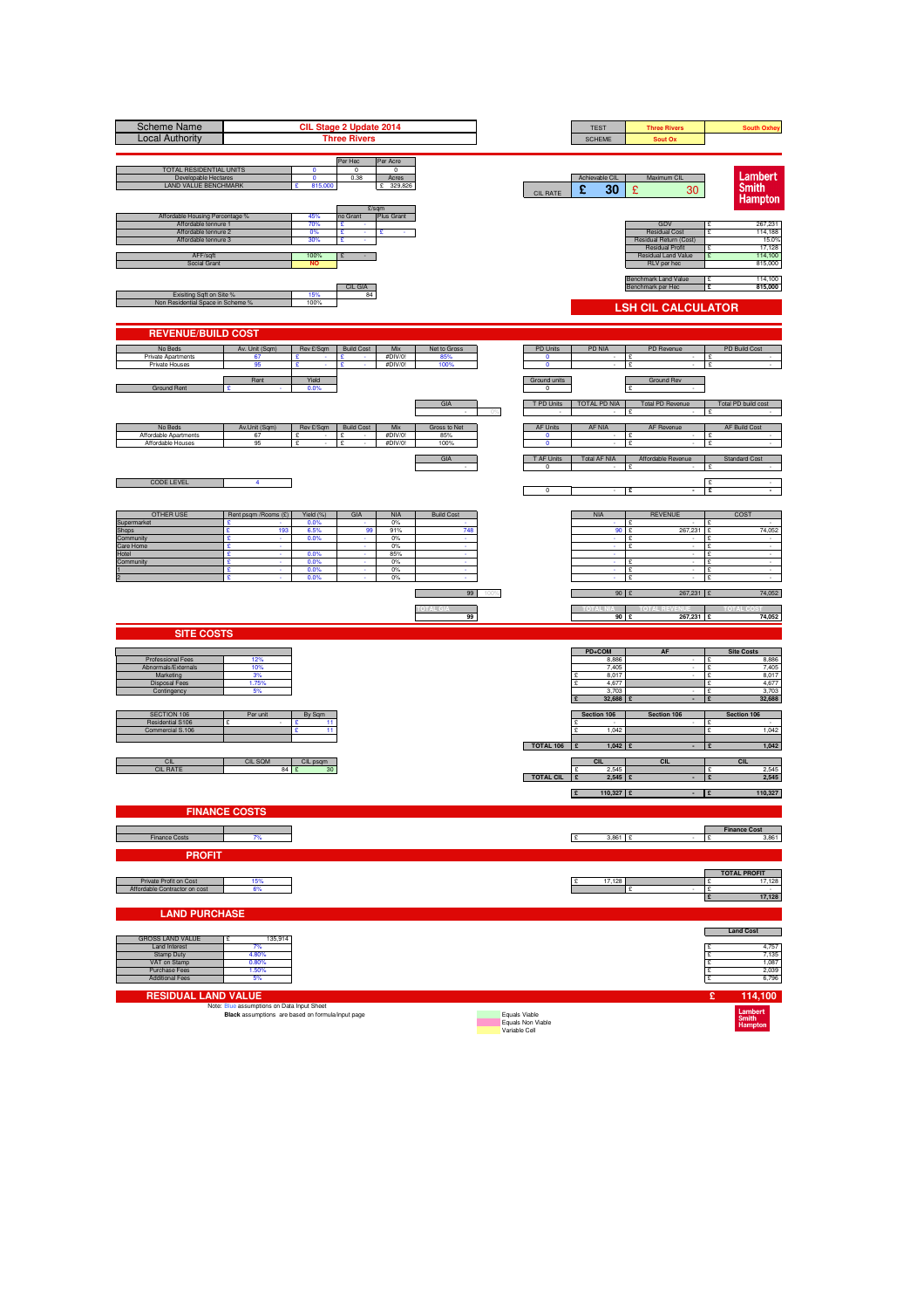| Scheme Name | CIL Stage 2 Update 2014 |
|---|---|
| Local Authority | Three Rivers |

| TEST | Three Rivers | South Oxhey |
|---|---|---|
| SCHEME | Sout Ox | |

| | | Per Hec | Per Acre |
|---|---|---|---|
| TOTAL RESIDENTIAL UNITS | 0 | 0 | 0 |
| Developable Hectares | 0 | 0.38 | Acres |
| LAND VALUE BENCHMARK | £ 815,000 | | £ 329,826 |

| CIL RATE | Achievable CIL | Maximum CIL |
|---|---|---|
| | £ 30 | £ 30 |

**Lambert Smith Hampton**

| | | £/sqm | |
|---|---|---|---|
| | | no Grant | Plus Grant |
| Affordable Housing Percentage % | 45% | | |
| Affordable tennure 1 | 70% | £ - | |
| Affordable tennure 2 | 0% | £ - | £ - |
| Affordable tennure 3 | 30% | £ - | |
| AFF/sqft | 100% | £ - | |
| Social Grant | NO | | |

| | |
|---|---|
| GDV | £ 267,231 |
| Residual Cost | £ 114,188 |
| Residual Return (Cost) | 15.0% |
| Residual Profit | £ 17,128 |
| Residual Land Value | £ 114,100 |
| RLV per hec | 815,000 |
| Benchmark Land Value | £ 114,100 |
| Benchmark per Hec | £ 815,000 |

| | | CIL GIA |
|---|---|---|
| Exisiting Sqft on Site % | 15% | 84 |
| Non Residential Space in Scheme % | 100% | |

## LSH CIL CALCULATOR

## REVENUE/BUILD COST

| No Beds | Av. Unit (Sqm) | Rev £/Sqm | Build Cost | Mix | Net to Gross |
|---|---|---|---|---|---|
| Private Apartments | 67 | £ - | £ - | #DIV/0! | 85% |
| Private Houses | 95 | £ - | £ - | #DIV/0! | 100% |

| PD Units | PD NIA | PD Revenue | PD Build Cost |
|---|---|---|---|
| 0 | - | £ - | £ - |
| 0 | - | £ - | £ - |

| | Rent | Yield |
|---|---|---|
| Ground Rent | £ - | 0.0% |

| Ground units | | Ground Rev |
|---|---|---|
| 0 | | £ - |

| GIA | |
|---|---|
| - | 0% |

| T PD Units | TOTAL PD NIA | Total PD Revenue | Total PD build cost |
|---|---|---|---|
| - | - | £ - | £ - |

| No Beds | Av.Unit (Sqm) | Rev £/Sqm | Build Cost | Mix | Gross to Net |
|---|---|---|---|---|---|
| Affordable Apartments | 67 | £ - | £ - | #DIV/0! | 85% |
| Affordable Houses | 95 | £ - | £ - | #DIV/0! | 100% |

| AF Units | AF NIA | AF Revenue | AF Build Cost |
|---|---|---|---|
| 0 | - | £ - | £ - |
| 0 | - | £ - | £ - |

| GIA |
|---|
| - |

| T AF Units | Total AF NIA | Affordable Revenue | Standard Cost |
|---|---|---|---|
| 0 | - | £ - | £ - |
| | | | £ - |
| 0 | - | £ - | £ - |

| CODE LEVEL | 4 |
|---|---|

| OTHER USE | Rent psqm /Rooms (£) | Yield (%) | GIA | NIA | Build Cost | NIA | REVENUE | COST |
|---|---|---|---|---|---|---|---|---|
| Supermarket | £ - | 0.0% | - | 0% | - | - | £ - | £ - |
| Shops | £ 193 | 6.5% | 99 | 91% | 748 | 90 | £ 267,231 | £ 74,052 |
| Community | £ - | 0.0% | - | 0% | - | - | £ - | £ - |
| Care Home | £ - | | - | 0% | - | - | £ - | £ - |
| Hotel | £ - | 0.0% | - | 85% | - | - | £ - | £ - |
| Community | £ - | 0.0% | - | 0% | - | - | £ - | £ - |
| 1 | £ - | 0.0% | - | 0% | - | - | £ - | £ - |
| 2 | £ - | 0.0% | - | 0% | - | - | £ - | £ - |
| | | | | | 99 | 90 | £ 267,231 | £ 74,052 |
| | | | | | TOTAL GIA | TOTAL NIA | TOTAL REVENUE | TOTAL COST |
| | | | | | 99 | 90 | £ 267,231 | £ 74,052 |

## SITE COSTS

| | | PD+COM | AF | Site Costs |
|---|---|---|---|---|
| Professional Fees | 12% | 8,886 | - | £ 8,886 |
| Abnormals/Externals | 10% | 7,405 | - | £ 7,405 |
| Marketing | 3% | £ 8,017 | - | £ 8,017 |
| Disposal Fees | 1.75% | £ 4,677 | - | £ 4,677 |
| Contingency | 5% | 3,703 | - | £ 3,703 |
| | | £ 32,688 | £ - | £ 32,688 |

| SECTION 106 | Per unit | By Sqm | Section 106 | Section 106 | Section 106 |
|---|---|---|---|---|---|
| Residential S106 | £ - | £ 11 | £ - | £ - | £ - |
| Commercial S.106 | | £ 11 | £ 1,042 | | £ 1,042 |
| TOTAL 106 | | | £ 1,042 | £ - | £ 1,042 |

| CIL | CIL SQM | CIL psqm | CIL | CIL | CIL |
|---|---|---|---|---|---|
| CIL RATE | 84 | £ 30 | £ 2,545 | | £ 2,545 |
| TOTAL CIL | | | £ 2,545 | £ - | £ 2,545 |
| | | | £ 110,327 | £ - | £ 110,327 |

## FINANCE COSTS

| | | | | Finance Cost |
|---|---|---|---|---|
| Finance Costs | 7% | £ 3,861 | £ - | £ 3,861 |

## PROFIT

| | | | | TOTAL PROFIT |
|---|---|---|---|---|
| Private Profit on Cost | 15% | £ 17,128 | | £ 17,128 |
| Affordable Contractor on cost | 6% | | £ - | £ - |
| | | | | £ 17,128 |

## LAND PURCHASE

| | | Land Cost |
|---|---|---|
| GROSS LAND VALUE | £ 135,914 | |
| Land Interest | 7% | £ 4,757 |
| Stamp Duty | 4.80% | £ 7,135 |
| VAT on Stamp | 0.80% | £ 1,087 |
| Purchase Fees | 1.50% | £ 2,039 |
| Additional Fees | 5% | £ 6,796 |

## RESIDUAL LAND VALUE £ 114,100

Note: Blue assumptions on Data Input Sheet
**Black** assumptions are based on formula/input page

Equals Viable
Equals Non Viable
Variable Cell

**Lambert Smith Hampton**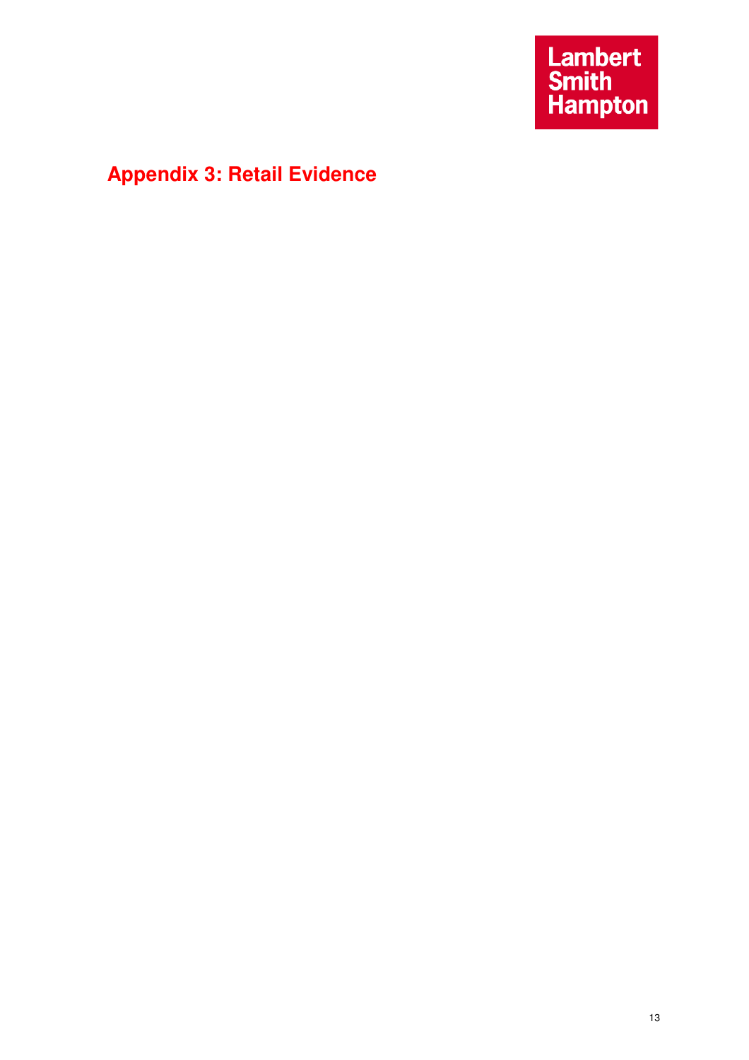## Appendix 3: Retail Evidence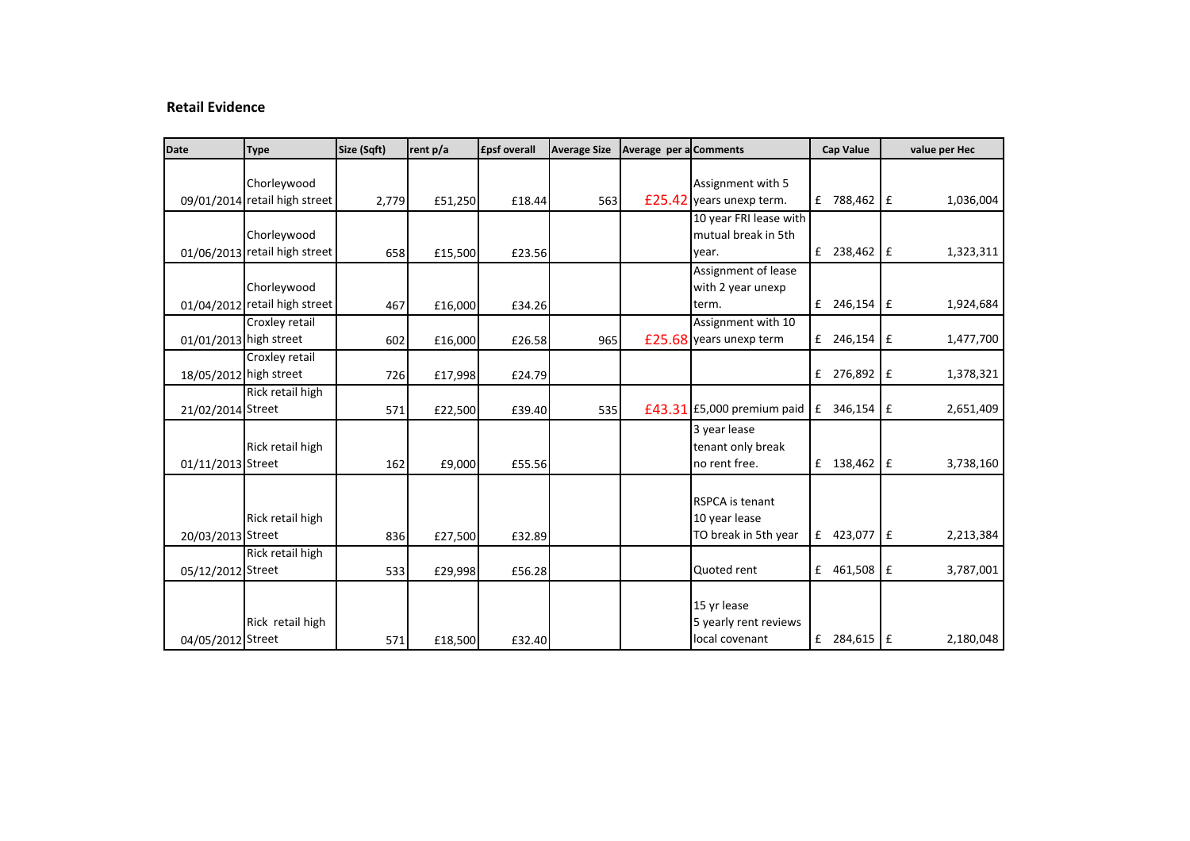**Retail Evidence**

| Date | Type | Size (Sqft) | rent p/a | £psf overall | Average Size | Average per a | Comments | Cap Value | value per Hec |
|---|---|---|---|---|---|---|---|---|---|
| 09/01/2014 | Chorleywood retail high street | 2,779 | £51,250 | £18.44 | 563 | £25.42 | Assignment with 5 years unexp term. | £ 788,462 | £ 1,036,004 |
| 01/06/2013 | Chorleywood retail high street | 658 | £15,500 | £23.56 | | | 10 year FRI lease with mutual break in 5th year. | £ 238,462 | £ 1,323,311 |
| 01/04/2012 | Chorleywood retail high street | 467 | £16,000 | £34.26 | | | Assignment of lease with 2 year unexp term. | £ 246,154 | £ 1,924,684 |
| 01/01/2013 | Croxley retail high street | 602 | £16,000 | £26.58 | 965 | £25.68 | Assignment with 10 years unexp term | £ 246,154 | £ 1,477,700 |
| 18/05/2012 | Croxley retail high street | 726 | £17,998 | £24.79 | | | | £ 276,892 | £ 1,378,321 |
| 21/02/2014 | Rick retail high Street | 571 | £22,500 | £39.40 | 535 | £43.31 | £5,000 premium paid | £ 346,154 | £ 2,651,409 |
| 01/11/2013 | Rick retail high Street | 162 | £9,000 | £55.56 | | | 3 year lease tenant only break no rent free. | £ 138,462 | £ 3,738,160 |
| 20/03/2013 | Rick retail high Street | 836 | £27,500 | £32.89 | | | RSPCA is tenant 10 year lease TO break in 5th year | £ 423,077 | £ 2,213,384 |
| 05/12/2012 | Rick retail high Street | 533 | £29,998 | £56.28 | | | Quoted rent | £ 461,508 | £ 3,787,001 |
| 04/05/2012 | Rick retail high Street | 571 | £18,500 | £32.40 | | | 15 yr lease 5 yearly rent reviews local covenant | £ 284,615 | £ 2,180,048 |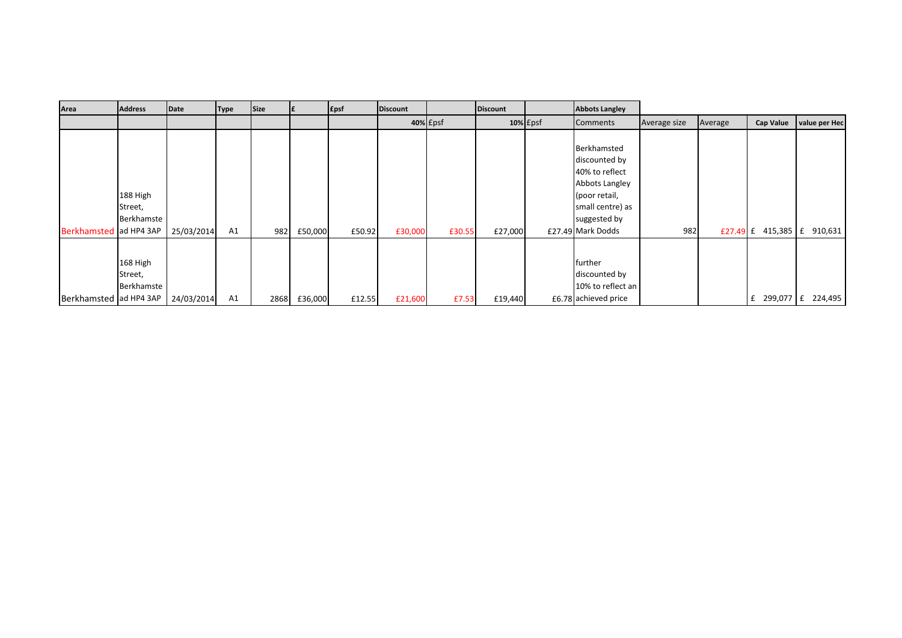| Area | Address | Date | Type | Size | £ | £psf | Discount | | Discount | | Abbots Langley | | | | |
|---|---|---|---|---|---|---|---|---|---|---|---|---|---|---|---|
| | | | | | | | 40% | £psf | 10% | £psf | Comments | Average size | Average | Cap Value | value per Hec |
| Berkhamsted | 188 High Street, Berkhamstead HP4 3AP | 25/03/2014 | A1 | 982 | £50,000 | £50.92 | £30,000 | £30.55 | £27,000 | £27.49 | Berkhamsted discounted by 40% to reflect Abbots Langley (poor retail, small centre) as suggested by Mark Dodds | 982 | £27.49 | £ 415,385 | £ 910,631 |
| Berkhamsted | 168 High Street, Berkhamstead HP4 3AP | 24/03/2014 | A1 | 2868 | £36,000 | £12.55 | £21,600 | £7.53 | £19,440 | £6.78 | further discounted by 10% to reflect an achieved price | | | £ 299,077 | £ 224,495 |